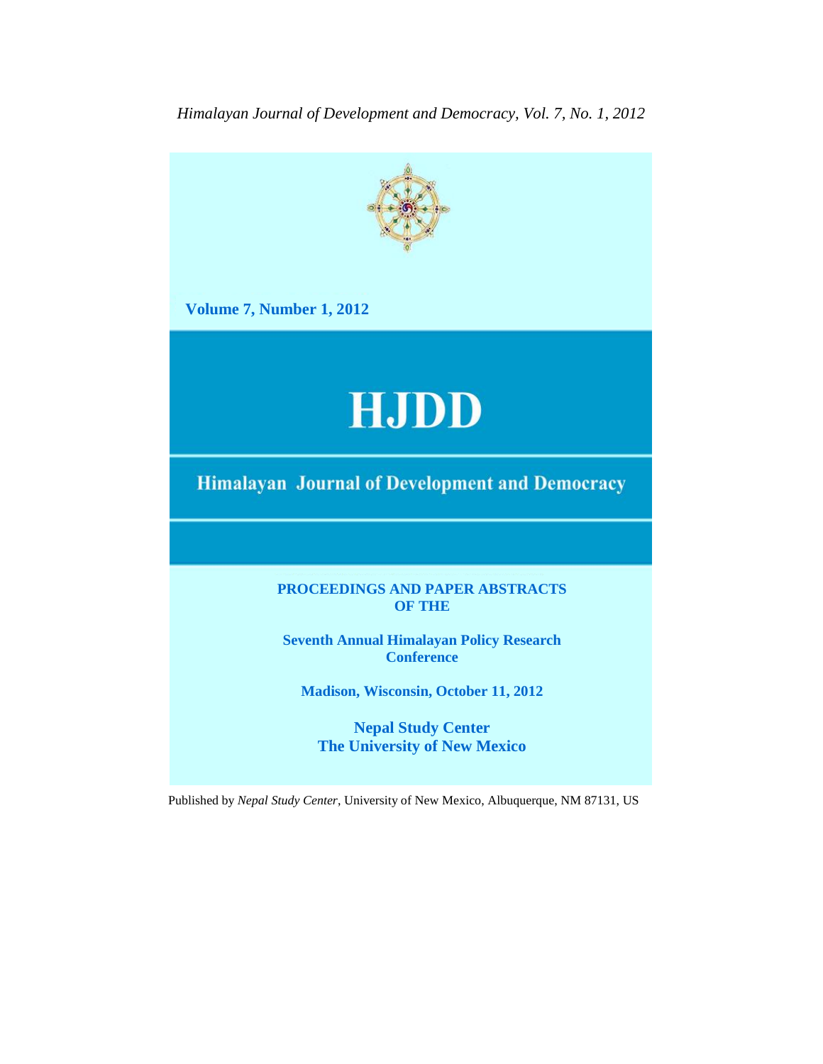*Himalayan Journal of Development and Democracy, Vol. 7, No. 1, 2012*

**Volume 7, Number 1, 2012**

# HJDD

## Himalayan Journal of Development and Democracy

**PROCEEDINGS AND PAPER ABSTRACTS OF THE**

**Seventh Annual Himalayan Policy Research Conference**

**Madison, Wisconsin, October 11, 2012**

**Nepal Study Center**
**The University of New Mexico**

Published by *Nepal Study Center*, University of New Mexico, Albuquerque, NM 87131, US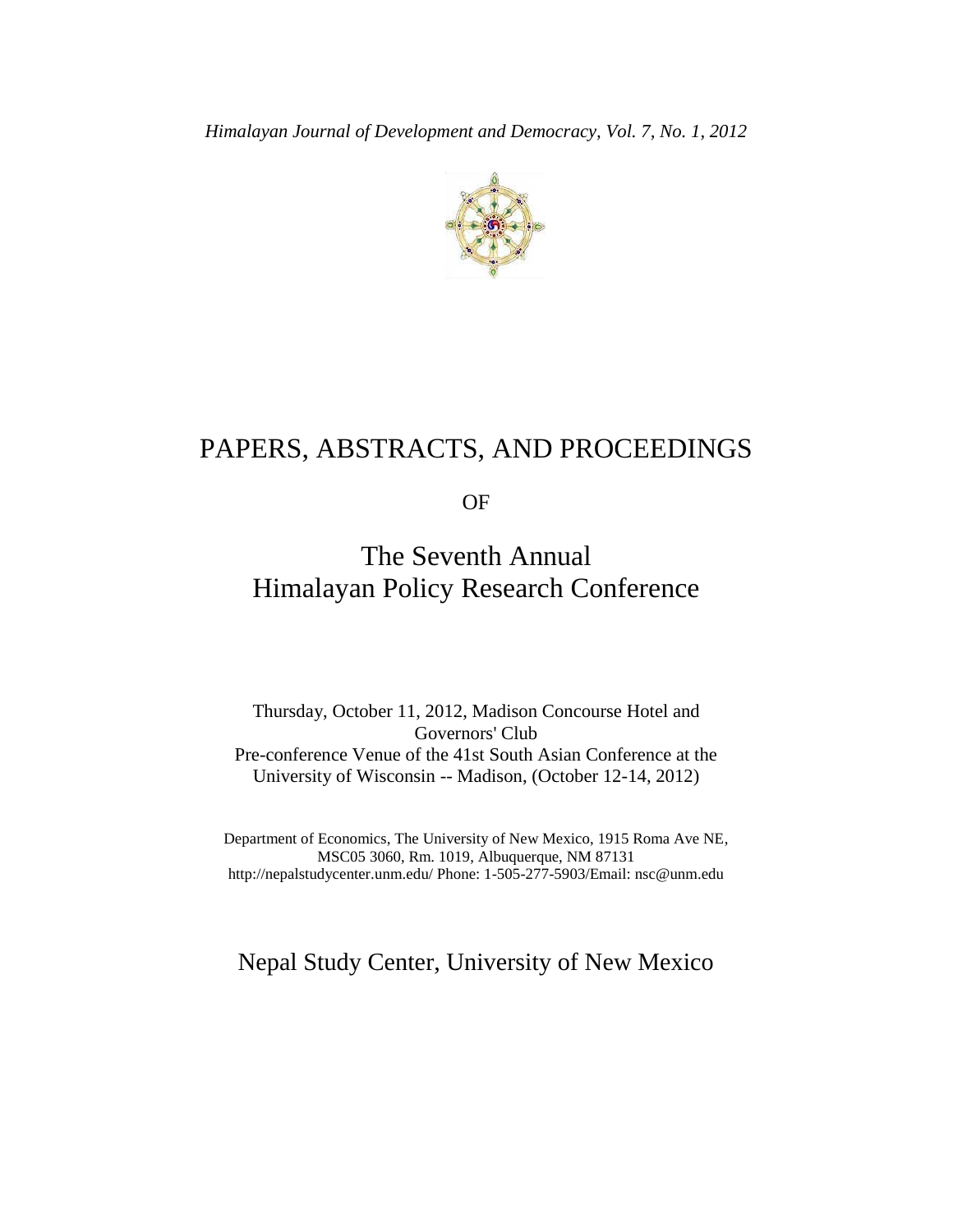*Himalayan Journal of Development and Democracy, Vol. 7, No. 1, 2012*

# PAPERS, ABSTRACTS, AND PROCEEDINGS

OF

## The Seventh Annual Himalayan Policy Research Conference

Thursday, October 11, 2012, Madison Concourse Hotel and Governors' Club
Pre-conference Venue of the 41st South Asian Conference at the University of Wisconsin -- Madison, (October 12-14, 2012)

Department of Economics, The University of New Mexico, 1915 Roma Ave NE, MSC05 3060, Rm. 1019, Albuquerque, NM 87131
http://nepalstudycenter.unm.edu/ Phone: 1-505-277-5903/Email: nsc@unm.edu

## Nepal Study Center, University of New Mexico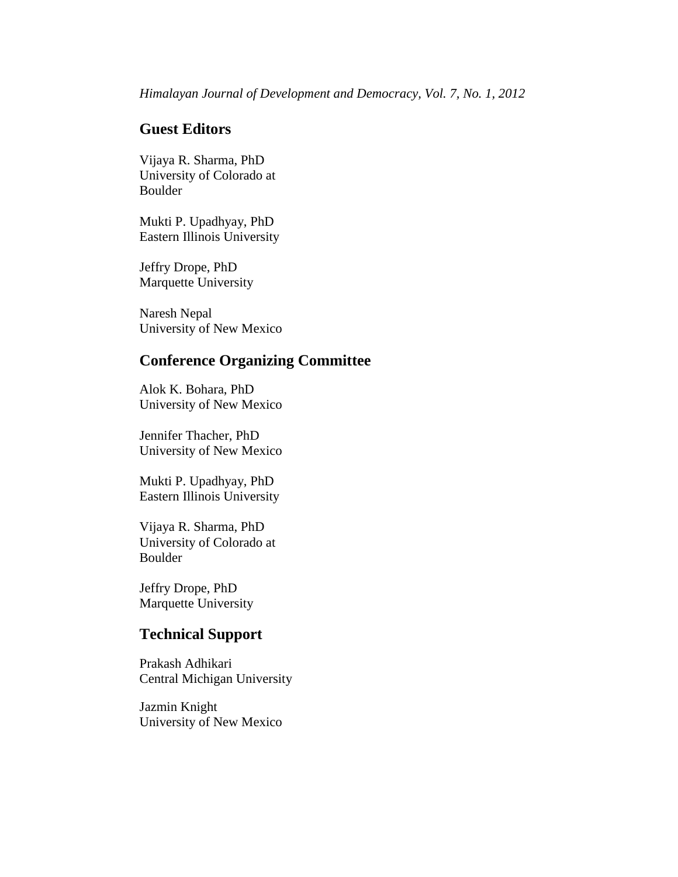## Guest Editors

Vijaya R. Sharma, PhD
University of Colorado at
Boulder

Mukti P. Upadhyay, PhD
Eastern Illinois University

Jeffry Drope, PhD
Marquette University

Naresh Nepal
University of New Mexico

## Conference Organizing Committee

Alok K. Bohara, PhD
University of New Mexico

Jennifer Thacher, PhD
University of New Mexico

Mukti P. Upadhyay, PhD
Eastern Illinois University

Vijaya R. Sharma, PhD
University of Colorado at
Boulder

Jeffry Drope, PhD
Marquette University

## Technical Support

Prakash Adhikari
Central Michigan University

Jazmin Knight
University of New Mexico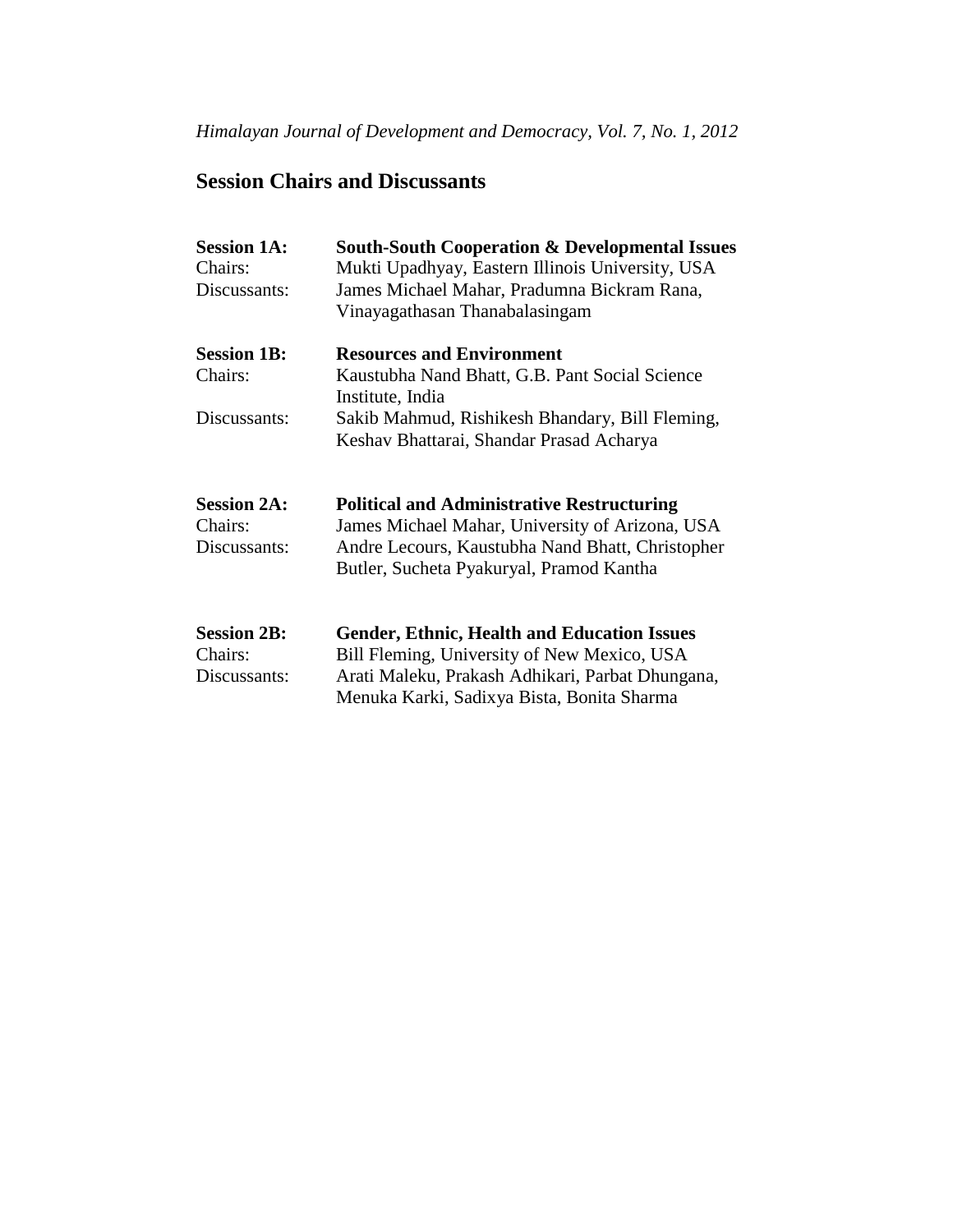## Session Chairs and Discussants

**Session 1A:** **South-South Cooperation & Developmental Issues**
Chairs: Mukti Upadhyay, Eastern Illinois University, USA
Discussants: James Michael Mahar, Pradumna Bickram Rana, Vinayagathasan Thanabalasingam

**Session 1B:** **Resources and Environment**
Chairs: Kaustubha Nand Bhatt, G.B. Pant Social Science Institute, India
Discussants: Sakib Mahmud, Rishikesh Bhandary, Bill Fleming, Keshav Bhattarai, Shandar Prasad Acharya

**Session 2A:** **Political and Administrative Restructuring**
Chairs: James Michael Mahar, University of Arizona, USA
Discussants: Andre Lecours, Kaustubha Nand Bhatt, Christopher Butler, Sucheta Pyakuryal, Pramod Kantha

**Session 2B:** **Gender, Ethnic, Health and Education Issues**
Chairs: Bill Fleming, University of New Mexico, USA
Discussants: Arati Maleku, Prakash Adhikari, Parbat Dhungana, Menuka Karki, Sadixya Bista, Bonita Sharma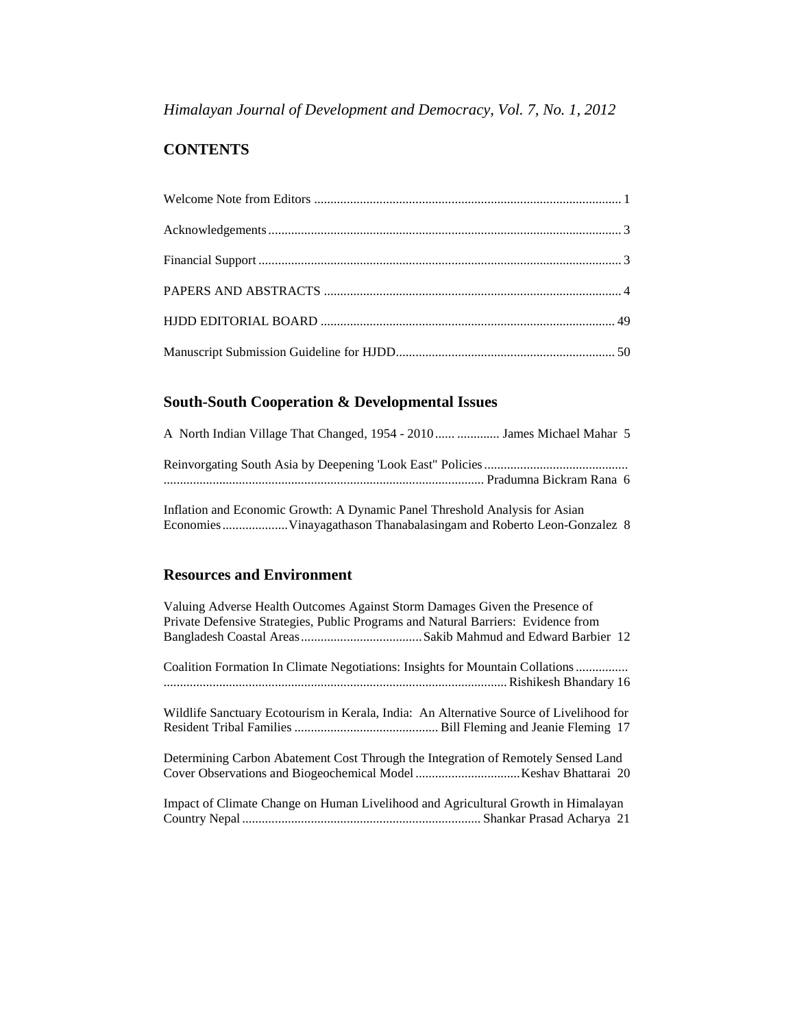*Himalayan Journal of Development and Democracy, Vol. 7, No. 1, 2012*

## CONTENTS

Welcome Note from Editors ............................................................................................. 1

Acknowledgements........................................................................................................... 3

Financial Support ............................................................................................................. 3

PAPERS AND ABSTRACTS ......................................................................................... 4

HJDD EDITORIAL BOARD ......................................................................................... 49

Manuscript Submission Guideline for HJDD.................................................................. 50

## South-South Cooperation & Developmental Issues

A North Indian Village That Changed, 1954 - 2010...... ............. James Michael Mahar 5

Reinvorgating South Asia by Deepening 'Look East" Policies............................................ ................................................................................. Pradumna Bickram Rana 6

Inflation and Economic Growth: A Dynamic Panel Threshold Analysis for Asian Economies....................Vinayagathason Thanabalasingam and Roberto Leon-Gonzalez 8

## Resources and Environment

Valuing Adverse Health Outcomes Against Storm Damages Given the Presence of Private Defensive Strategies, Public Programs and Natural Barriers: Evidence from Bangladesh Coastal Areas.....................................Sakib Mahmud and Edward Barbier 12

Coalition Formation In Climate Negotiations: Insights for Mountain Collations................ ........................................................................................................Rishikesh Bhandary 16

Wildlife Sanctuary Ecotourism in Kerala, India: An Alternative Source of Livelihood for Resident Tribal Families ............................................ Bill Fleming and Jeanie Fleming 17

Determining Carbon Abatement Cost Through the Integration of Remotely Sensed Land Cover Observations and Biogeochemical Model................................Keshav Bhattarai 20

Impact of Climate Change on Human Livelihood and Agricultural Growth in Himalayan Country Nepal........................................................................ Shankar Prasad Acharya 21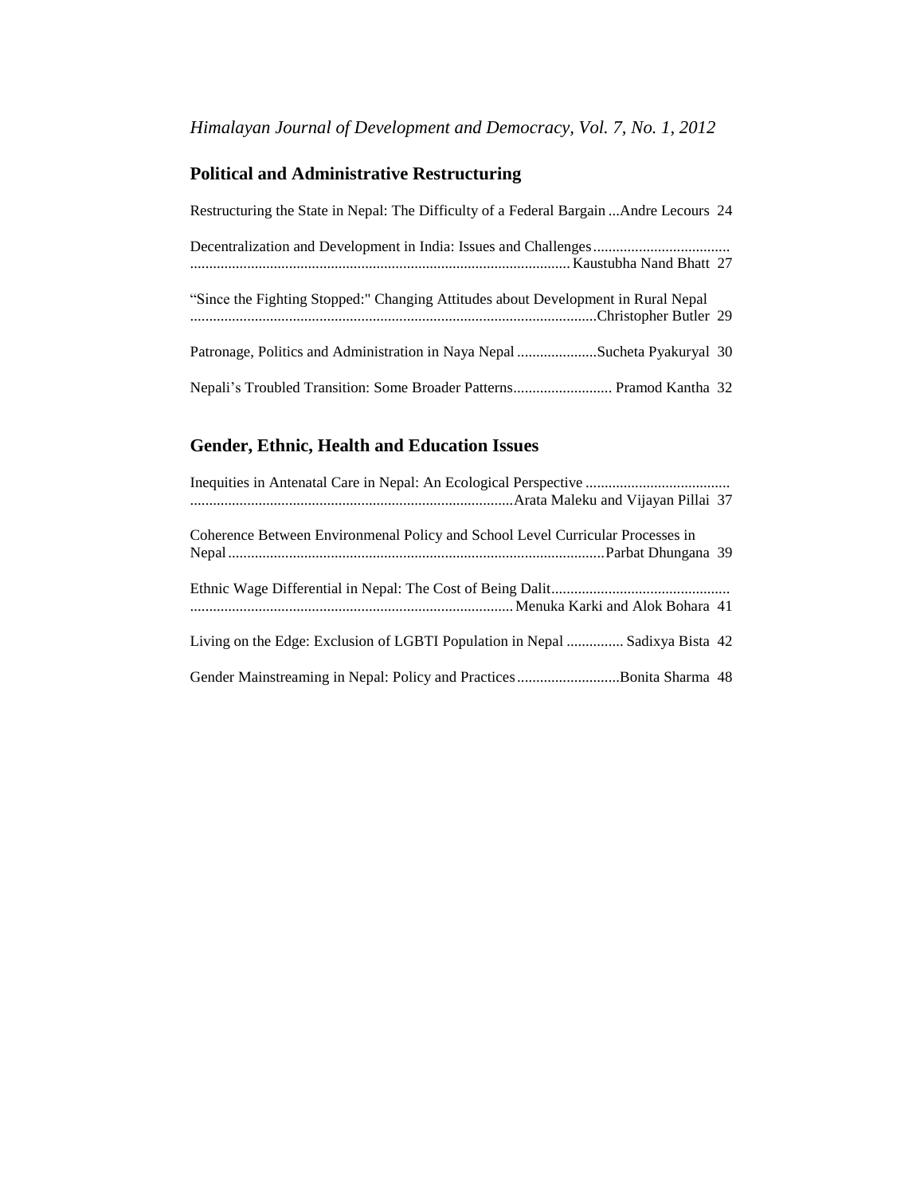## Political and Administrative Restructuring

Restructuring the State in Nepal: The Difficulty of a Federal Bargain ...Andre Lecours 24

Decentralization and Development in India: Issues and Challenges ........................................................................................................ Kaustubha Nand Bhatt 27

"Since the Fighting Stopped:" Changing Attitudes about Development in Rural Nepal ........................................................................................................Christopher Butler 29

Patronage, Politics and Administration in Naya Nepal .....................Sucheta Pyakuryal 30

Nepali's Troubled Transition: Some Broader Patterns.......................... Pramod Kantha 32

## Gender, Ethnic, Health and Education Issues

Inequities in Antenatal Care in Nepal: An Ecological Perspective ........................................................................................................Arata Maleku and Vijayan Pillai 37

Coherence Between Environmenal Policy and School Level Curricular Processes in Nepal........................................................................................................Parbat Dhungana 39

Ethnic Wage Differential in Nepal: The Cost of Being Dalit........................................................................................................ Menuka Karki and Alok Bohara 41

Living on the Edge: Exclusion of LGBTI Population in Nepal ............... Sadixya Bista 42

Gender Mainstreaming in Nepal: Policy and Practices...........................Bonita Sharma 48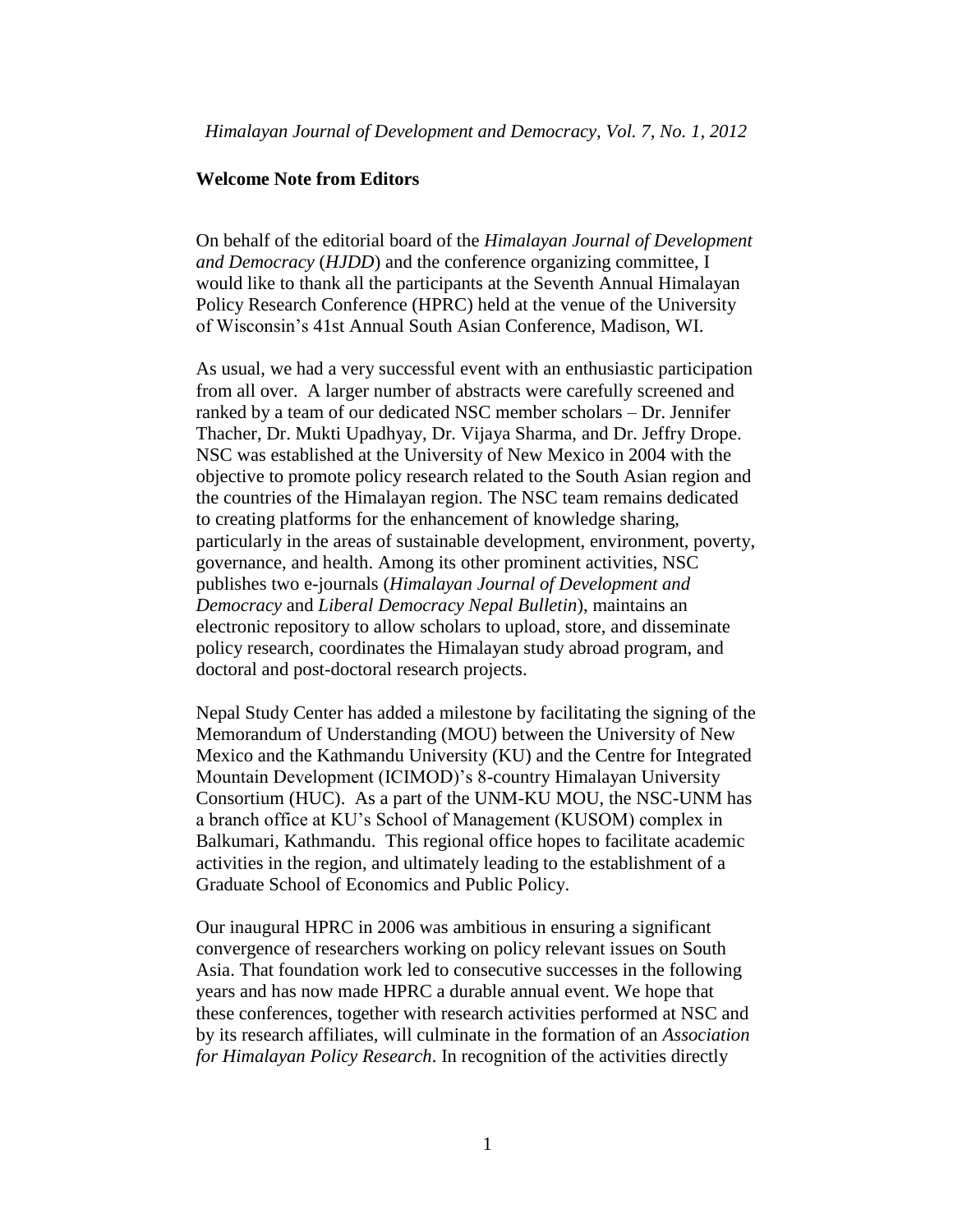## Welcome Note from Editors

On behalf of the editorial board of the *Himalayan Journal of Development and Democracy* (*HJDD*) and the conference organizing committee, I would like to thank all the participants at the Seventh Annual Himalayan Policy Research Conference (HPRC) held at the venue of the University of Wisconsin's 41st Annual South Asian Conference, Madison, WI.

As usual, we had a very successful event with an enthusiastic participation from all over. A larger number of abstracts were carefully screened and ranked by a team of our dedicated NSC member scholars – Dr. Jennifer Thacher, Dr. Mukti Upadhyay, Dr. Vijaya Sharma, and Dr. Jeffry Drope. NSC was established at the University of New Mexico in 2004 with the objective to promote policy research related to the South Asian region and the countries of the Himalayan region. The NSC team remains dedicated to creating platforms for the enhancement of knowledge sharing, particularly in the areas of sustainable development, environment, poverty, governance, and health. Among its other prominent activities, NSC publishes two e-journals (*Himalayan Journal of Development and Democracy* and *Liberal Democracy Nepal Bulletin*), maintains an electronic repository to allow scholars to upload, store, and disseminate policy research, coordinates the Himalayan study abroad program, and doctoral and post-doctoral research projects.

Nepal Study Center has added a milestone by facilitating the signing of the Memorandum of Understanding (MOU) between the University of New Mexico and the Kathmandu University (KU) and the Centre for Integrated Mountain Development (ICIMOD)'s 8-country Himalayan University Consortium (HUC). As a part of the UNM-KU MOU, the NSC-UNM has a branch office at KU's School of Management (KUSOM) complex in Balkumari, Kathmandu. This regional office hopes to facilitate academic activities in the region, and ultimately leading to the establishment of a Graduate School of Economics and Public Policy.

Our inaugural HPRC in 2006 was ambitious in ensuring a significant convergence of researchers working on policy relevant issues on South Asia. That foundation work led to consecutive successes in the following years and has now made HPRC a durable annual event. We hope that these conferences, together with research activities performed at NSC and by its research affiliates, will culminate in the formation of an *Association for Himalayan Policy Research*. In recognition of the activities directly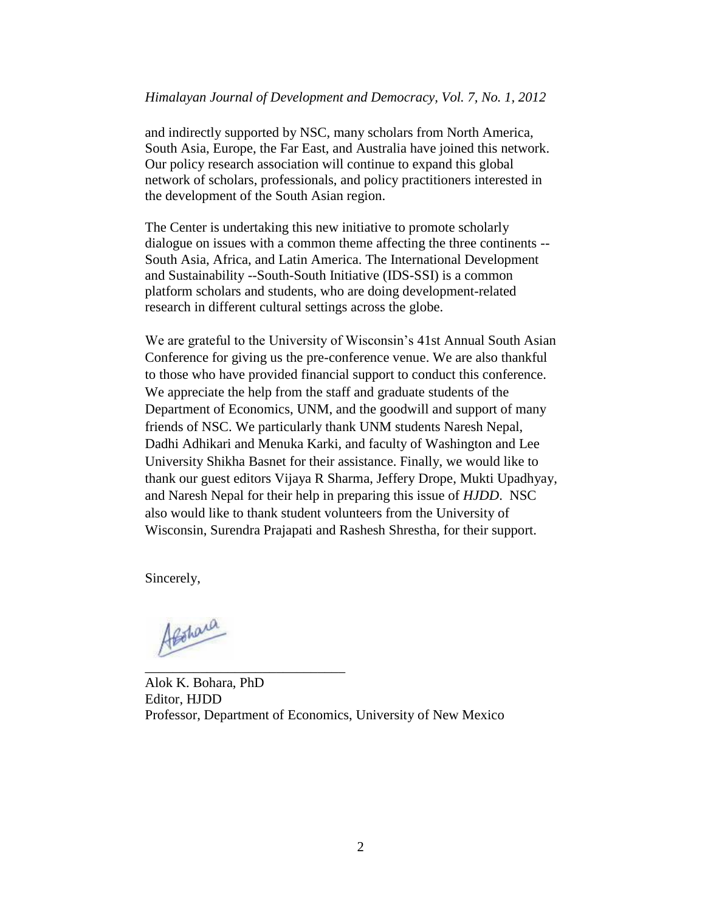and indirectly supported by NSC, many scholars from North America, South Asia, Europe, the Far East, and Australia have joined this network. Our policy research association will continue to expand this global network of scholars, professionals, and policy practitioners interested in the development of the South Asian region.

The Center is undertaking this new initiative to promote scholarly dialogue on issues with a common theme affecting the three continents -- South Asia, Africa, and Latin America. The International Development and Sustainability --South-South Initiative (IDS-SSI) is a common platform scholars and students, who are doing development-related research in different cultural settings across the globe.

We are grateful to the University of Wisconsin's 41st Annual South Asian Conference for giving us the pre-conference venue. We are also thankful to those who have provided financial support to conduct this conference. We appreciate the help from the staff and graduate students of the Department of Economics, UNM, and the goodwill and support of many friends of NSC. We particularly thank UNM students Naresh Nepal, Dadhi Adhikari and Menuka Karki, and faculty of Washington and Lee University Shikha Basnet for their assistance. Finally, we would like to thank our guest editors Vijaya R Sharma, Jeffery Drope, Mukti Upadhyay, and Naresh Nepal for their help in preparing this issue of *HJDD*. NSC also would like to thank student volunteers from the University of Wisconsin, Surendra Prajapati and Rashesh Shrestha, for their support.

Sincerely,

Alok K. Bohara, PhD
Editor, HJDD
Professor, Department of Economics, University of New Mexico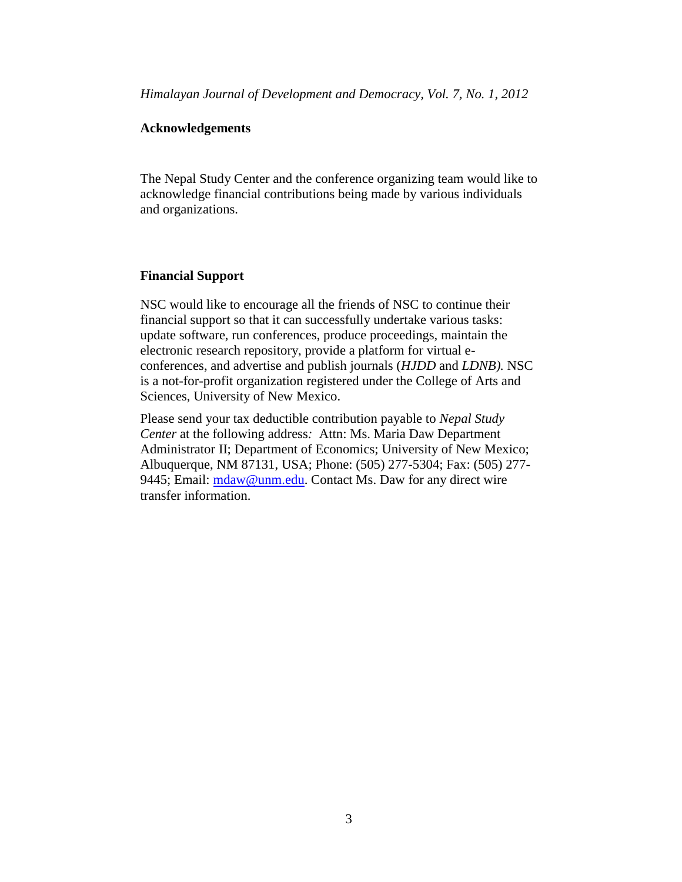## Acknowledgements

The Nepal Study Center and the conference organizing team would like to acknowledge financial contributions being made by various individuals and organizations.

## Financial Support

NSC would like to encourage all the friends of NSC to continue their financial support so that it can successfully undertake various tasks: update software, run conferences, produce proceedings, maintain the electronic research repository, provide a platform for virtual e-conferences, and advertise and publish journals (*HJDD* and *LDNB).* NSC is a not-for-profit organization registered under the College of Arts and Sciences, University of New Mexico.

Please send your tax deductible contribution payable to *Nepal Study Center* at the following address*:* Attn: Ms. Maria Daw Department Administrator II; Department of Economics; University of New Mexico; Albuquerque, NM 87131, USA; Phone: (505) 277-5304; Fax: (505) 277-9445; Email: mdaw@unm.edu. Contact Ms. Daw for any direct wire transfer information.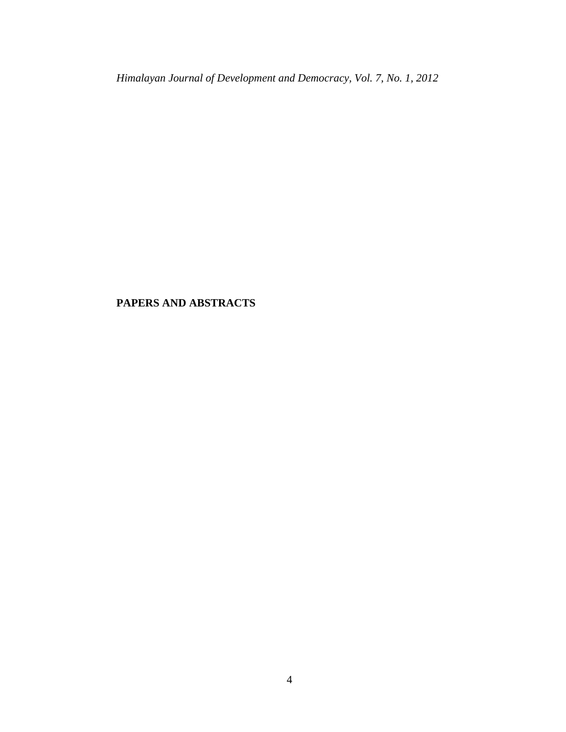**PAPERS AND ABSTRACTS**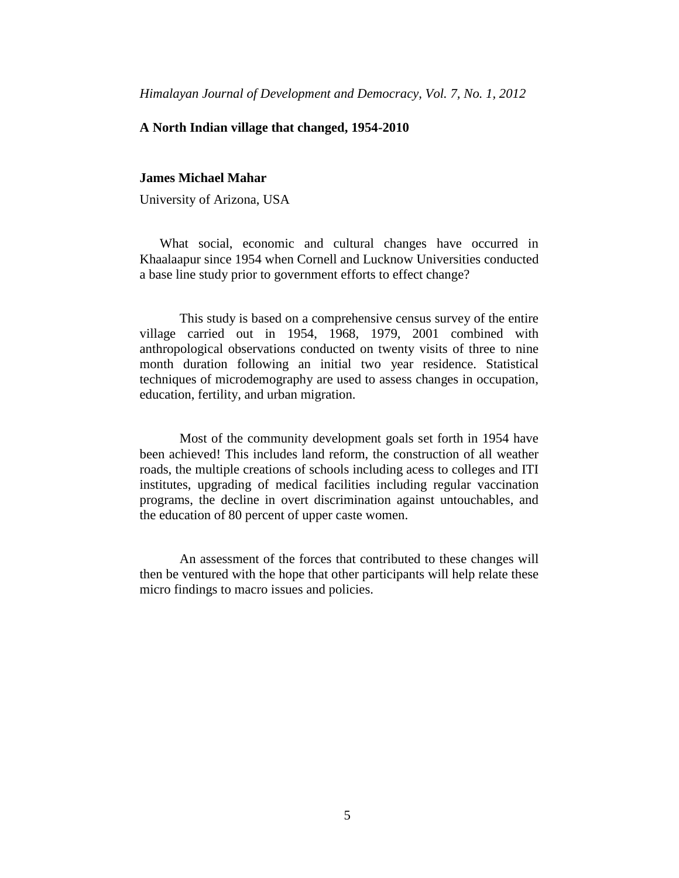# A North Indian village that changed, 1954-2010

**James Michael Mahar**

University of Arizona, USA

What social, economic and cultural changes have occurred in Khaalaapur since 1954 when Cornell and Lucknow Universities conducted a base line study prior to government efforts to effect change?

This study is based on a comprehensive census survey of the entire village carried out in 1954, 1968, 1979, 2001 combined with anthropological observations conducted on twenty visits of three to nine month duration following an initial two year residence. Statistical techniques of microdemography are used to assess changes in occupation, education, fertility, and urban migration.

Most of the community development goals set forth in 1954 have been achieved! This includes land reform, the construction of all weather roads, the multiple creations of schools including acess to colleges and ITI institutes, upgrading of medical facilities including regular vaccination programs, the decline in overt discrimination against untouchables, and the education of 80 percent of upper caste women.

An assessment of the forces that contributed to these changes will then be ventured with the hope that other participants will help relate these micro findings to macro issues and policies.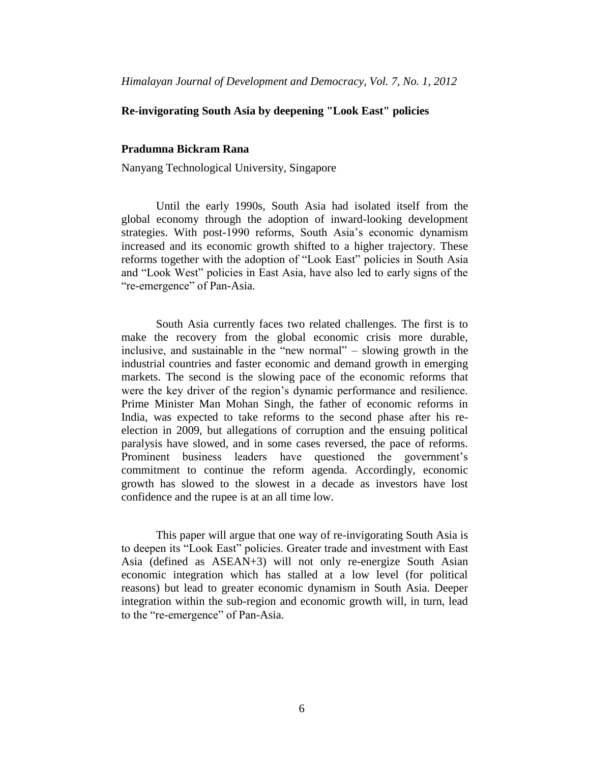# Re-invigorating South Asia by deepening "Look East" policies

**Pradumna Bickram Rana**

Nanyang Technological University, Singapore

Until the early 1990s, South Asia had isolated itself from the global economy through the adoption of inward-looking development strategies. With post-1990 reforms, South Asia's economic dynamism increased and its economic growth shifted to a higher trajectory. These reforms together with the adoption of "Look East" policies in South Asia and "Look West" policies in East Asia, have also led to early signs of the "re-emergence" of Pan-Asia.

South Asia currently faces two related challenges. The first is to make the recovery from the global economic crisis more durable, inclusive, and sustainable in the "new normal" – slowing growth in the industrial countries and faster economic and demand growth in emerging markets. The second is the slowing pace of the economic reforms that were the key driver of the region's dynamic performance and resilience. Prime Minister Man Mohan Singh, the father of economic reforms in India, was expected to take reforms to the second phase after his re-election in 2009, but allegations of corruption and the ensuing political paralysis have slowed, and in some cases reversed, the pace of reforms. Prominent business leaders have questioned the government's commitment to continue the reform agenda. Accordingly, economic growth has slowed to the slowest in a decade as investors have lost confidence and the rupee is at an all time low.

This paper will argue that one way of re-invigorating South Asia is to deepen its "Look East" policies. Greater trade and investment with East Asia (defined as ASEAN+3) will not only re-energize South Asian economic integration which has stalled at a low level (for political reasons) but lead to greater economic dynamism in South Asia. Deeper integration within the sub-region and economic growth will, in turn, lead to the "re-emergence" of Pan-Asia.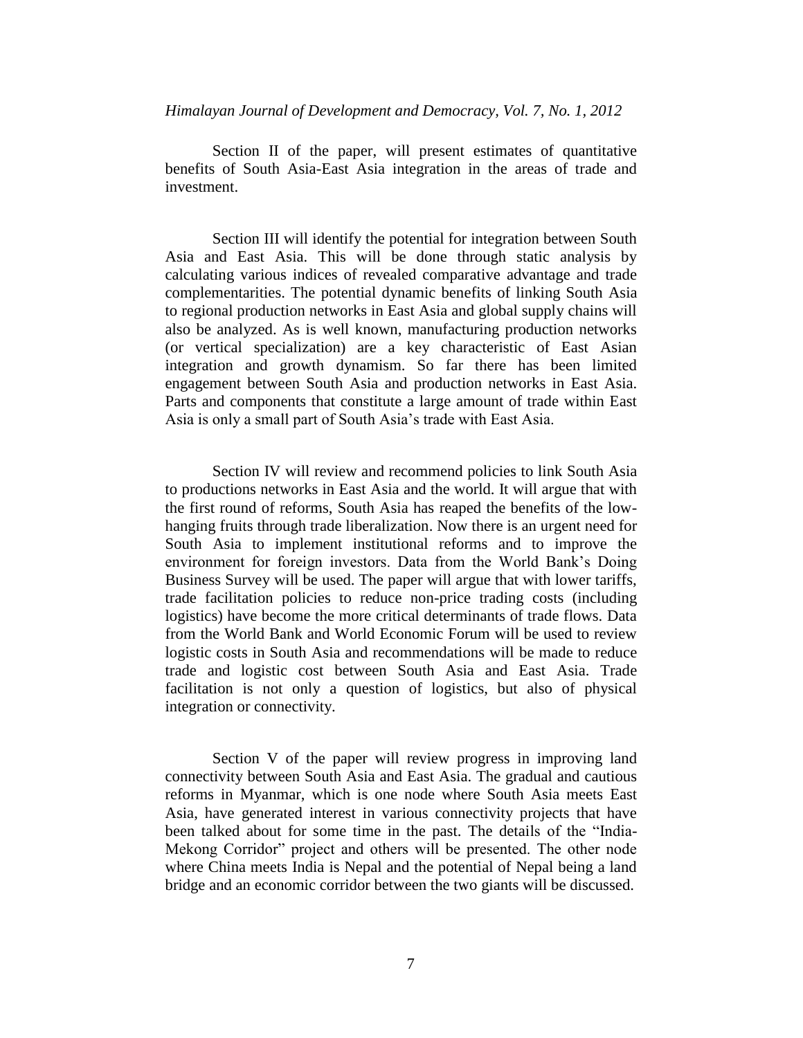Section II of the paper, will present estimates of quantitative benefits of South Asia-East Asia integration in the areas of trade and investment.

Section III will identify the potential for integration between South Asia and East Asia. This will be done through static analysis by calculating various indices of revealed comparative advantage and trade complementarities. The potential dynamic benefits of linking South Asia to regional production networks in East Asia and global supply chains will also be analyzed. As is well known, manufacturing production networks (or vertical specialization) are a key characteristic of East Asian integration and growth dynamism. So far there has been limited engagement between South Asia and production networks in East Asia. Parts and components that constitute a large amount of trade within East Asia is only a small part of South Asia's trade with East Asia.

Section IV will review and recommend policies to link South Asia to productions networks in East Asia and the world. It will argue that with the first round of reforms, South Asia has reaped the benefits of the low-hanging fruits through trade liberalization. Now there is an urgent need for South Asia to implement institutional reforms and to improve the environment for foreign investors. Data from the World Bank's Doing Business Survey will be used. The paper will argue that with lower tariffs, trade facilitation policies to reduce non-price trading costs (including logistics) have become the more critical determinants of trade flows. Data from the World Bank and World Economic Forum will be used to review logistic costs in South Asia and recommendations will be made to reduce trade and logistic cost between South Asia and East Asia. Trade facilitation is not only a question of logistics, but also of physical integration or connectivity.

Section V of the paper will review progress in improving land connectivity between South Asia and East Asia. The gradual and cautious reforms in Myanmar, which is one node where South Asia meets East Asia, have generated interest in various connectivity projects that have been talked about for some time in the past. The details of the "India-Mekong Corridor" project and others will be presented. The other node where China meets India is Nepal and the potential of Nepal being a land bridge and an economic corridor between the two giants will be discussed.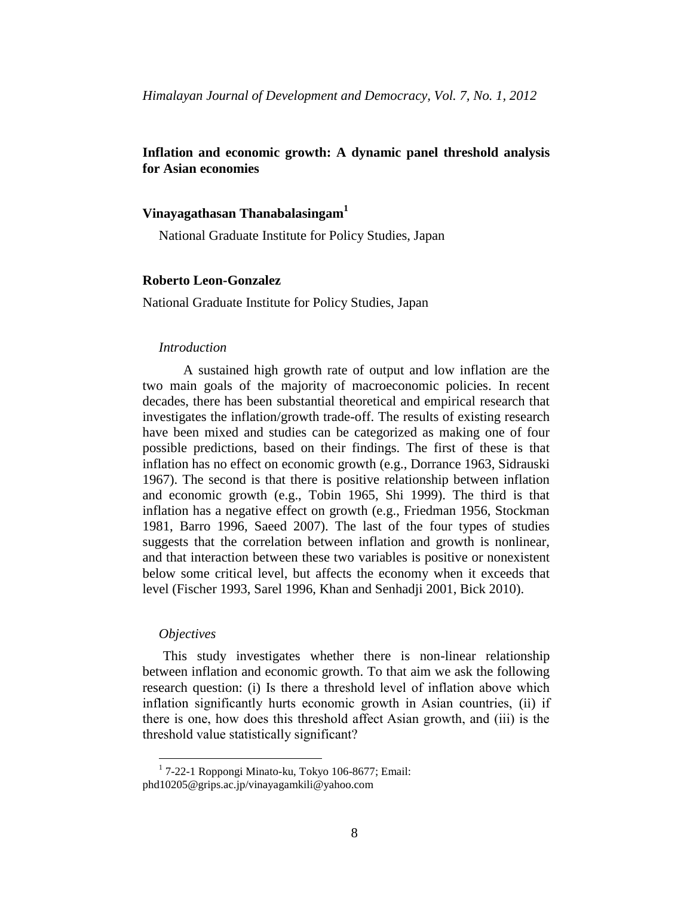# Inflation and economic growth: A dynamic panel threshold analysis for Asian economies

**Vinayagathasan Thanabalasingam**[1]

National Graduate Institute for Policy Studies, Japan

**Roberto Leon-Gonzalez**

National Graduate Institute for Policy Studies, Japan

### *Introduction*

A sustained high growth rate of output and low inflation are the two main goals of the majority of macroeconomic policies. In recent decades, there has been substantial theoretical and empirical research that investigates the inflation/growth trade-off. The results of existing research have been mixed and studies can be categorized as making one of four possible predictions, based on their findings. The first of these is that inflation has no effect on economic growth (e.g., Dorrance 1963, Sidrauski 1967). The second is that there is positive relationship between inflation and economic growth (e.g., Tobin 1965, Shi 1999). The third is that inflation has a negative effect on growth (e.g., Friedman 1956, Stockman 1981, Barro 1996, Saeed 2007). The last of the four types of studies suggests that the correlation between inflation and growth is nonlinear, and that interaction between these two variables is positive or nonexistent below some critical level, but affects the economy when it exceeds that level (Fischer 1993, Sarel 1996, Khan and Senhadji 2001, Bick 2010).

### *Objectives*

This study investigates whether there is non-linear relationship between inflation and economic growth. To that aim we ask the following research question: (i) Is there a threshold level of inflation above which inflation significantly hurts economic growth in Asian countries, (ii) if there is one, how does this threshold affect Asian growth, and (iii) is the threshold value statistically significant?

---

[1] 7-22-1 Roppongi Minato-ku, Tokyo 106-8677; Email: phd10205@grips.ac.jp/vinayagamkili@yahoo.com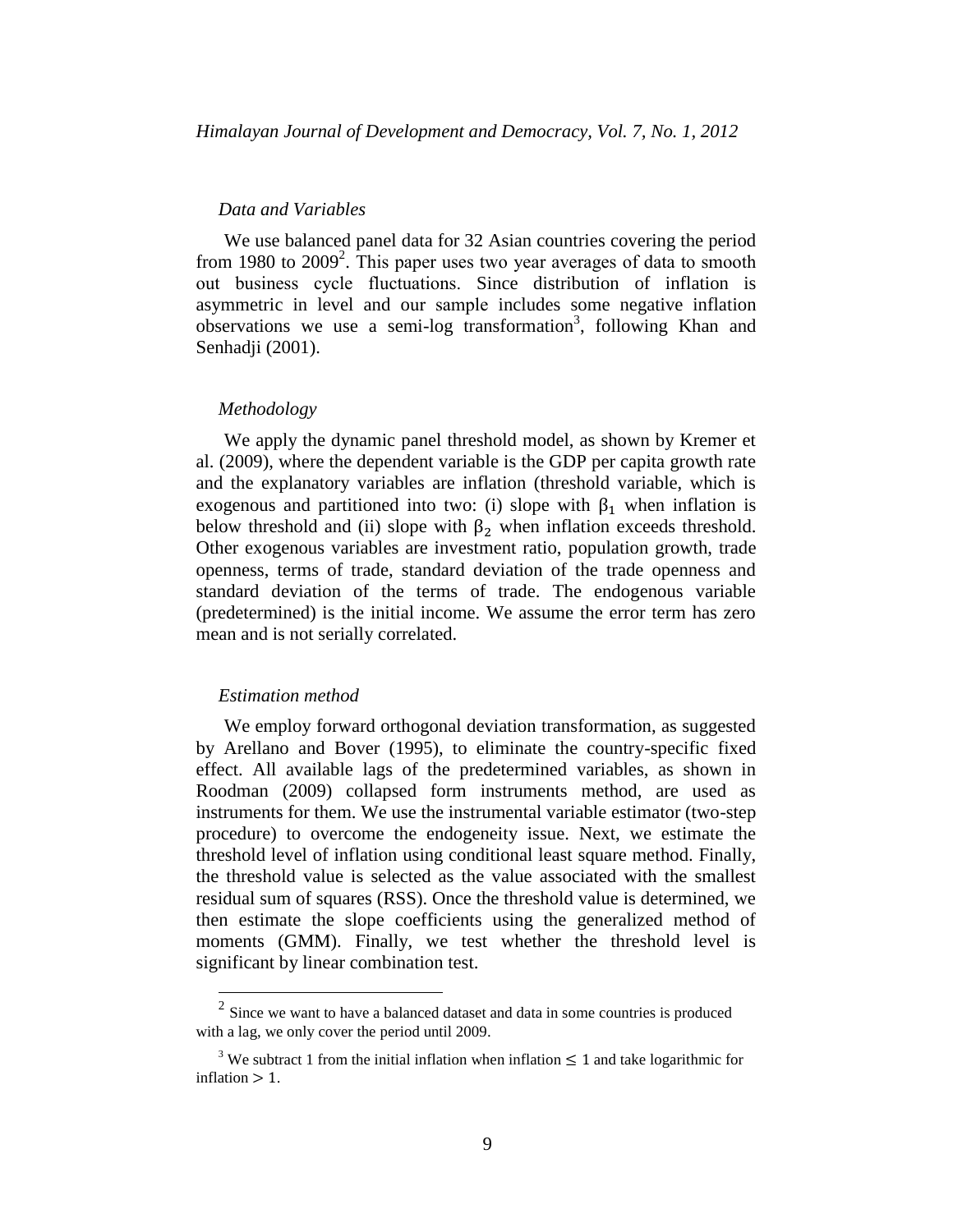*Data and Variables*

We use balanced panel data for 32 Asian countries covering the period from 1980 to 2009[2]. This paper uses two year averages of data to smooth out business cycle fluctuations. Since distribution of inflation is asymmetric in level and our sample includes some negative inflation observations we use a semi-log transformation[3], following Khan and Senhadji (2001).

*Methodology*

We apply the dynamic panel threshold model, as shown by Kremer et al. (2009), where the dependent variable is the GDP per capita growth rate and the explanatory variables are inflation (threshold variable, which is exogenous and partitioned into two: (i) slope with $\beta_1$ when inflation is below threshold and (ii) slope with $\beta_2$ when inflation exceeds threshold. Other exogenous variables are investment ratio, population growth, trade openness, terms of trade, standard deviation of the trade openness and standard deviation of the terms of trade. The endogenous variable (predetermined) is the initial income. We assume the error term has zero mean and is not serially correlated.

*Estimation method*

We employ forward orthogonal deviation transformation, as suggested by Arellano and Bover (1995), to eliminate the country-specific fixed effect. All available lags of the predetermined variables, as shown in Roodman (2009) collapsed form instruments method, are used as instruments for them. We use the instrumental variable estimator (two-step procedure) to overcome the endogeneity issue. Next, we estimate the threshold level of inflation using conditional least square method. Finally, the threshold value is selected as the value associated with the smallest residual sum of squares (RSS). Once the threshold value is determined, we then estimate the slope coefficients using the generalized method of moments (GMM). Finally, we test whether the threshold level is significant by linear combination test.

---

[2] Since we want to have a balanced dataset and data in some countries is produced with a lag, we only cover the period until 2009.

[3] We subtract 1 from the initial inflation when inflation $\leq 1$ and take logarithmic for inflation $> 1$.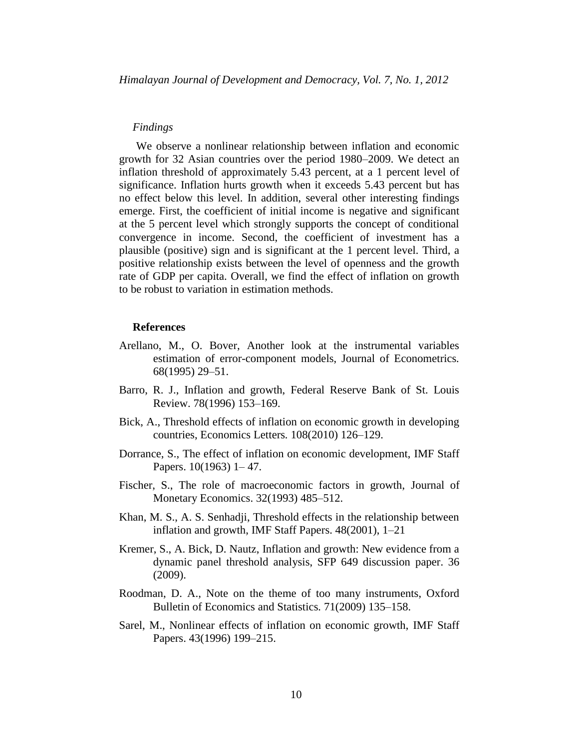*Findings*

We observe a nonlinear relationship between inflation and economic growth for 32 Asian countries over the period 1980–2009. We detect an inflation threshold of approximately 5.43 percent, at a 1 percent level of significance. Inflation hurts growth when it exceeds 5.43 percent but has no effect below this level. In addition, several other interesting findings emerge. First, the coefficient of initial income is negative and significant at the 5 percent level which strongly supports the concept of conditional convergence in income. Second, the coefficient of investment has a plausible (positive) sign and is significant at the 1 percent level. Third, a positive relationship exists between the level of openness and the growth rate of GDP per capita. Overall, we find the effect of inflation on growth to be robust to variation in estimation methods.

**References**

Arellano, M., O. Bover, Another look at the instrumental variables estimation of error-component models, Journal of Econometrics. 68(1995) 29–51.

Barro, R. J., Inflation and growth, Federal Reserve Bank of St. Louis Review. 78(1996) 153–169.

Bick, A., Threshold effects of inflation on economic growth in developing countries, Economics Letters. 108(2010) 126–129.

Dorrance, S., The effect of inflation on economic development, IMF Staff Papers. 10(1963) 1– 47.

Fischer, S., The role of macroeconomic factors in growth, Journal of Monetary Economics. 32(1993) 485–512.

Khan, M. S., A. S. Senhadji, Threshold effects in the relationship between inflation and growth, IMF Staff Papers. 48(2001), 1–21

Kremer, S., A. Bick, D. Nautz, Inflation and growth: New evidence from a dynamic panel threshold analysis, SFP 649 discussion paper. 36 (2009).

Roodman, D. A., Note on the theme of too many instruments, Oxford Bulletin of Economics and Statistics. 71(2009) 135–158.

Sarel, M., Nonlinear effects of inflation on economic growth, IMF Staff Papers. 43(1996) 199–215.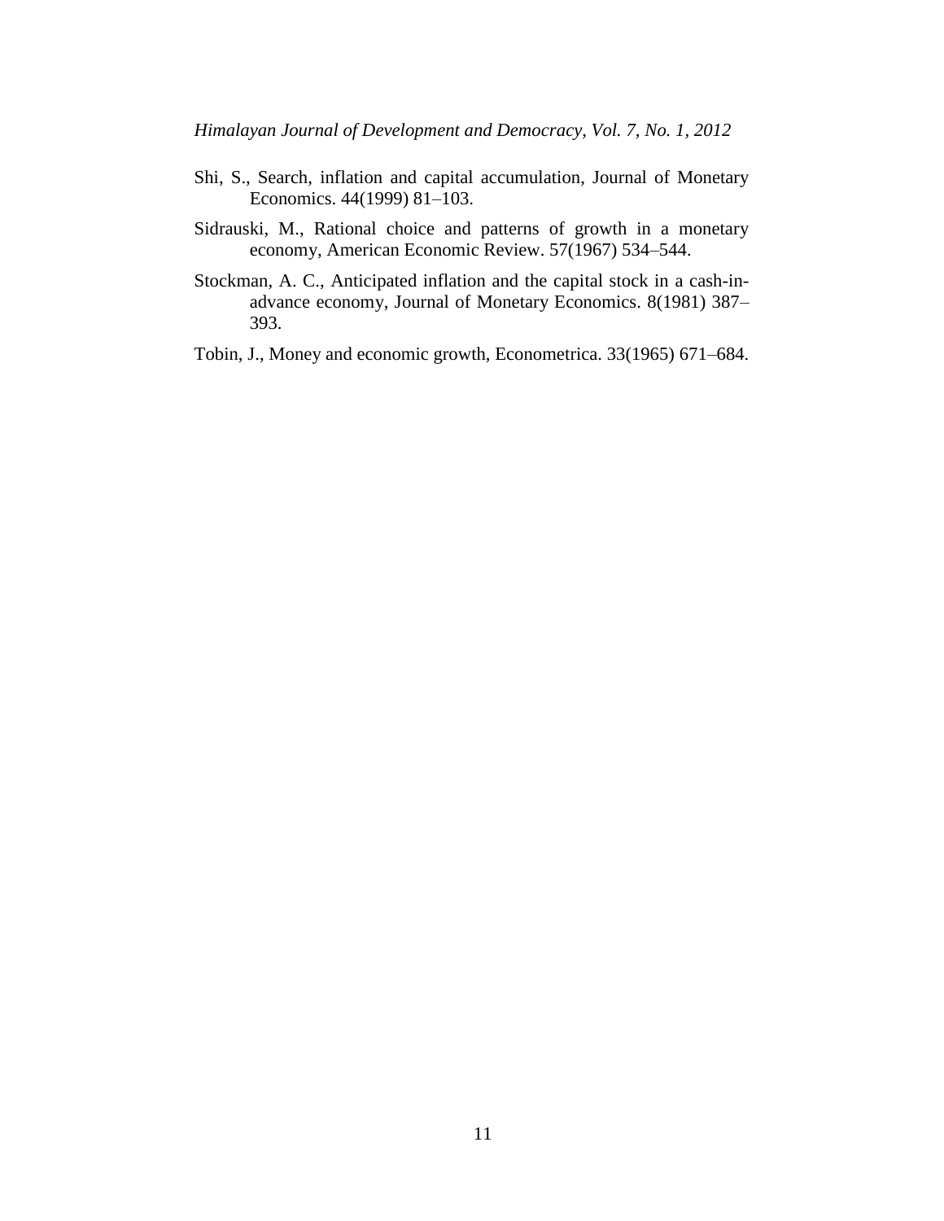Shi, S., Search, inflation and capital accumulation, Journal of Monetary Economics. 44(1999) 81–103.

Sidrauski, M., Rational choice and patterns of growth in a monetary economy, American Economic Review. 57(1967) 534–544.

Stockman, A. C., Anticipated inflation and the capital stock in a cash-in-advance economy, Journal of Monetary Economics. 8(1981) 387–393.

Tobin, J., Money and economic growth, Econometrica. 33(1965) 671–684.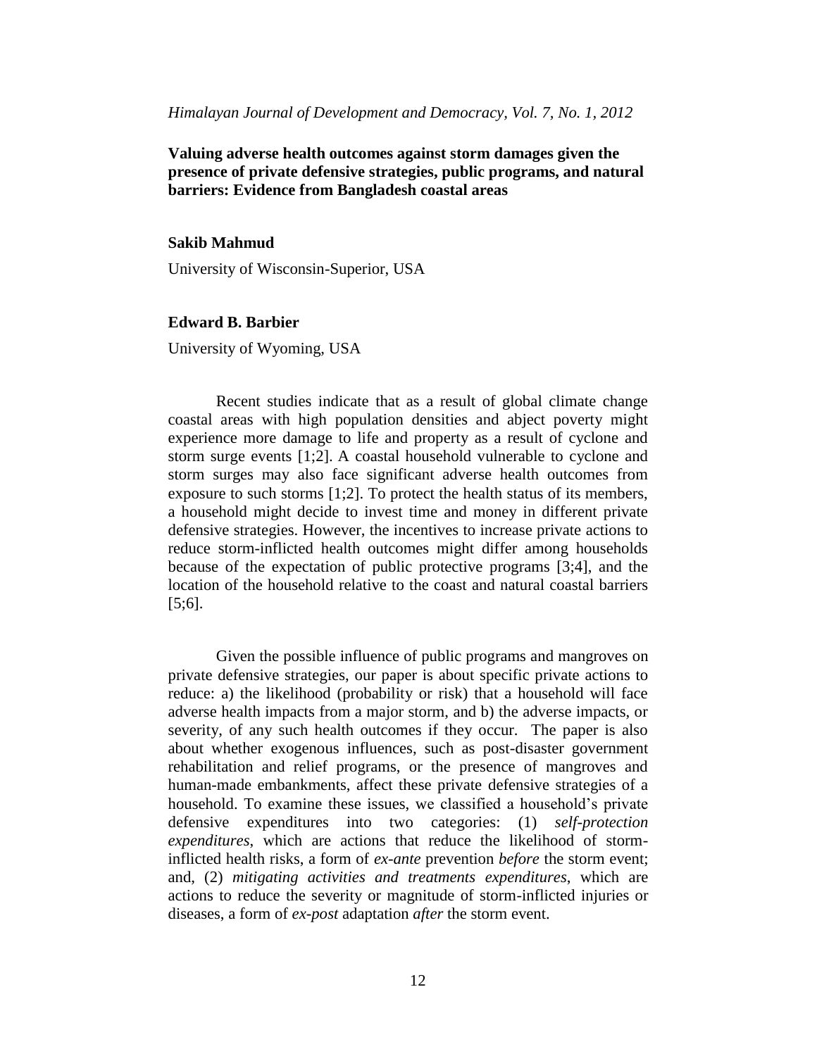# Valuing adverse health outcomes against storm damages given the presence of private defensive strategies, public programs, and natural barriers: Evidence from Bangladesh coastal areas

**Sakib Mahmud**

University of Wisconsin-Superior, USA

**Edward B. Barbier**

University of Wyoming, USA

Recent studies indicate that as a result of global climate change coastal areas with high population densities and abject poverty might experience more damage to life and property as a result of cyclone and storm surge events [1;2]. A coastal household vulnerable to cyclone and storm surges may also face significant adverse health outcomes from exposure to such storms [1;2]. To protect the health status of its members, a household might decide to invest time and money in different private defensive strategies. However, the incentives to increase private actions to reduce storm-inflicted health outcomes might differ among households because of the expectation of public protective programs [3;4], and the location of the household relative to the coast and natural coastal barriers [5;6].

Given the possible influence of public programs and mangroves on private defensive strategies, our paper is about specific private actions to reduce: a) the likelihood (probability or risk) that a household will face adverse health impacts from a major storm, and b) the adverse impacts, or severity, of any such health outcomes if they occur. The paper is also about whether exogenous influences, such as post-disaster government rehabilitation and relief programs, or the presence of mangroves and human-made embankments, affect these private defensive strategies of a household. To examine these issues, we classified a household's private defensive expenditures into two categories: (1) *self-protection expenditures*, which are actions that reduce the likelihood of storm-inflicted health risks, a form of *ex-ante* prevention *before* the storm event; and, (2) *mitigating activities and treatments expenditures*, which are actions to reduce the severity or magnitude of storm-inflicted injuries or diseases, a form of *ex-post* adaptation *after* the storm event.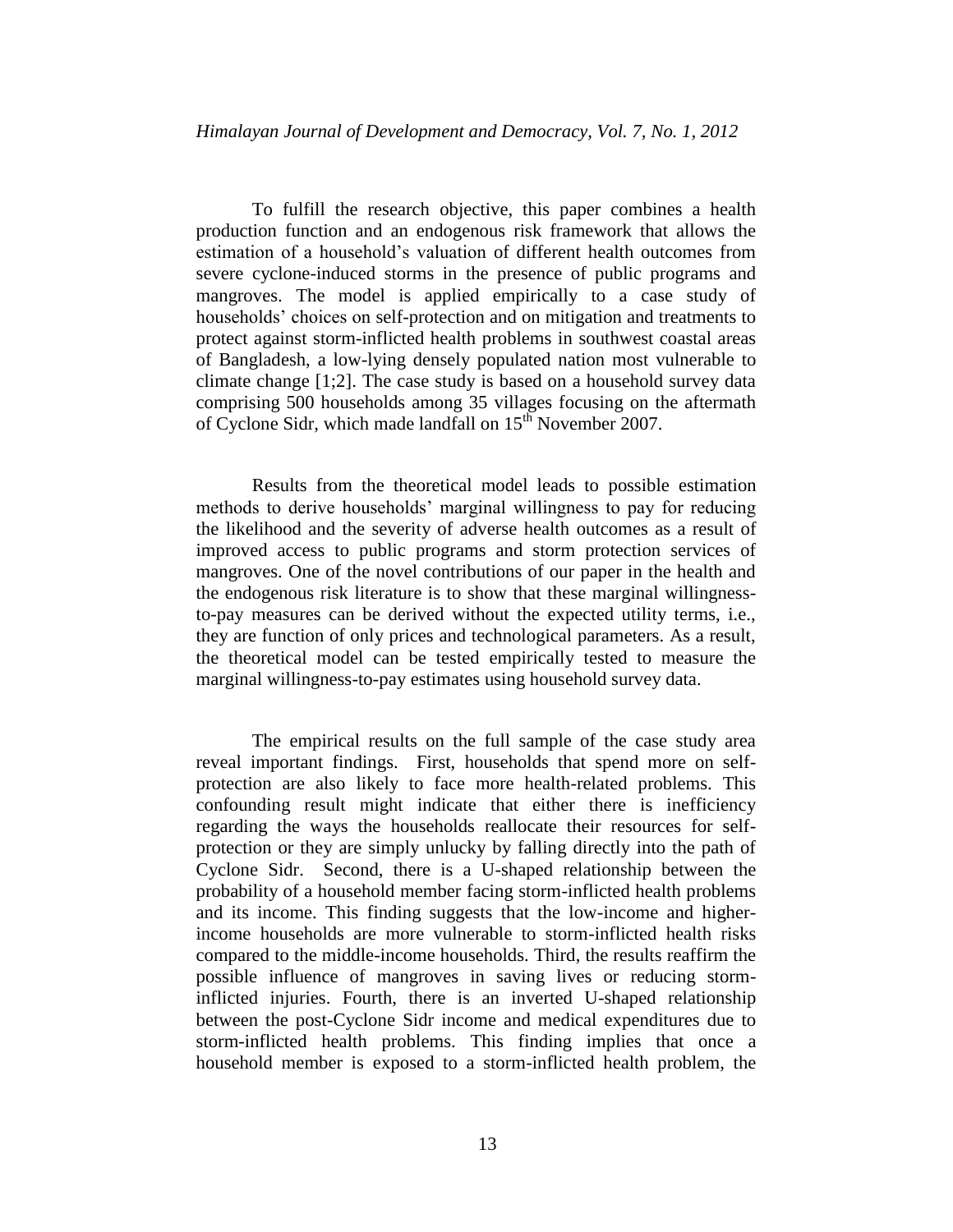To fulfill the research objective, this paper combines a health production function and an endogenous risk framework that allows the estimation of a household's valuation of different health outcomes from severe cyclone-induced storms in the presence of public programs and mangroves. The model is applied empirically to a case study of households' choices on self-protection and on mitigation and treatments to protect against storm-inflicted health problems in southwest coastal areas of Bangladesh, a low-lying densely populated nation most vulnerable to climate change [1;2]. The case study is based on a household survey data comprising 500 households among 35 villages focusing on the aftermath of Cyclone Sidr, which made landfall on 15th November 2007.

Results from the theoretical model leads to possible estimation methods to derive households' marginal willingness to pay for reducing the likelihood and the severity of adverse health outcomes as a result of improved access to public programs and storm protection services of mangroves. One of the novel contributions of our paper in the health and the endogenous risk literature is to show that these marginal willingness-to-pay measures can be derived without the expected utility terms, i.e., they are function of only prices and technological parameters. As a result, the theoretical model can be tested empirically tested to measure the marginal willingness-to-pay estimates using household survey data.

The empirical results on the full sample of the case study area reveal important findings. First, households that spend more on self-protection are also likely to face more health-related problems. This confounding result might indicate that either there is inefficiency regarding the ways the households reallocate their resources for self-protection or they are simply unlucky by falling directly into the path of Cyclone Sidr. Second, there is a U-shaped relationship between the probability of a household member facing storm-inflicted health problems and its income. This finding suggests that the low-income and higher-income households are more vulnerable to storm-inflicted health risks compared to the middle-income households. Third, the results reaffirm the possible influence of mangroves in saving lives or reducing storm-inflicted injuries. Fourth, there is an inverted U-shaped relationship between the post-Cyclone Sidr income and medical expenditures due to storm-inflicted health problems. This finding implies that once a household member is exposed to a storm-inflicted health problem, the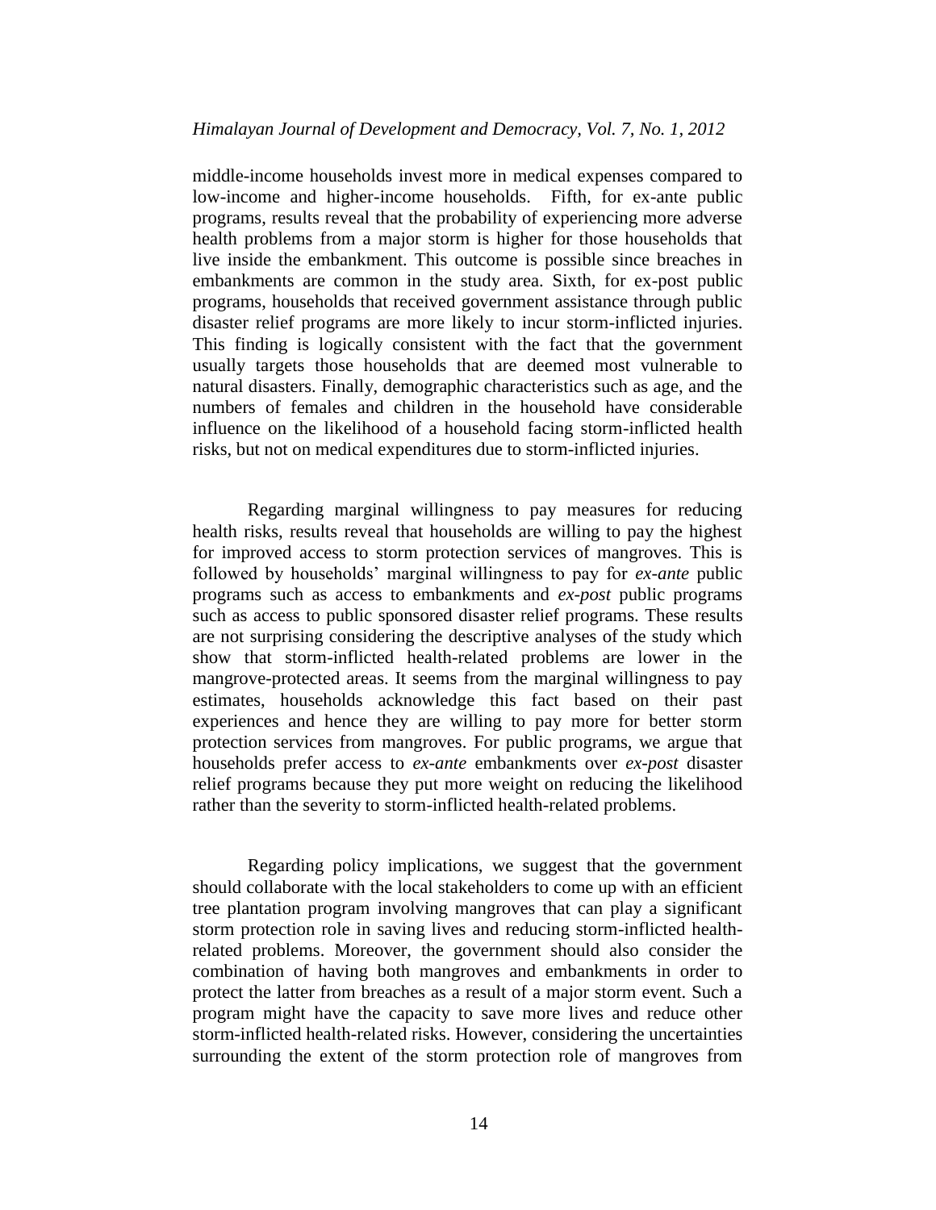middle-income households invest more in medical expenses compared to low-income and higher-income households. Fifth, for ex-ante public programs, results reveal that the probability of experiencing more adverse health problems from a major storm is higher for those households that live inside the embankment. This outcome is possible since breaches in embankments are common in the study area. Sixth, for ex-post public programs, households that received government assistance through public disaster relief programs are more likely to incur storm-inflicted injuries. This finding is logically consistent with the fact that the government usually targets those households that are deemed most vulnerable to natural disasters. Finally, demographic characteristics such as age, and the numbers of females and children in the household have considerable influence on the likelihood of a household facing storm-inflicted health risks, but not on medical expenditures due to storm-inflicted injuries.

Regarding marginal willingness to pay measures for reducing health risks, results reveal that households are willing to pay the highest for improved access to storm protection services of mangroves. This is followed by households' marginal willingness to pay for *ex-ante* public programs such as access to embankments and *ex-post* public programs such as access to public sponsored disaster relief programs. These results are not surprising considering the descriptive analyses of the study which show that storm-inflicted health-related problems are lower in the mangrove-protected areas. It seems from the marginal willingness to pay estimates, households acknowledge this fact based on their past experiences and hence they are willing to pay more for better storm protection services from mangroves. For public programs, we argue that households prefer access to *ex-ante* embankments over *ex-post* disaster relief programs because they put more weight on reducing the likelihood rather than the severity to storm-inflicted health-related problems.

Regarding policy implications, we suggest that the government should collaborate with the local stakeholders to come up with an efficient tree plantation program involving mangroves that can play a significant storm protection role in saving lives and reducing storm-inflicted health-related problems. Moreover, the government should also consider the combination of having both mangroves and embankments in order to protect the latter from breaches as a result of a major storm event. Such a program might have the capacity to save more lives and reduce other storm-inflicted health-related risks. However, considering the uncertainties surrounding the extent of the storm protection role of mangroves from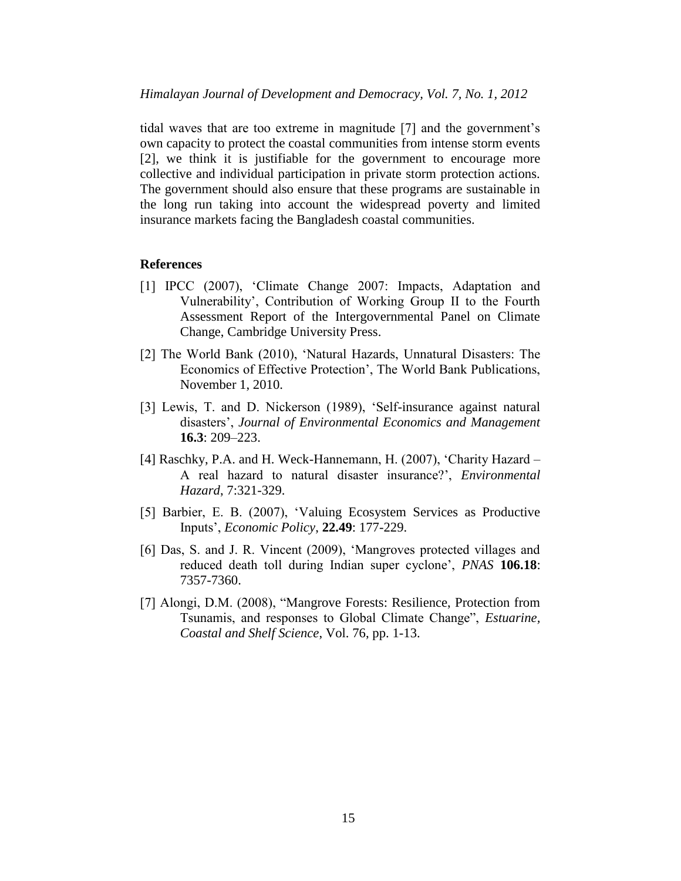tidal waves that are too extreme in magnitude [7] and the government's own capacity to protect the coastal communities from intense storm events [2], we think it is justifiable for the government to encourage more collective and individual participation in private storm protection actions. The government should also ensure that these programs are sustainable in the long run taking into account the widespread poverty and limited insurance markets facing the Bangladesh coastal communities.

## References

[1] IPCC (2007), 'Climate Change 2007: Impacts, Adaptation and Vulnerability', Contribution of Working Group II to the Fourth Assessment Report of the Intergovernmental Panel on Climate Change, Cambridge University Press.

[2] The World Bank (2010), 'Natural Hazards, Unnatural Disasters: The Economics of Effective Protection', The World Bank Publications, November 1, 2010.

[3] Lewis, T. and D. Nickerson (1989), 'Self-insurance against natural disasters', *Journal of Environmental Economics and Management* **16.3**: 209–223.

[4] Raschky, P.A. and H. Weck-Hannemann, H. (2007), 'Charity Hazard – A real hazard to natural disaster insurance?', *Environmental Hazard*, 7:321-329.

[5] Barbier, E. B. (2007), 'Valuing Ecosystem Services as Productive Inputs', *Economic Policy*, **22.49**: 177-229.

[6] Das, S. and J. R. Vincent (2009), 'Mangroves protected villages and reduced death toll during Indian super cyclone', *PNAS* **106.18**: 7357-7360.

[7] Alongi, D.M. (2008), "Mangrove Forests: Resilience, Protection from Tsunamis, and responses to Global Climate Change", *Estuarine, Coastal and Shelf Science*, Vol. 76, pp. 1-13.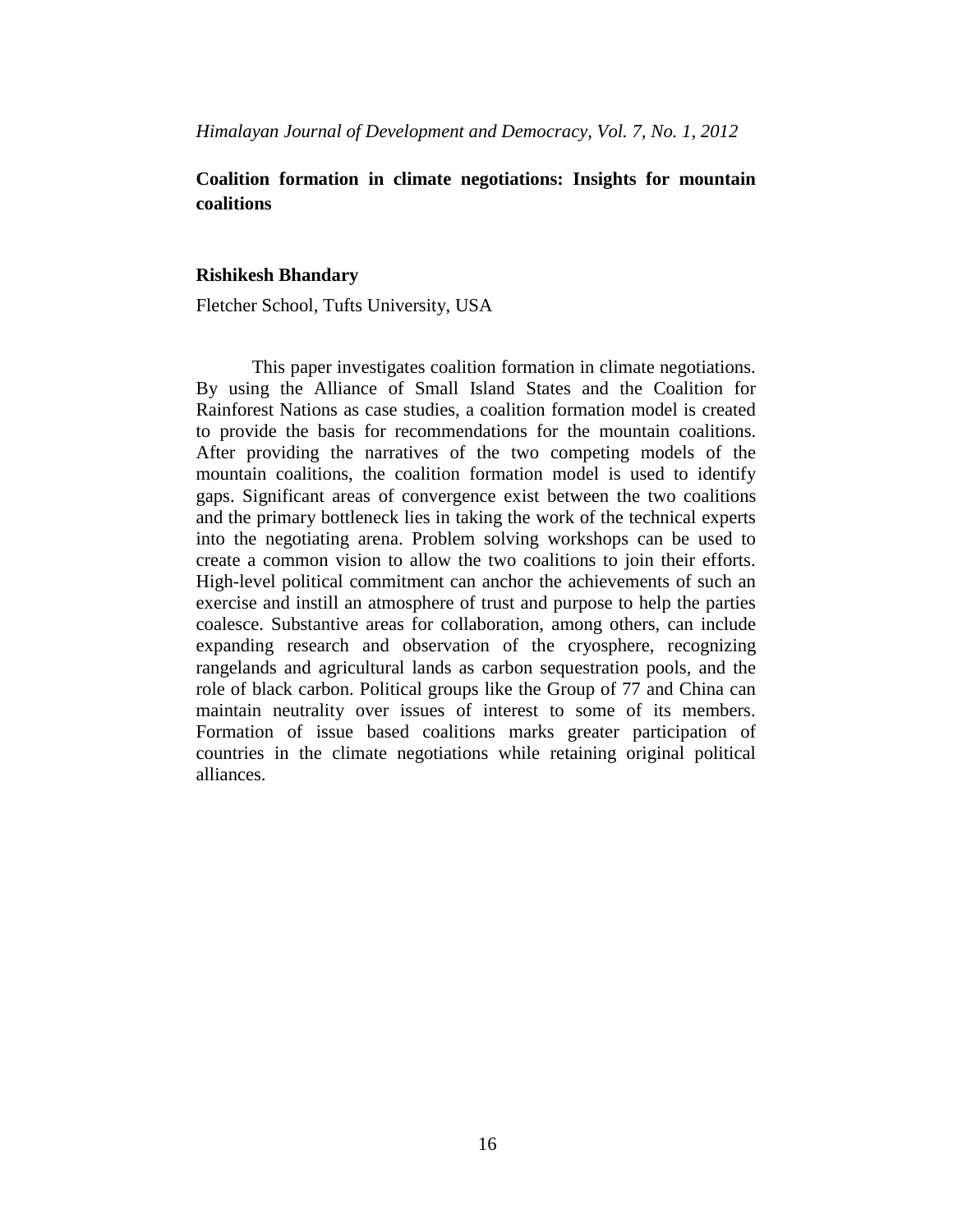# Coalition formation in climate negotiations: Insights for mountain coalitions

**Rishikesh Bhandary**

Fletcher School, Tufts University, USA

This paper investigates coalition formation in climate negotiations. By using the Alliance of Small Island States and the Coalition for Rainforest Nations as case studies, a coalition formation model is created to provide the basis for recommendations for the mountain coalitions. After providing the narratives of the two competing models of the mountain coalitions, the coalition formation model is used to identify gaps. Significant areas of convergence exist between the two coalitions and the primary bottleneck lies in taking the work of the technical experts into the negotiating arena. Problem solving workshops can be used to create a common vision to allow the two coalitions to join their efforts. High-level political commitment can anchor the achievements of such an exercise and instill an atmosphere of trust and purpose to help the parties coalesce. Substantive areas for collaboration, among others, can include expanding research and observation of the cryosphere, recognizing rangelands and agricultural lands as carbon sequestration pools, and the role of black carbon. Political groups like the Group of 77 and China can maintain neutrality over issues of interest to some of its members. Formation of issue based coalitions marks greater participation of countries in the climate negotiations while retaining original political alliances.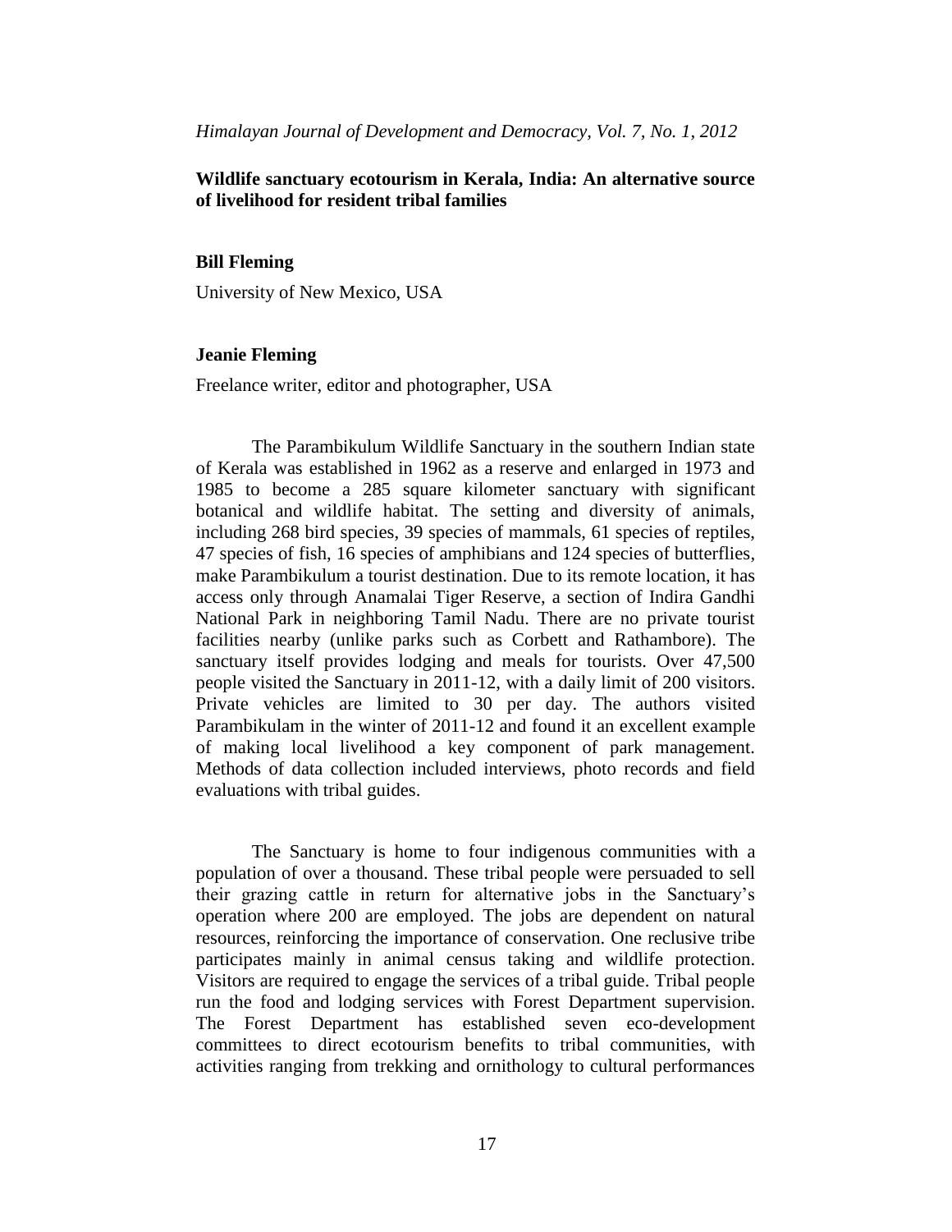*Himalayan Journal of Development and Democracy, Vol. 7, No. 1, 2012*

## Wildlife sanctuary ecotourism in Kerala, India: An alternative source of livelihood for resident tribal families

**Bill Fleming**

University of New Mexico, USA

**Jeanie Fleming**

Freelance writer, editor and photographer, USA

The Parambikulum Wildlife Sanctuary in the southern Indian state of Kerala was established in 1962 as a reserve and enlarged in 1973 and 1985 to become a 285 square kilometer sanctuary with significant botanical and wildlife habitat. The setting and diversity of animals, including 268 bird species, 39 species of mammals, 61 species of reptiles, 47 species of fish, 16 species of amphibians and 124 species of butterflies, make Parambikulum a tourist destination. Due to its remote location, it has access only through Anamalai Tiger Reserve, a section of Indira Gandhi National Park in neighboring Tamil Nadu. There are no private tourist facilities nearby (unlike parks such as Corbett and Rathambore). The sanctuary itself provides lodging and meals for tourists. Over 47,500 people visited the Sanctuary in 2011-12, with a daily limit of 200 visitors. Private vehicles are limited to 30 per day. The authors visited Parambikulam in the winter of 2011-12 and found it an excellent example of making local livelihood a key component of park management. Methods of data collection included interviews, photo records and field evaluations with tribal guides.

The Sanctuary is home to four indigenous communities with a population of over a thousand. These tribal people were persuaded to sell their grazing cattle in return for alternative jobs in the Sanctuary's operation where 200 are employed. The jobs are dependent on natural resources, reinforcing the importance of conservation. One reclusive tribe participates mainly in animal census taking and wildlife protection. Visitors are required to engage the services of a tribal guide. Tribal people run the food and lodging services with Forest Department supervision. The Forest Department has established seven eco-development committees to direct ecotourism benefits to tribal communities, with activities ranging from trekking and ornithology to cultural performances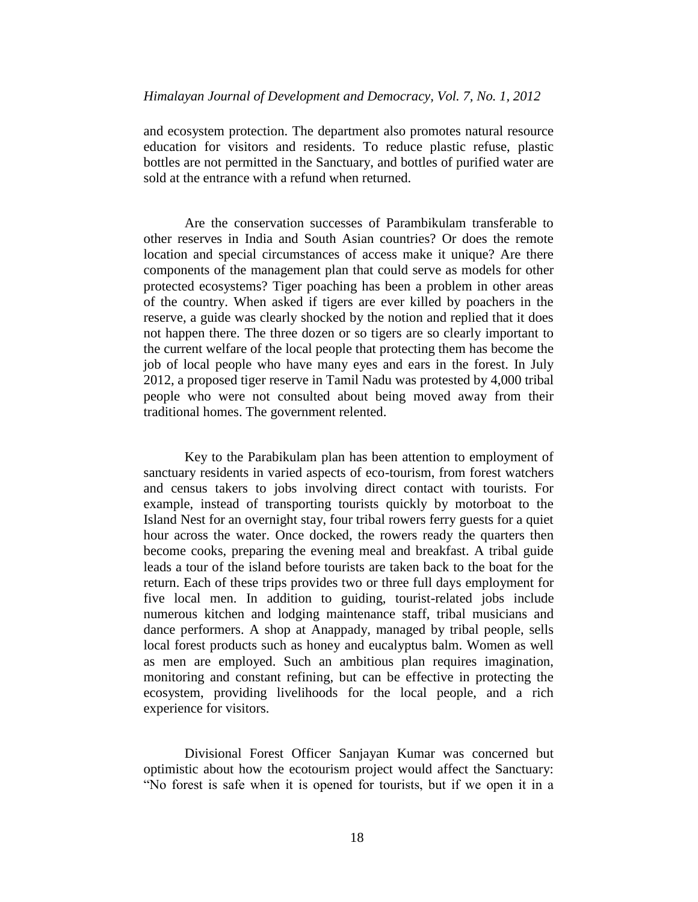and ecosystem protection. The department also promotes natural resource education for visitors and residents. To reduce plastic refuse, plastic bottles are not permitted in the Sanctuary, and bottles of purified water are sold at the entrance with a refund when returned.

Are the conservation successes of Parambikulam transferable to other reserves in India and South Asian countries? Or does the remote location and special circumstances of access make it unique? Are there components of the management plan that could serve as models for other protected ecosystems? Tiger poaching has been a problem in other areas of the country. When asked if tigers are ever killed by poachers in the reserve, a guide was clearly shocked by the notion and replied that it does not happen there. The three dozen or so tigers are so clearly important to the current welfare of the local people that protecting them has become the job of local people who have many eyes and ears in the forest. In July 2012, a proposed tiger reserve in Tamil Nadu was protested by 4,000 tribal people who were not consulted about being moved away from their traditional homes. The government relented.

Key to the Parabikulam plan has been attention to employment of sanctuary residents in varied aspects of eco-tourism, from forest watchers and census takers to jobs involving direct contact with tourists. For example, instead of transporting tourists quickly by motorboat to the Island Nest for an overnight stay, four tribal rowers ferry guests for a quiet hour across the water. Once docked, the rowers ready the quarters then become cooks, preparing the evening meal and breakfast. A tribal guide leads a tour of the island before tourists are taken back to the boat for the return. Each of these trips provides two or three full days employment for five local men. In addition to guiding, tourist-related jobs include numerous kitchen and lodging maintenance staff, tribal musicians and dance performers. A shop at Anappady, managed by tribal people, sells local forest products such as honey and eucalyptus balm. Women as well as men are employed. Such an ambitious plan requires imagination, monitoring and constant refining, but can be effective in protecting the ecosystem, providing livelihoods for the local people, and a rich experience for visitors.

Divisional Forest Officer Sanjayan Kumar was concerned but optimistic about how the ecotourism project would affect the Sanctuary: "No forest is safe when it is opened for tourists, but if we open it in a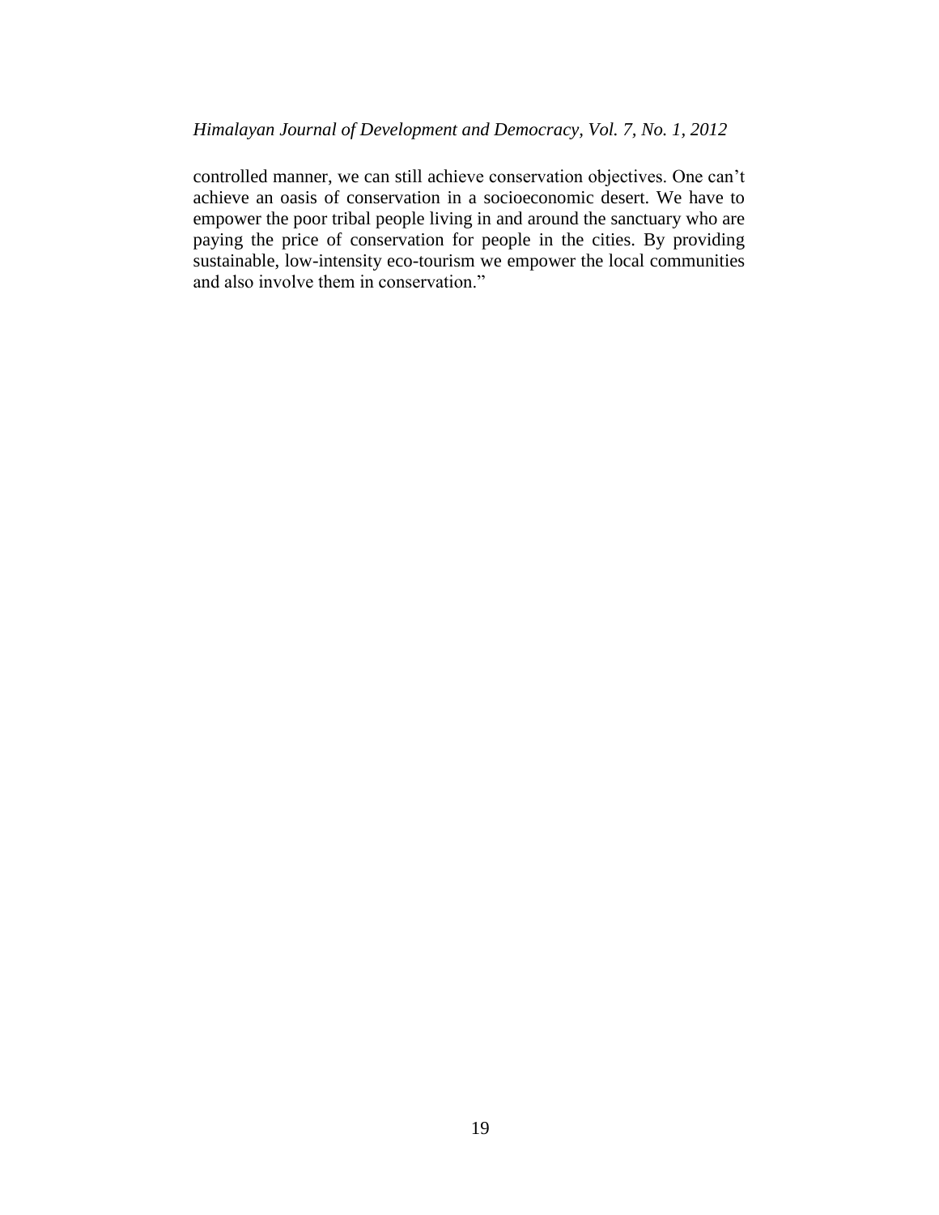controlled manner, we can still achieve conservation objectives. One can't achieve an oasis of conservation in a socioeconomic desert. We have to empower the poor tribal people living in and around the sanctuary who are paying the price of conservation for people in the cities. By providing sustainable, low-intensity eco-tourism we empower the local communities and also involve them in conservation."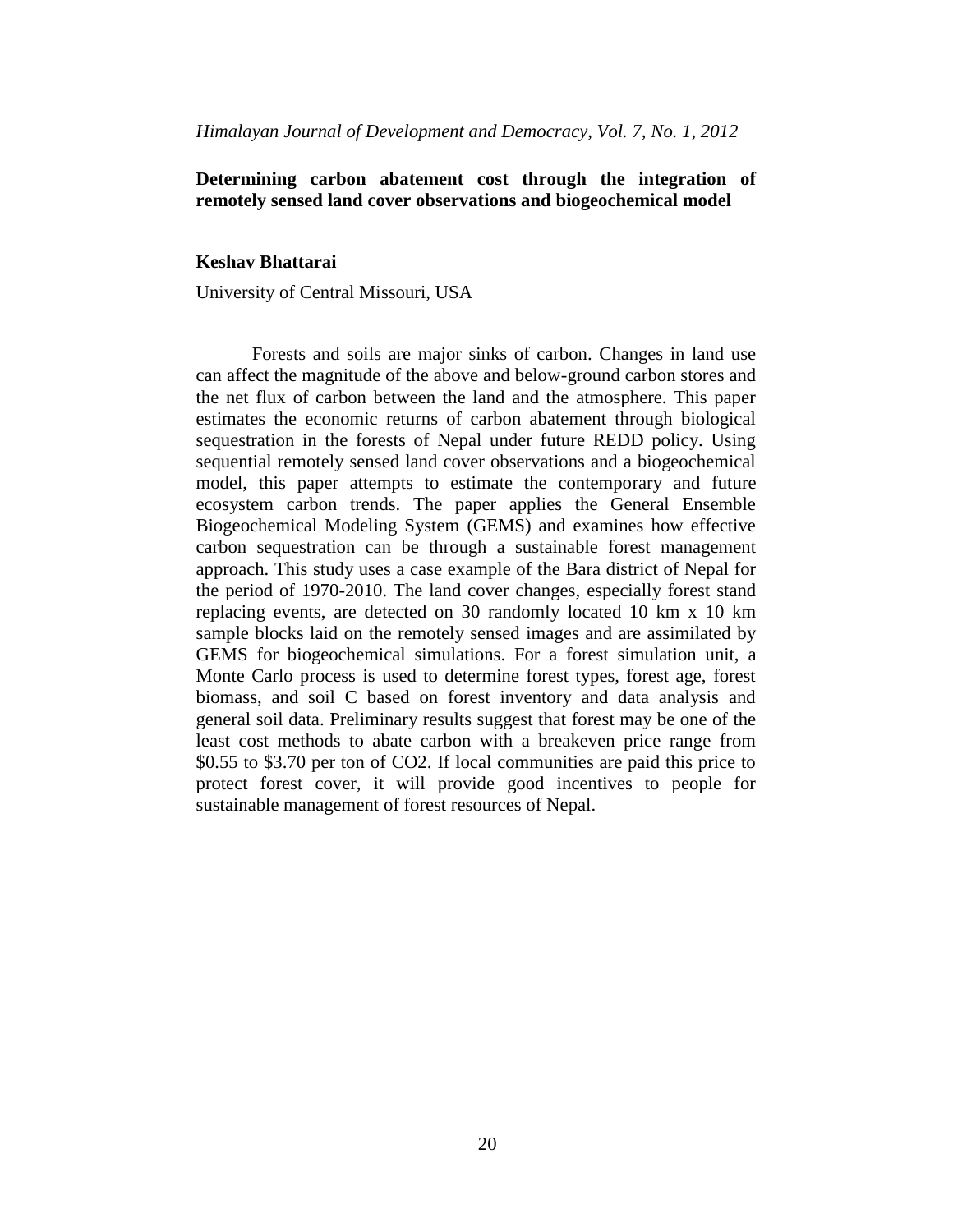# Determining carbon abatement cost through the integration of remotely sensed land cover observations and biogeochemical model

**Keshav Bhattarai**

University of Central Missouri, USA

Forests and soils are major sinks of carbon. Changes in land use can affect the magnitude of the above and below-ground carbon stores and the net flux of carbon between the land and the atmosphere. This paper estimates the economic returns of carbon abatement through biological sequestration in the forests of Nepal under future REDD policy. Using sequential remotely sensed land cover observations and a biogeochemical model, this paper attempts to estimate the contemporary and future ecosystem carbon trends. The paper applies the General Ensemble Biogeochemical Modeling System (GEMS) and examines how effective carbon sequestration can be through a sustainable forest management approach. This study uses a case example of the Bara district of Nepal for the period of 1970-2010. The land cover changes, especially forest stand replacing events, are detected on 30 randomly located 10 km x 10 km sample blocks laid on the remotely sensed images and are assimilated by GEMS for biogeochemical simulations. For a forest simulation unit, a Monte Carlo process is used to determine forest types, forest age, forest biomass, and soil C based on forest inventory and data analysis and general soil data. Preliminary results suggest that forest may be one of the least cost methods to abate carbon with a breakeven price range from \$0.55 to \$3.70 per ton of $CO_2$. If local communities are paid this price to protect forest cover, it will provide good incentives to people for sustainable management of forest resources of Nepal.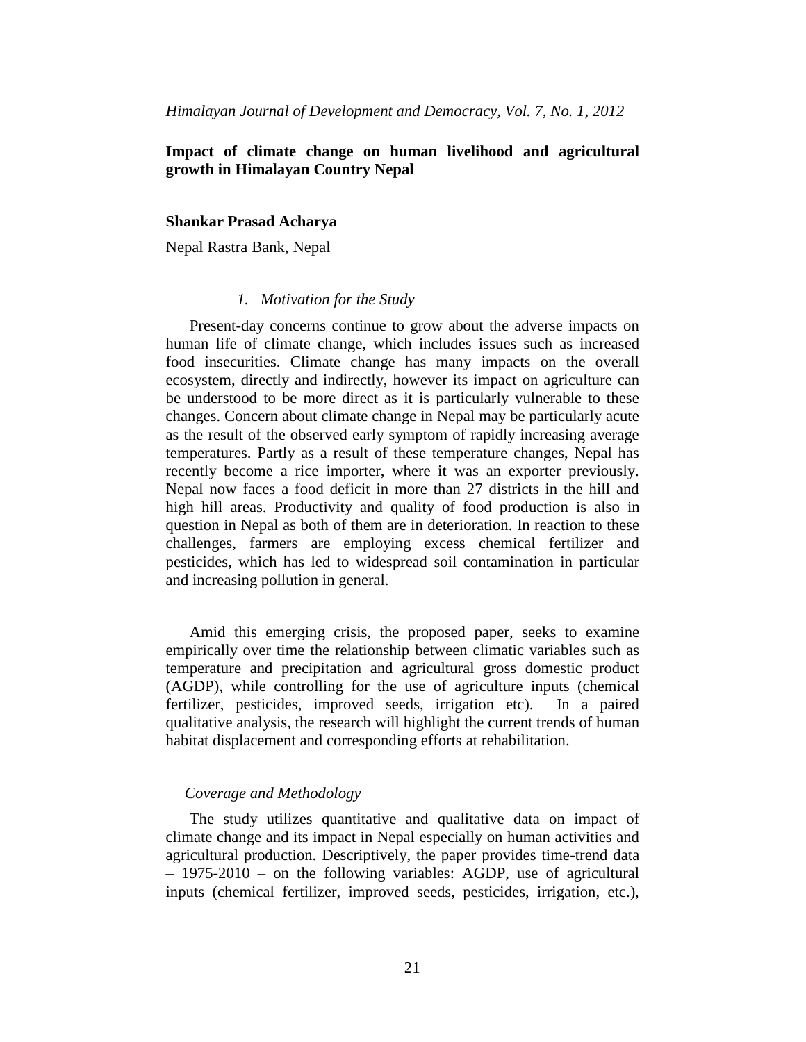# Impact of climate change on human livelihood and agricultural growth in Himalayan Country Nepal

**Shankar Prasad Acharya**

Nepal Rastra Bank, Nepal

## *1. Motivation for the Study*

Present-day concerns continue to grow about the adverse impacts on human life of climate change, which includes issues such as increased food insecurities. Climate change has many impacts on the overall ecosystem, directly and indirectly, however its impact on agriculture can be understood to be more direct as it is particularly vulnerable to these changes. Concern about climate change in Nepal may be particularly acute as the result of the observed early symptom of rapidly increasing average temperatures. Partly as a result of these temperature changes, Nepal has recently become a rice importer, where it was an exporter previously. Nepal now faces a food deficit in more than 27 districts in the hill and high hill areas. Productivity and quality of food production is also in question in Nepal as both of them are in deterioration. In reaction to these challenges, farmers are employing excess chemical fertilizer and pesticides, which has led to widespread soil contamination in particular and increasing pollution in general.

Amid this emerging crisis, the proposed paper, seeks to examine empirically over time the relationship between climatic variables such as temperature and precipitation and agricultural gross domestic product (AGDP), while controlling for the use of agriculture inputs (chemical fertilizer, pesticides, improved seeds, irrigation etc). In a paired qualitative analysis, the research will highlight the current trends of human habitat displacement and corresponding efforts at rehabilitation.

### *Coverage and Methodology*

The study utilizes quantitative and qualitative data on impact of climate change and its impact in Nepal especially on human activities and agricultural production. Descriptively, the paper provides time-trend data – 1975-2010 – on the following variables: AGDP, use of agricultural inputs (chemical fertilizer, improved seeds, pesticides, irrigation, etc.),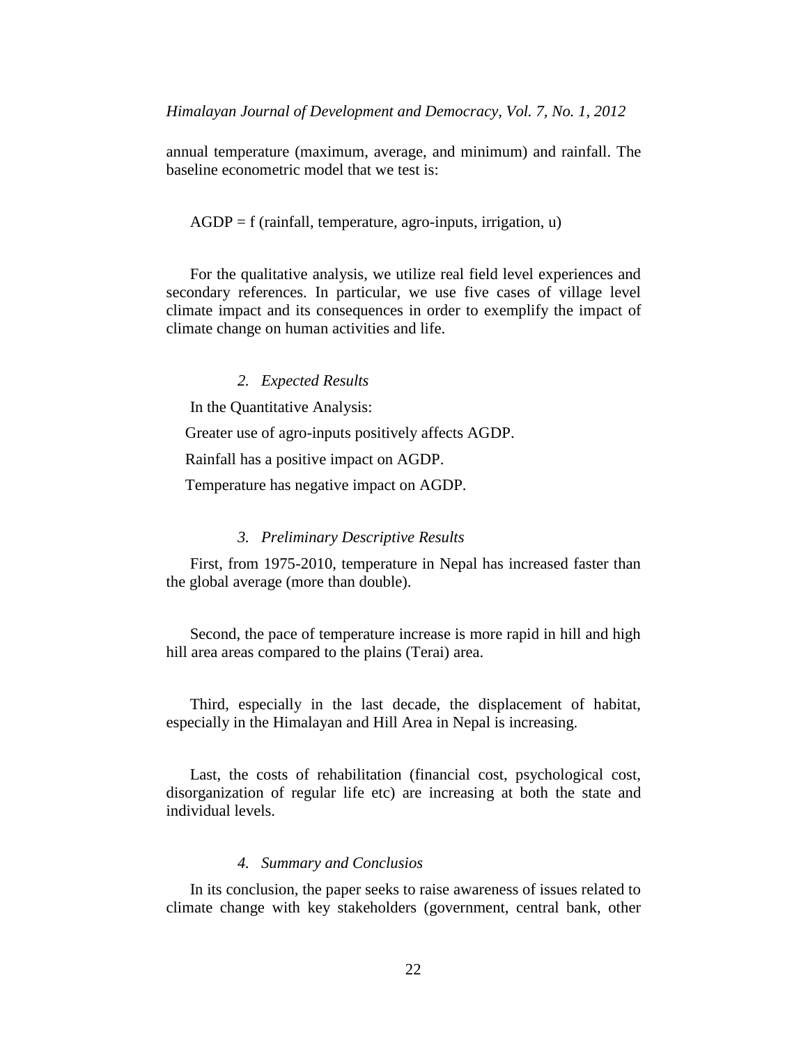annual temperature (maximum, average, and minimum) and rainfall. The baseline econometric model that we test is:

AGDP = f (rainfall, temperature, agro-inputs, irrigation, u)

For the qualitative analysis, we utilize real field level experiences and secondary references. In particular, we use five cases of village level climate impact and its consequences in order to exemplify the impact of climate change on human activities and life.

### *2. Expected Results*

In the Quantitative Analysis:

Greater use of agro-inputs positively affects AGDP.

Rainfall has a positive impact on AGDP.

Temperature has negative impact on AGDP.

### *3. Preliminary Descriptive Results*

First, from 1975-2010, temperature in Nepal has increased faster than the global average (more than double).

Second, the pace of temperature increase is more rapid in hill and high hill area areas compared to the plains (Terai) area.

Third, especially in the last decade, the displacement of habitat, especially in the Himalayan and Hill Area in Nepal is increasing.

Last, the costs of rehabilitation (financial cost, psychological cost, disorganization of regular life etc) are increasing at both the state and individual levels.

### *4. Summary and Conclusios*

In its conclusion, the paper seeks to raise awareness of issues related to climate change with key stakeholders (government, central bank, other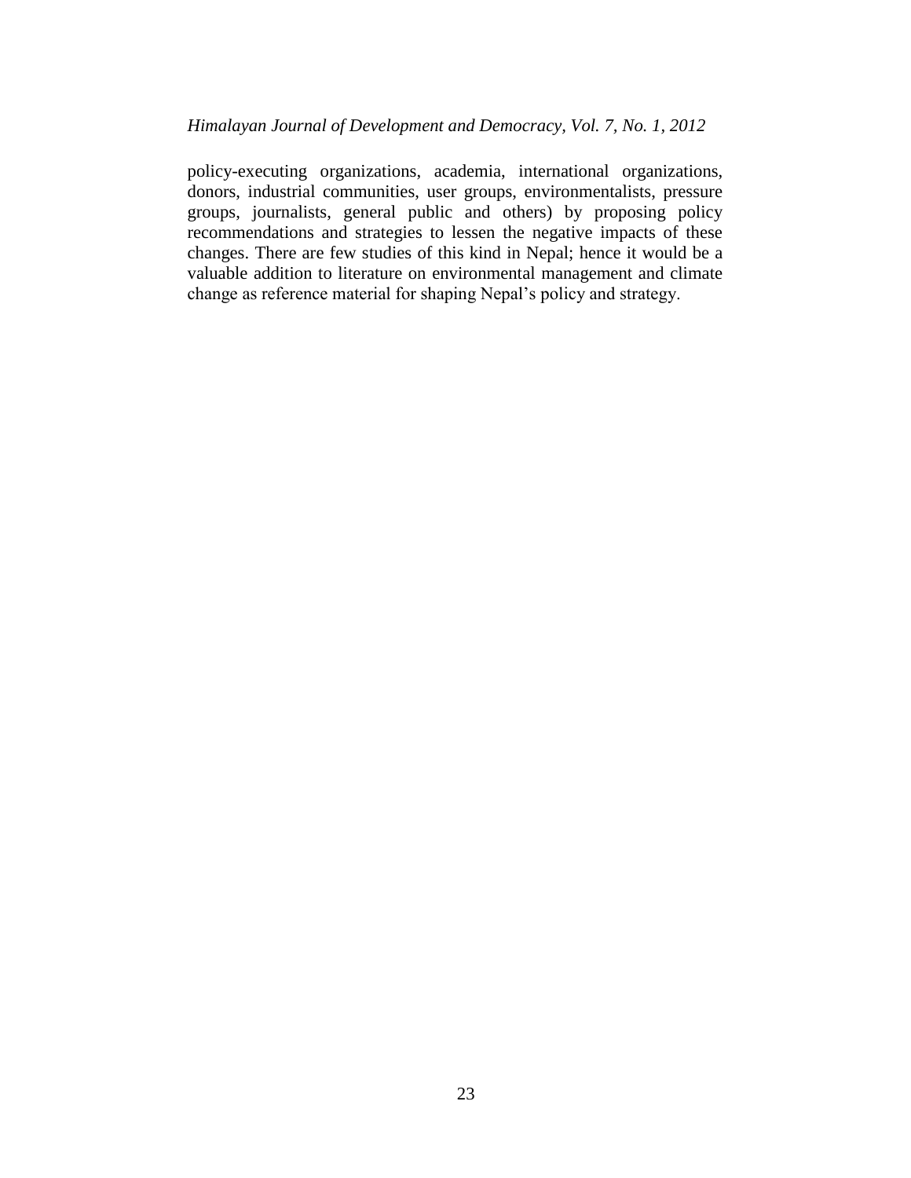policy-executing organizations, academia, international organizations, donors, industrial communities, user groups, environmentalists, pressure groups, journalists, general public and others) by proposing policy recommendations and strategies to lessen the negative impacts of these changes. There are few studies of this kind in Nepal; hence it would be a valuable addition to literature on environmental management and climate change as reference material for shaping Nepal's policy and strategy.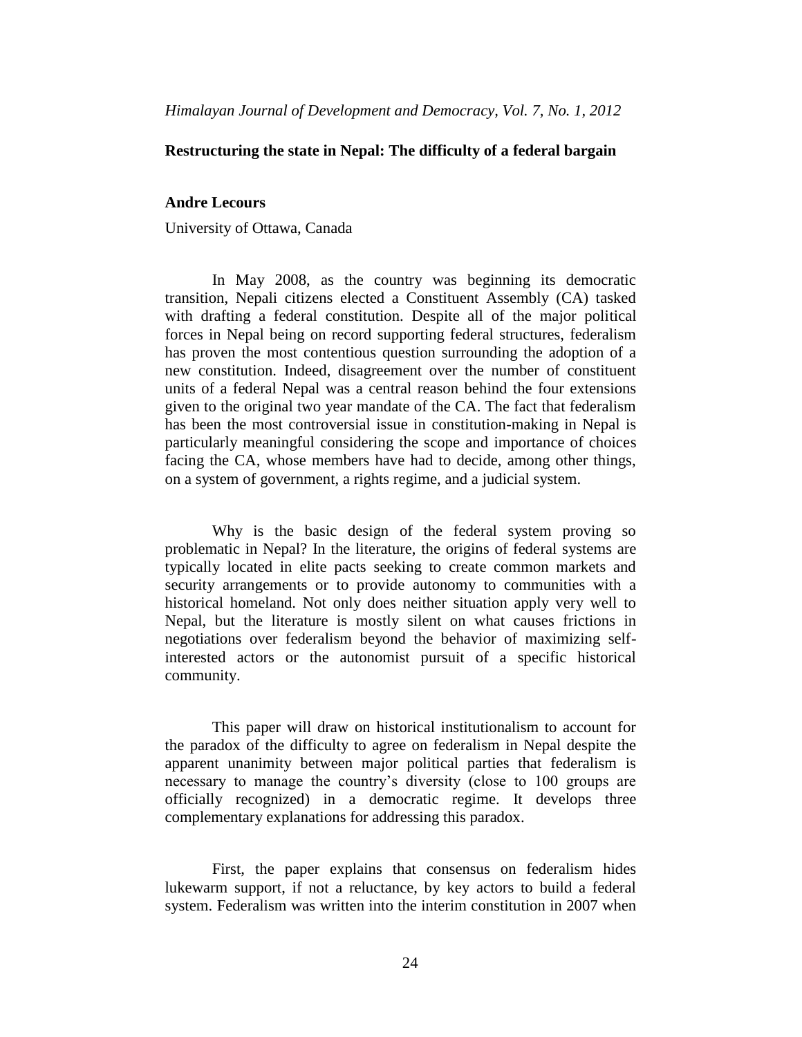# Restructuring the state in Nepal: The difficulty of a federal bargain

**Andre Lecours**

University of Ottawa, Canada

In May 2008, as the country was beginning its democratic transition, Nepali citizens elected a Constituent Assembly (CA) tasked with drafting a federal constitution. Despite all of the major political forces in Nepal being on record supporting federal structures, federalism has proven the most contentious question surrounding the adoption of a new constitution. Indeed, disagreement over the number of constituent units of a federal Nepal was a central reason behind the four extensions given to the original two year mandate of the CA. The fact that federalism has been the most controversial issue in constitution-making in Nepal is particularly meaningful considering the scope and importance of choices facing the CA, whose members have had to decide, among other things, on a system of government, a rights regime, and a judicial system.

Why is the basic design of the federal system proving so problematic in Nepal? In the literature, the origins of federal systems are typically located in elite pacts seeking to create common markets and security arrangements or to provide autonomy to communities with a historical homeland. Not only does neither situation apply very well to Nepal, but the literature is mostly silent on what causes frictions in negotiations over federalism beyond the behavior of maximizing self-interested actors or the autonomist pursuit of a specific historical community.

This paper will draw on historical institutionalism to account for the paradox of the difficulty to agree on federalism in Nepal despite the apparent unanimity between major political parties that federalism is necessary to manage the country's diversity (close to 100 groups are officially recognized) in a democratic regime. It develops three complementary explanations for addressing this paradox.

First, the paper explains that consensus on federalism hides lukewarm support, if not a reluctance, by key actors to build a federal system. Federalism was written into the interim constitution in 2007 when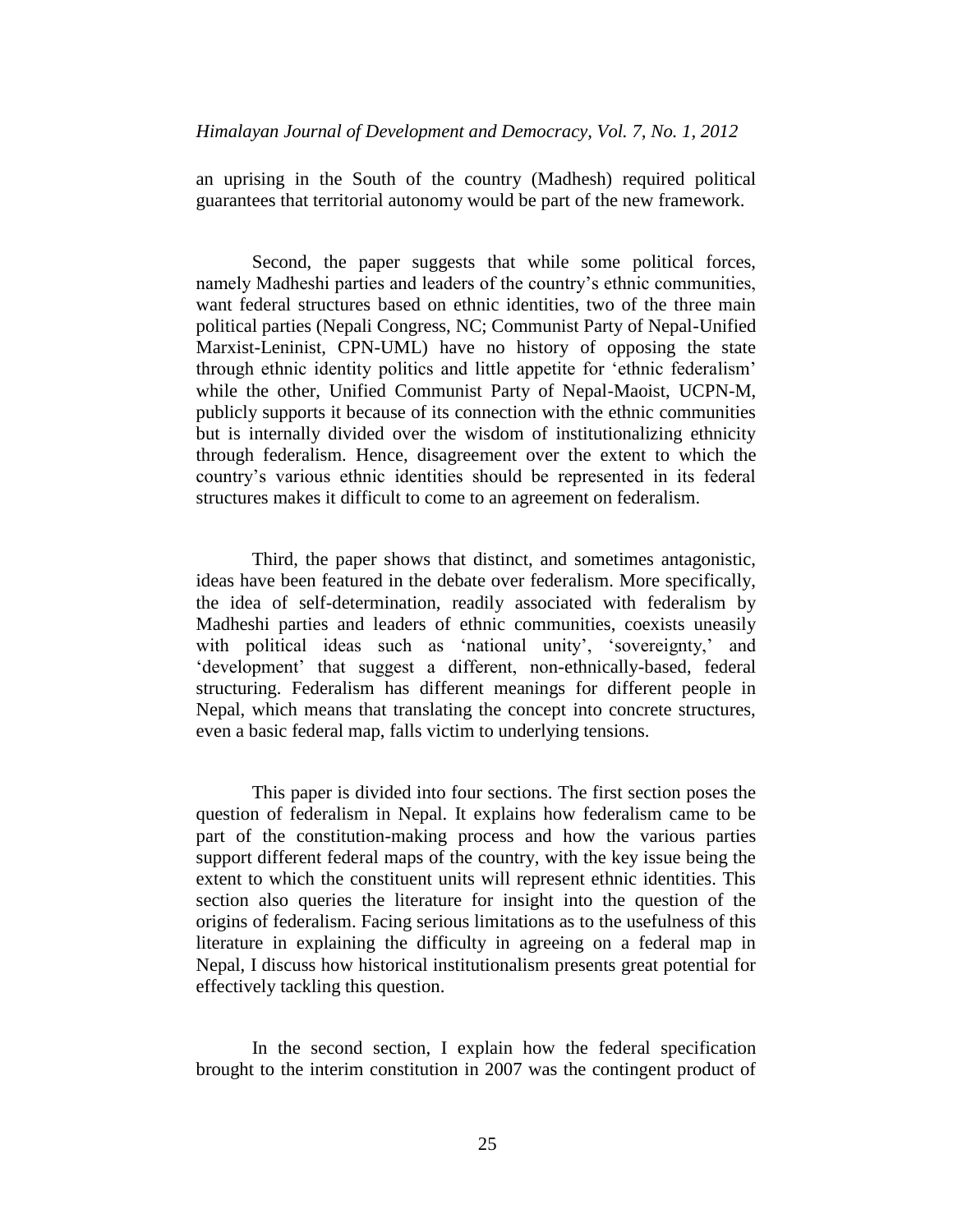an uprising in the South of the country (Madhesh) required political guarantees that territorial autonomy would be part of the new framework.

Second, the paper suggests that while some political forces, namely Madheshi parties and leaders of the country's ethnic communities, want federal structures based on ethnic identities, two of the three main political parties (Nepali Congress, NC; Communist Party of Nepal-Unified Marxist-Leninist, CPN-UML) have no history of opposing the state through ethnic identity politics and little appetite for 'ethnic federalism' while the other, Unified Communist Party of Nepal-Maoist, UCPN-M, publicly supports it because of its connection with the ethnic communities but is internally divided over the wisdom of institutionalizing ethnicity through federalism. Hence, disagreement over the extent to which the country's various ethnic identities should be represented in its federal structures makes it difficult to come to an agreement on federalism.

Third, the paper shows that distinct, and sometimes antagonistic, ideas have been featured in the debate over federalism. More specifically, the idea of self-determination, readily associated with federalism by Madheshi parties and leaders of ethnic communities, coexists uneasily with political ideas such as 'national unity', 'sovereignty,' and 'development' that suggest a different, non-ethnically-based, federal structuring. Federalism has different meanings for different people in Nepal, which means that translating the concept into concrete structures, even a basic federal map, falls victim to underlying tensions.

This paper is divided into four sections. The first section poses the question of federalism in Nepal. It explains how federalism came to be part of the constitution-making process and how the various parties support different federal maps of the country, with the key issue being the extent to which the constituent units will represent ethnic identities. This section also queries the literature for insight into the question of the origins of federalism. Facing serious limitations as to the usefulness of this literature in explaining the difficulty in agreeing on a federal map in Nepal, I discuss how historical institutionalism presents great potential for effectively tackling this question.

In the second section, I explain how the federal specification brought to the interim constitution in 2007 was the contingent product of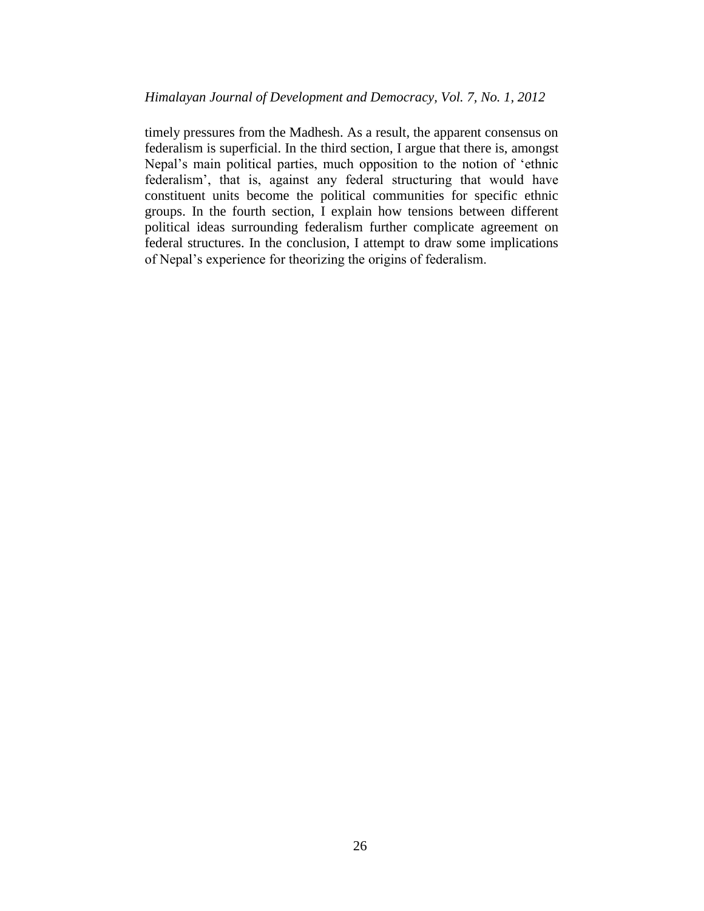timely pressures from the Madhesh. As a result, the apparent consensus on federalism is superficial. In the third section, I argue that there is, amongst Nepal's main political parties, much opposition to the notion of 'ethnic federalism', that is, against any federal structuring that would have constituent units become the political communities for specific ethnic groups. In the fourth section, I explain how tensions between different political ideas surrounding federalism further complicate agreement on federal structures. In the conclusion, I attempt to draw some implications of Nepal's experience for theorizing the origins of federalism.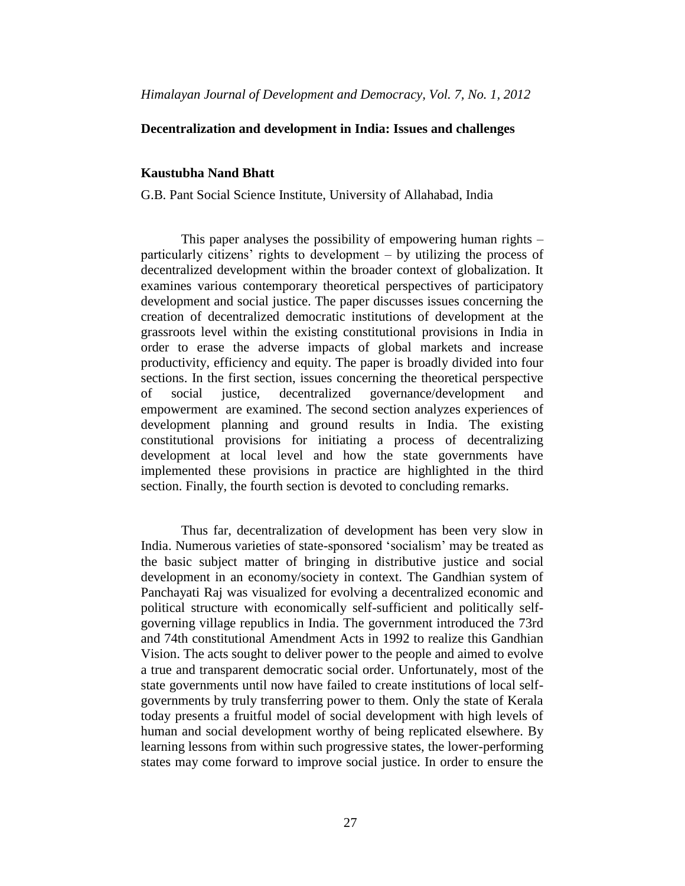## Decentralization and development in India: Issues and challenges

**Kaustubha Nand Bhatt**

G.B. Pant Social Science Institute, University of Allahabad, India

This paper analyses the possibility of empowering human rights – particularly citizens' rights to development – by utilizing the process of decentralized development within the broader context of globalization. It examines various contemporary theoretical perspectives of participatory development and social justice. The paper discusses issues concerning the creation of decentralized democratic institutions of development at the grassroots level within the existing constitutional provisions in India in order to erase the adverse impacts of global markets and increase productivity, efficiency and equity. The paper is broadly divided into four sections. In the first section, issues concerning the theoretical perspective of social justice, decentralized governance/development and empowerment are examined. The second section analyzes experiences of development planning and ground results in India. The existing constitutional provisions for initiating a process of decentralizing development at local level and how the state governments have implemented these provisions in practice are highlighted in the third section. Finally, the fourth section is devoted to concluding remarks.

Thus far, decentralization of development has been very slow in India. Numerous varieties of state-sponsored 'socialism' may be treated as the basic subject matter of bringing in distributive justice and social development in an economy/society in context. The Gandhian system of Panchayati Raj was visualized for evolving a decentralized economic and political structure with economically self-sufficient and politically self-governing village republics in India. The government introduced the 73rd and 74th constitutional Amendment Acts in 1992 to realize this Gandhian Vision. The acts sought to deliver power to the people and aimed to evolve a true and transparent democratic social order. Unfortunately, most of the state governments until now have failed to create institutions of local self-governments by truly transferring power to them. Only the state of Kerala today presents a fruitful model of social development with high levels of human and social development worthy of being replicated elsewhere. By learning lessons from within such progressive states, the lower-performing states may come forward to improve social justice. In order to ensure the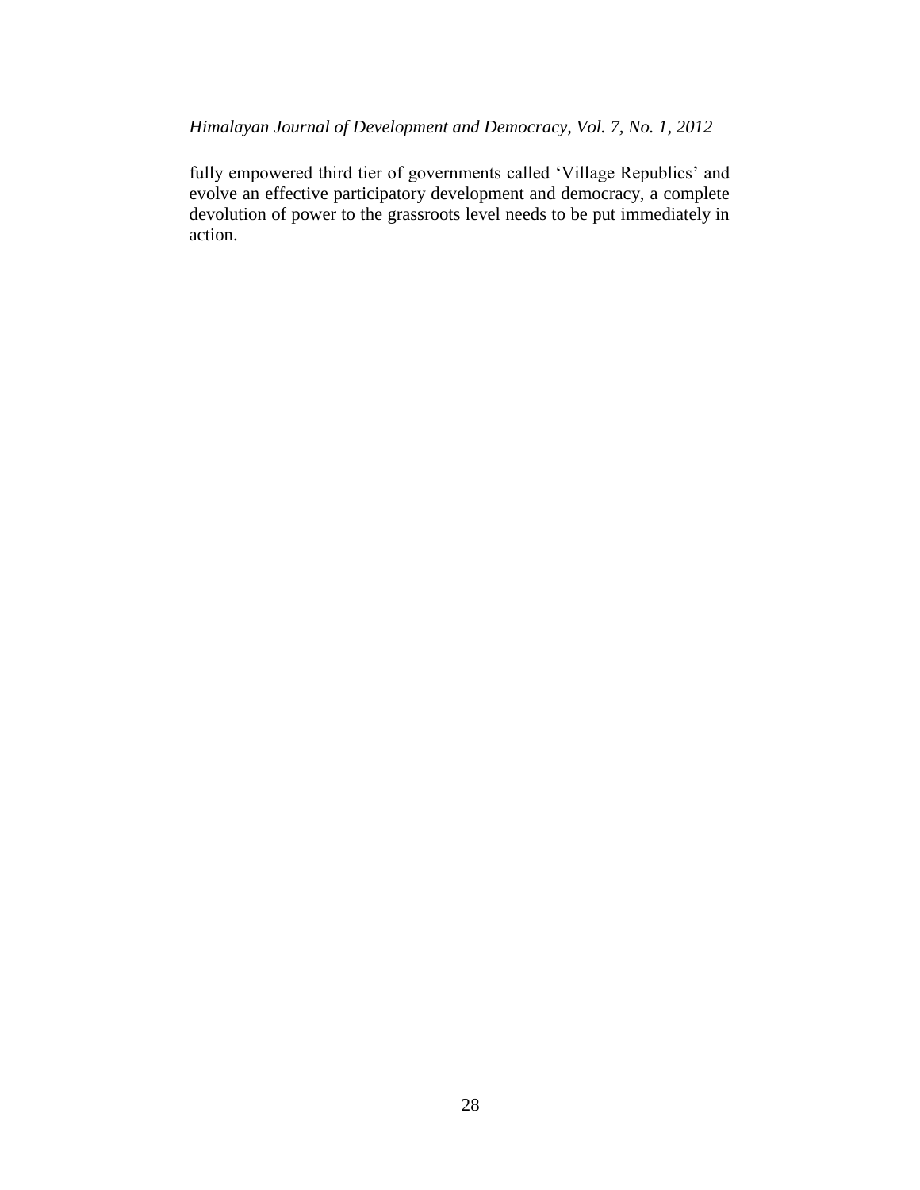fully empowered third tier of governments called 'Village Republics' and evolve an effective participatory development and democracy, a complete devolution of power to the grassroots level needs to be put immediately in action.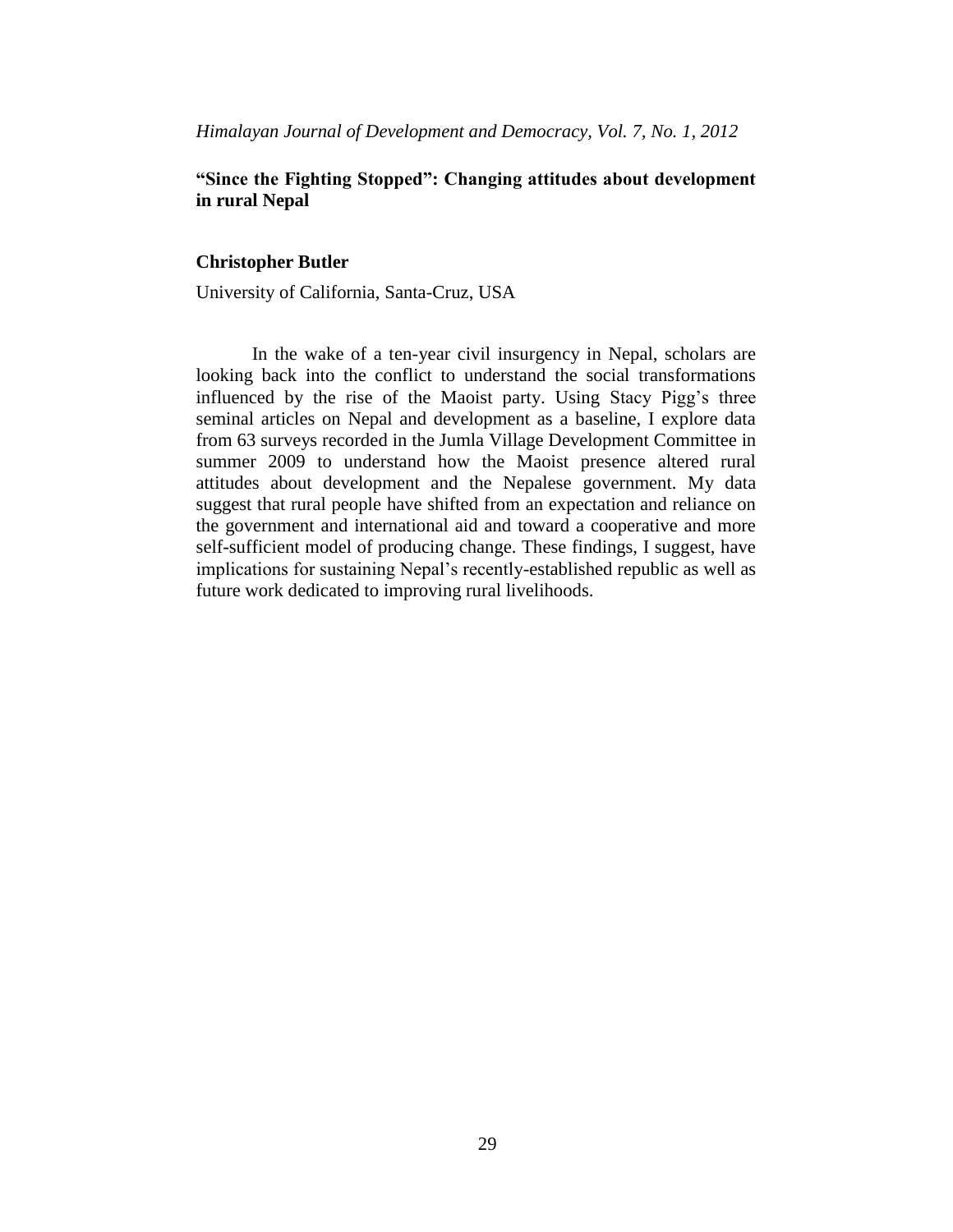# "Since the Fighting Stopped": Changing attitudes about development in rural Nepal

**Christopher Butler**

University of California, Santa-Cruz, USA

In the wake of a ten-year civil insurgency in Nepal, scholars are looking back into the conflict to understand the social transformations influenced by the rise of the Maoist party. Using Stacy Pigg's three seminal articles on Nepal and development as a baseline, I explore data from 63 surveys recorded in the Jumla Village Development Committee in summer 2009 to understand how the Maoist presence altered rural attitudes about development and the Nepalese government. My data suggest that rural people have shifted from an expectation and reliance on the government and international aid and toward a cooperative and more self-sufficient model of producing change. These findings, I suggest, have implications for sustaining Nepal's recently-established republic as well as future work dedicated to improving rural livelihoods.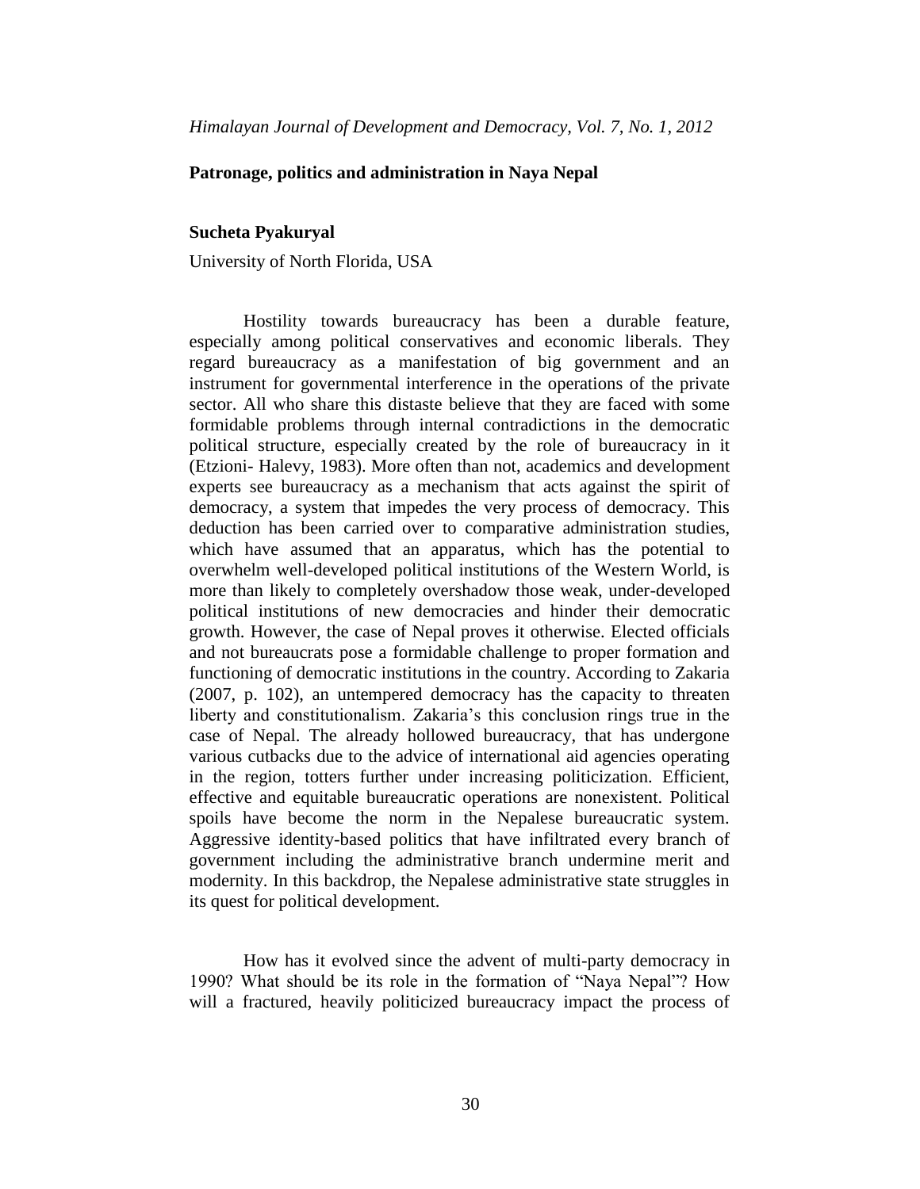## Patronage, politics and administration in Naya Nepal

**Sucheta Pyakuryal**

University of North Florida, USA

Hostility towards bureaucracy has been a durable feature, especially among political conservatives and economic liberals. They regard bureaucracy as a manifestation of big government and an instrument for governmental interference in the operations of the private sector. All who share this distaste believe that they are faced with some formidable problems through internal contradictions in the democratic political structure, especially created by the role of bureaucracy in it (Etzioni- Halevy, 1983). More often than not, academics and development experts see bureaucracy as a mechanism that acts against the spirit of democracy, a system that impedes the very process of democracy. This deduction has been carried over to comparative administration studies, which have assumed that an apparatus, which has the potential to overwhelm well-developed political institutions of the Western World, is more than likely to completely overshadow those weak, under-developed political institutions of new democracies and hinder their democratic growth. However, the case of Nepal proves it otherwise. Elected officials and not bureaucrats pose a formidable challenge to proper formation and functioning of democratic institutions in the country. According to Zakaria (2007, p. 102), an untempered democracy has the capacity to threaten liberty and constitutionalism. Zakaria's this conclusion rings true in the case of Nepal. The already hollowed bureaucracy, that has undergone various cutbacks due to the advice of international aid agencies operating in the region, totters further under increasing politicization. Efficient, effective and equitable bureaucratic operations are nonexistent. Political spoils have become the norm in the Nepalese bureaucratic system. Aggressive identity-based politics that have infiltrated every branch of government including the administrative branch undermine merit and modernity. In this backdrop, the Nepalese administrative state struggles in its quest for political development.

How has it evolved since the advent of multi-party democracy in 1990? What should be its role in the formation of "Naya Nepal"? How will a fractured, heavily politicized bureaucracy impact the process of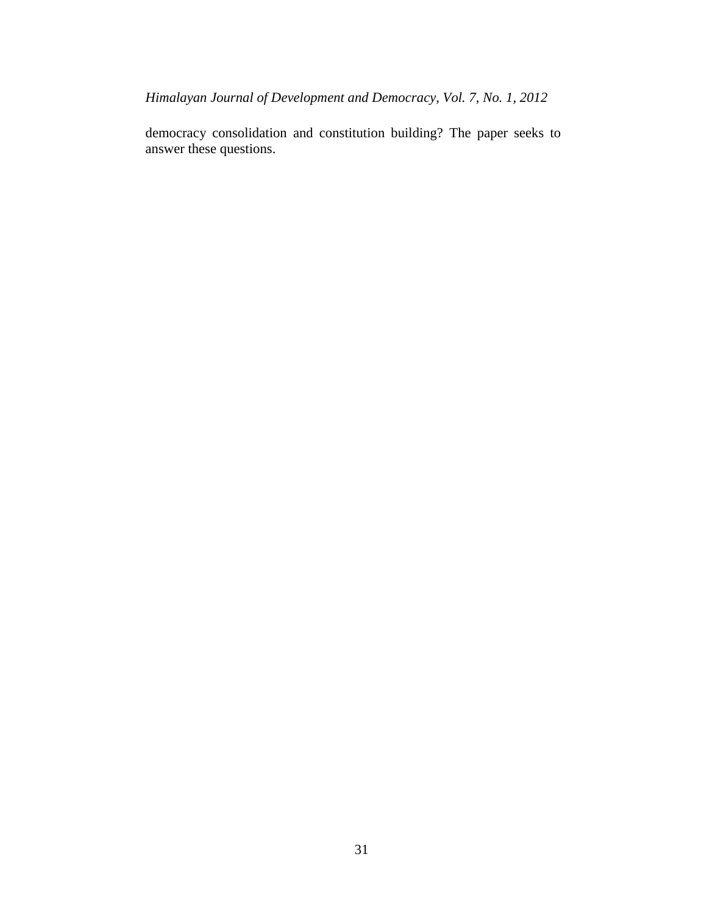democracy consolidation and constitution building? The paper seeks to answer these questions.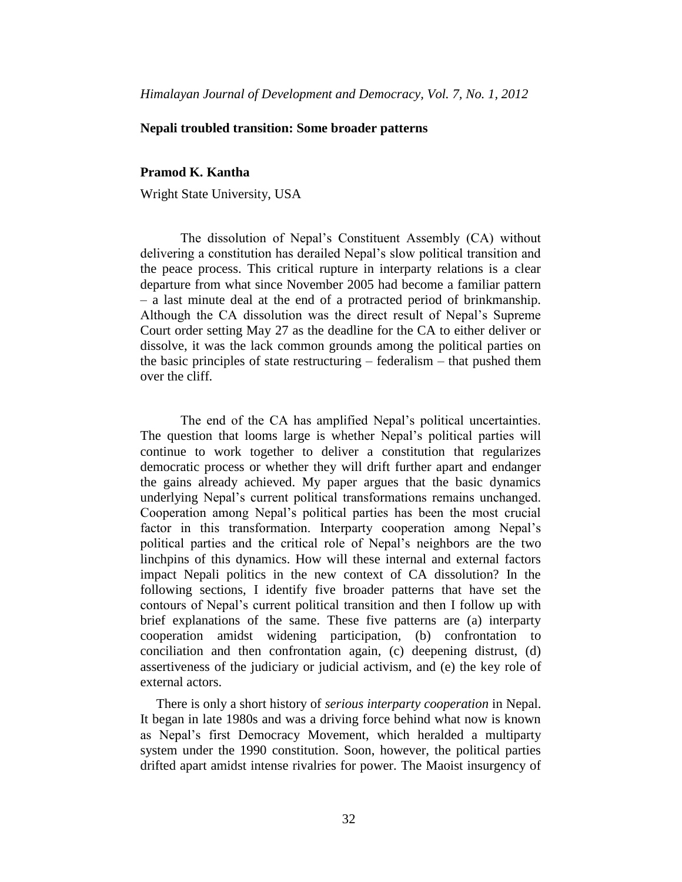## Nepali troubled transition: Some broader patterns

**Pramod K. Kantha**

Wright State University, USA

The dissolution of Nepal's Constituent Assembly (CA) without delivering a constitution has derailed Nepal's slow political transition and the peace process. This critical rupture in interparty relations is a clear departure from what since November 2005 had become a familiar pattern – a last minute deal at the end of a protracted period of brinkmanship. Although the CA dissolution was the direct result of Nepal's Supreme Court order setting May 27 as the deadline for the CA to either deliver or dissolve, it was the lack common grounds among the political parties on the basic principles of state restructuring – federalism – that pushed them over the cliff.

The end of the CA has amplified Nepal's political uncertainties. The question that looms large is whether Nepal's political parties will continue to work together to deliver a constitution that regularizes democratic process or whether they will drift further apart and endanger the gains already achieved. My paper argues that the basic dynamics underlying Nepal's current political transformations remains unchanged. Cooperation among Nepal's political parties has been the most crucial factor in this transformation. Interparty cooperation among Nepal's political parties and the critical role of Nepal's neighbors are the two linchpins of this dynamics. How will these internal and external factors impact Nepali politics in the new context of CA dissolution? In the following sections, I identify five broader patterns that have set the contours of Nepal's current political transition and then I follow up with brief explanations of the same. These five patterns are (a) interparty cooperation amidst widening participation, (b) confrontation to conciliation and then confrontation again, (c) deepening distrust, (d) assertiveness of the judiciary or judicial activism, and (e) the key role of external actors.

There is only a short history of *serious interparty cooperation* in Nepal. It began in late 1980s and was a driving force behind what now is known as Nepal's first Democracy Movement, which heralded a multiparty system under the 1990 constitution. Soon, however, the political parties drifted apart amidst intense rivalries for power. The Maoist insurgency of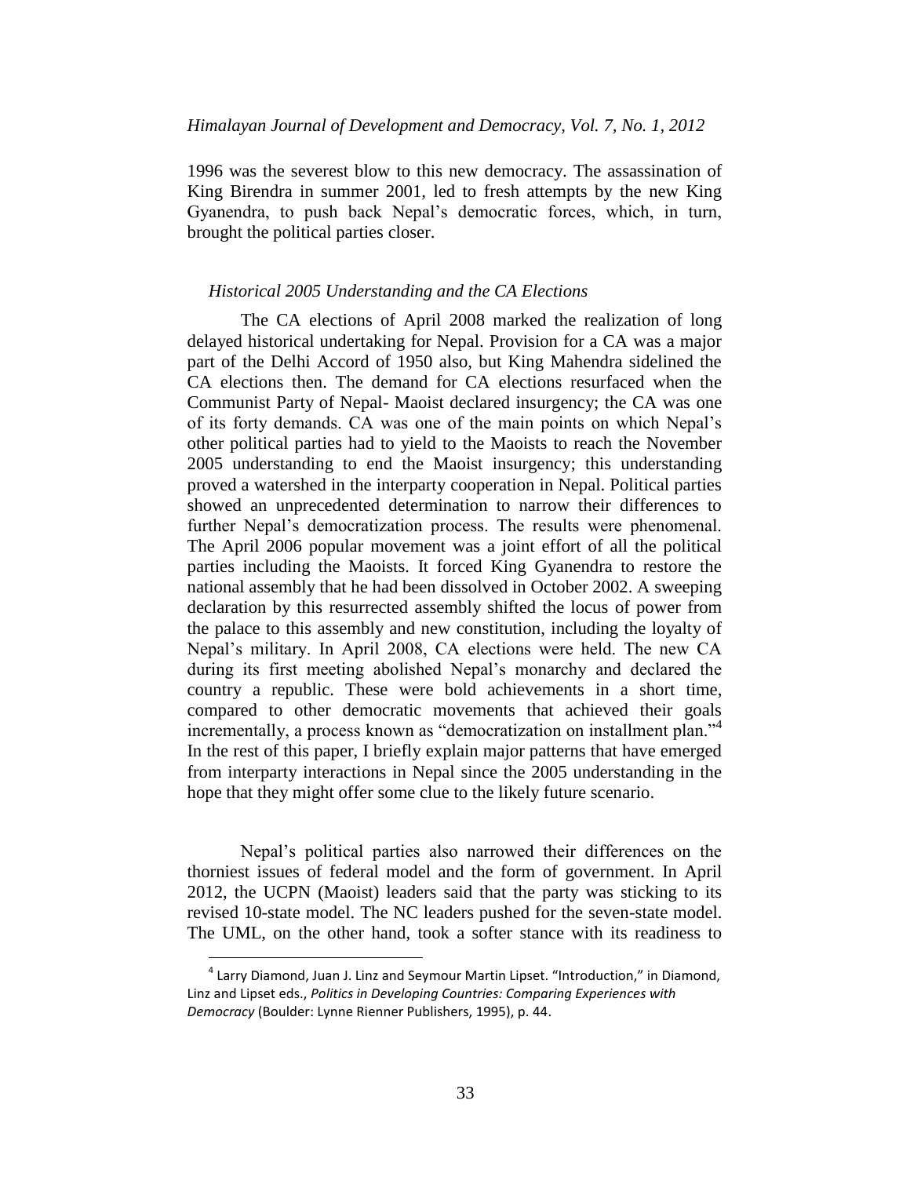1996 was the severest blow to this new democracy. The assassination of King Birendra in summer 2001, led to fresh attempts by the new King Gyanendra, to push back Nepal's democratic forces, which, in turn, brought the political parties closer.

### *Historical 2005 Understanding and the CA Elections*

The CA elections of April 2008 marked the realization of long delayed historical undertaking for Nepal. Provision for a CA was a major part of the Delhi Accord of 1950 also, but King Mahendra sidelined the CA elections then. The demand for CA elections resurfaced when the Communist Party of Nepal- Maoist declared insurgency; the CA was one of its forty demands. CA was one of the main points on which Nepal's other political parties had to yield to the Maoists to reach the November 2005 understanding to end the Maoist insurgency; this understanding proved a watershed in the interparty cooperation in Nepal. Political parties showed an unprecedented determination to narrow their differences to further Nepal's democratization process. The results were phenomenal. The April 2006 popular movement was a joint effort of all the political parties including the Maoists. It forced King Gyanendra to restore the national assembly that he had been dissolved in October 2002. A sweeping declaration by this resurrected assembly shifted the locus of power from the palace to this assembly and new constitution, including the loyalty of Nepal's military. In April 2008, CA elections were held. The new CA during its first meeting abolished Nepal's monarchy and declared the country a republic. These were bold achievements in a short time, compared to other democratic movements that achieved their goals incrementally, a process known as "democratization on installment plan."[4] In the rest of this paper, I briefly explain major patterns that have emerged from interparty interactions in Nepal since the 2005 understanding in the hope that they might offer some clue to the likely future scenario.

Nepal's political parties also narrowed their differences on the thorniest issues of federal model and the form of government. In April 2012, the UCPN (Maoist) leaders said that the party was sticking to its revised 10-state model. The NC leaders pushed for the seven-state model. The UML, on the other hand, took a softer stance with its readiness to

---

[4] Larry Diamond, Juan J. Linz and Seymour Martin Lipset. "Introduction," in Diamond, Linz and Lipset eds., *Politics in Developing Countries: Comparing Experiences with Democracy* (Boulder: Lynne Rienner Publishers, 1995), p. 44.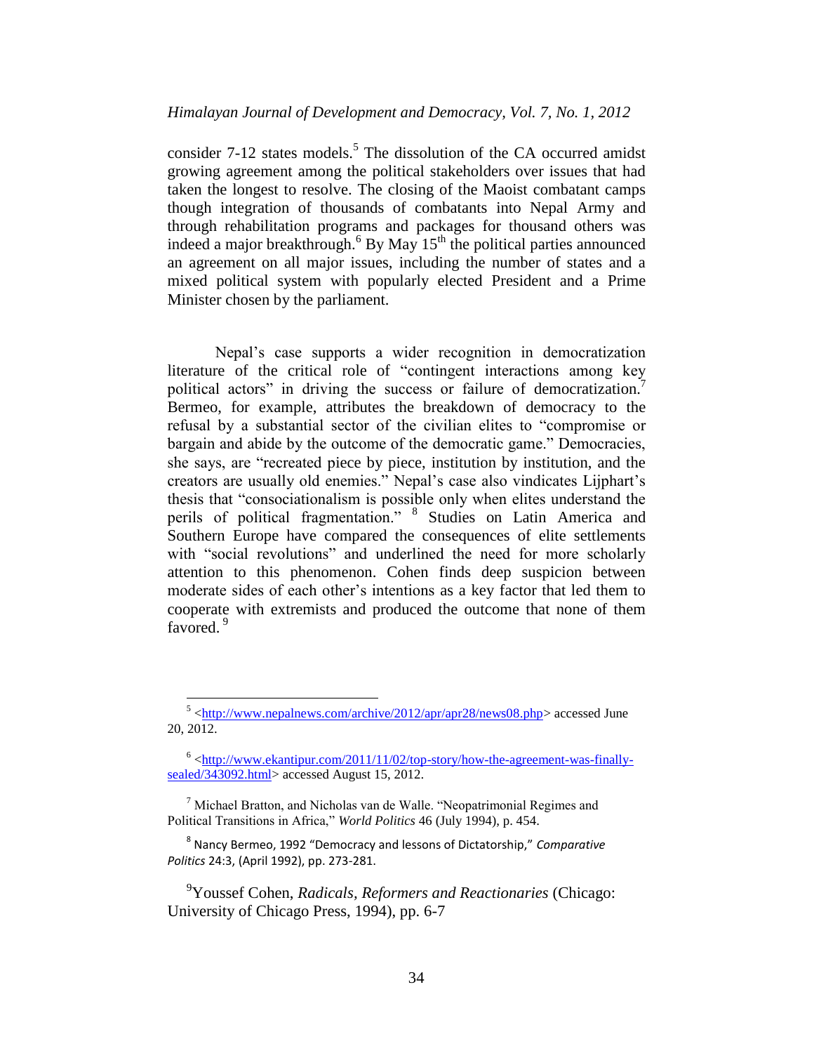consider 7-12 states models.[5] The dissolution of the CA occurred amidst growing agreement among the political stakeholders over issues that had taken the longest to resolve. The closing of the Maoist combatant camps though integration of thousands of combatants into Nepal Army and through rehabilitation programs and packages for thousand others was indeed a major breakthrough.[6] By May 15th the political parties announced an agreement on all major issues, including the number of states and a mixed political system with popularly elected President and a Prime Minister chosen by the parliament.

Nepal's case supports a wider recognition in democratization literature of the critical role of "contingent interactions among key political actors" in driving the success or failure of democratization.[7] Bermeo, for example, attributes the breakdown of democracy to the refusal by a substantial sector of the civilian elites to "compromise or bargain and abide by the outcome of the democratic game." Democracies, she says, are "recreated piece by piece, institution by institution, and the creators are usually old enemies." Nepal's case also vindicates Lijphart's thesis that "consociationalism is possible only when elites understand the perils of political fragmentation." [8] Studies on Latin America and Southern Europe have compared the consequences of elite settlements with "social revolutions" and underlined the need for more scholarly attention to this phenomenon. Cohen finds deep suspicion between moderate sides of each other's intentions as a key factor that led them to cooperate with extremists and produced the outcome that none of them favored. [9]

---

[5] <http://www.nepalnews.com/archive/2012/apr/apr28/news08.php> accessed June 20, 2012.

[6] <http://www.ekantipur.com/2011/11/02/top-story/how-the-agreement-was-finally-sealed/343092.html> accessed August 15, 2012.

[7] Michael Bratton, and Nicholas van de Walle. "Neopatrimonial Regimes and Political Transitions in Africa," *World Politics* 46 (July 1994), p. 454.

[8] Nancy Bermeo, 1992 "Democracy and lessons of Dictatorship," *Comparative Politics* 24:3, (April 1992), pp. 273-281.

[9] Youssef Cohen, *Radicals, Reformers and Reactionaries* (Chicago: University of Chicago Press, 1994), pp. 6-7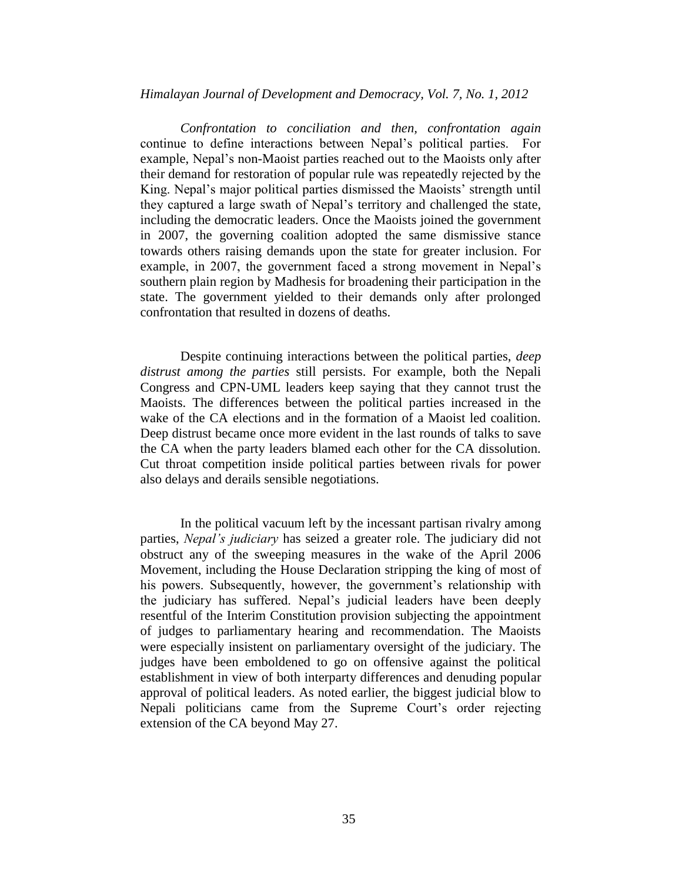*Confrontation to conciliation and then, confrontation again* continue to define interactions between Nepal's political parties. For example, Nepal's non-Maoist parties reached out to the Maoists only after their demand for restoration of popular rule was repeatedly rejected by the King. Nepal's major political parties dismissed the Maoists' strength until they captured a large swath of Nepal's territory and challenged the state, including the democratic leaders. Once the Maoists joined the government in 2007, the governing coalition adopted the same dismissive stance towards others raising demands upon the state for greater inclusion. For example, in 2007, the government faced a strong movement in Nepal's southern plain region by Madhesis for broadening their participation in the state. The government yielded to their demands only after prolonged confrontation that resulted in dozens of deaths.

Despite continuing interactions between the political parties, *deep distrust among the parties* still persists. For example, both the Nepali Congress and CPN-UML leaders keep saying that they cannot trust the Maoists. The differences between the political parties increased in the wake of the CA elections and in the formation of a Maoist led coalition. Deep distrust became once more evident in the last rounds of talks to save the CA when the party leaders blamed each other for the CA dissolution. Cut throat competition inside political parties between rivals for power also delays and derails sensible negotiations.

In the political vacuum left by the incessant partisan rivalry among parties, *Nepal's judiciary* has seized a greater role. The judiciary did not obstruct any of the sweeping measures in the wake of the April 2006 Movement, including the House Declaration stripping the king of most of his powers. Subsequently, however, the government's relationship with the judiciary has suffered. Nepal's judicial leaders have been deeply resentful of the Interim Constitution provision subjecting the appointment of judges to parliamentary hearing and recommendation. The Maoists were especially insistent on parliamentary oversight of the judiciary. The judges have been emboldened to go on offensive against the political establishment in view of both interparty differences and denuding popular approval of political leaders. As noted earlier, the biggest judicial blow to Nepali politicians came from the Supreme Court's order rejecting extension of the CA beyond May 27.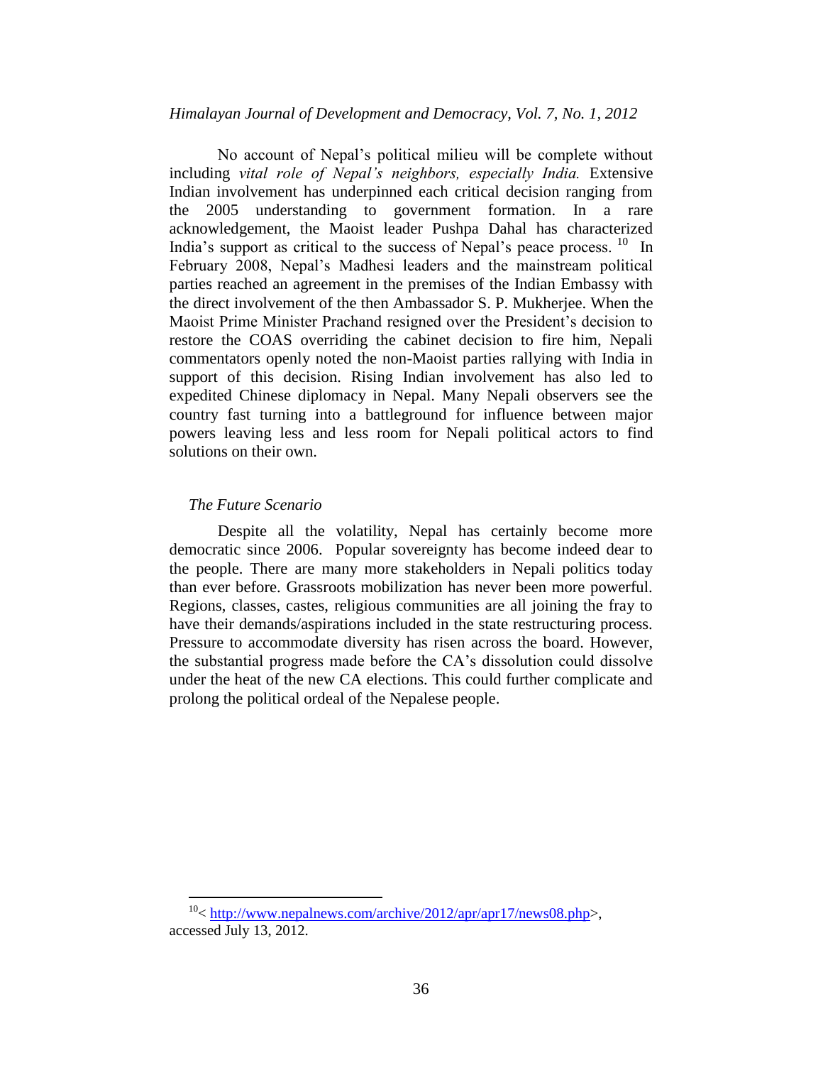No account of Nepal's political milieu will be complete without including *vital role of Nepal's neighbors, especially India.* Extensive Indian involvement has underpinned each critical decision ranging from the 2005 understanding to government formation. In a rare acknowledgement, the Maoist leader Pushpa Dahal has characterized India's support as critical to the success of Nepal's peace process. [10] In February 2008, Nepal's Madhesi leaders and the mainstream political parties reached an agreement in the premises of the Indian Embassy with the direct involvement of the then Ambassador S. P. Mukherjee. When the Maoist Prime Minister Prachand resigned over the President's decision to restore the COAS overriding the cabinet decision to fire him, Nepali commentators openly noted the non-Maoist parties rallying with India in support of this decision. Rising Indian involvement has also led to expedited Chinese diplomacy in Nepal. Many Nepali observers see the country fast turning into a battleground for influence between major powers leaving less and less room for Nepali political actors to find solutions on their own.

### *The Future Scenario*

Despite all the volatility, Nepal has certainly become more democratic since 2006. Popular sovereignty has become indeed dear to the people. There are many more stakeholders in Nepali politics today than ever before. Grassroots mobilization has never been more powerful. Regions, classes, castes, religious communities are all joining the fray to have their demands/aspirations included in the state restructuring process. Pressure to accommodate diversity has risen across the board. However, the substantial progress made before the CA's dissolution could dissolve under the heat of the new CA elections. This could further complicate and prolong the political ordeal of the Nepalese people.

---

[10] < http://www.nepalnews.com/archive/2012/apr/apr17/news08.php>, accessed July 13, 2012.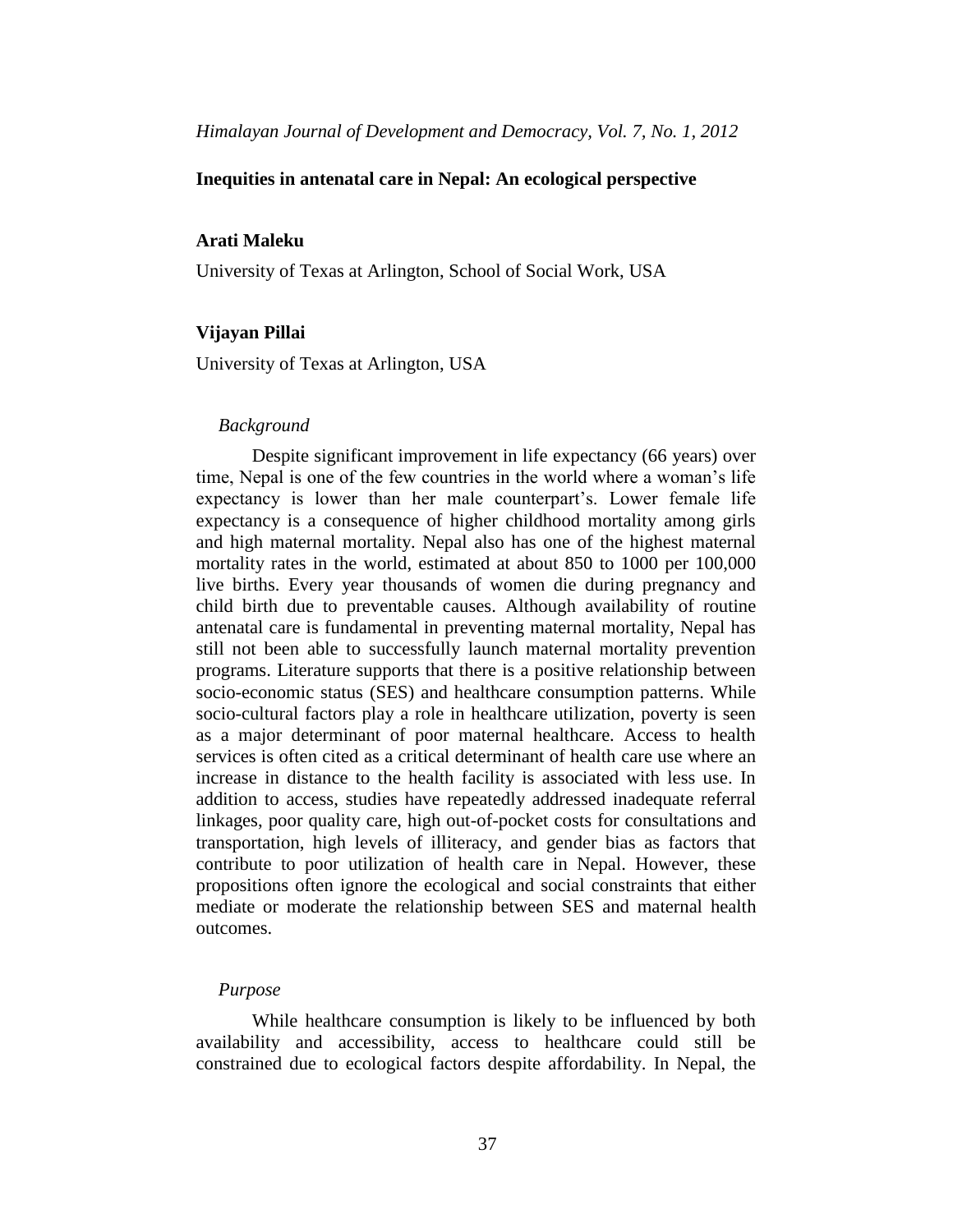# Inequities in antenatal care in Nepal: An ecological perspective

**Arati Maleku**

University of Texas at Arlington, School of Social Work, USA

**Vijayan Pillai**

University of Texas at Arlington, USA

*Background*

Despite significant improvement in life expectancy (66 years) over time, Nepal is one of the few countries in the world where a woman's life expectancy is lower than her male counterpart's. Lower female life expectancy is a consequence of higher childhood mortality among girls and high maternal mortality. Nepal also has one of the highest maternal mortality rates in the world, estimated at about 850 to 1000 per 100,000 live births. Every year thousands of women die during pregnancy and child birth due to preventable causes. Although availability of routine antenatal care is fundamental in preventing maternal mortality, Nepal has still not been able to successfully launch maternal mortality prevention programs. Literature supports that there is a positive relationship between socio-economic status (SES) and healthcare consumption patterns. While socio-cultural factors play a role in healthcare utilization, poverty is seen as a major determinant of poor maternal healthcare. Access to health services is often cited as a critical determinant of health care use where an increase in distance to the health facility is associated with less use. In addition to access, studies have repeatedly addressed inadequate referral linkages, poor quality care, high out-of-pocket costs for consultations and transportation, high levels of illiteracy, and gender bias as factors that contribute to poor utilization of health care in Nepal. However, these propositions often ignore the ecological and social constraints that either mediate or moderate the relationship between SES and maternal health outcomes.

*Purpose*

While healthcare consumption is likely to be influenced by both availability and accessibility, access to healthcare could still be constrained due to ecological factors despite affordability. In Nepal, the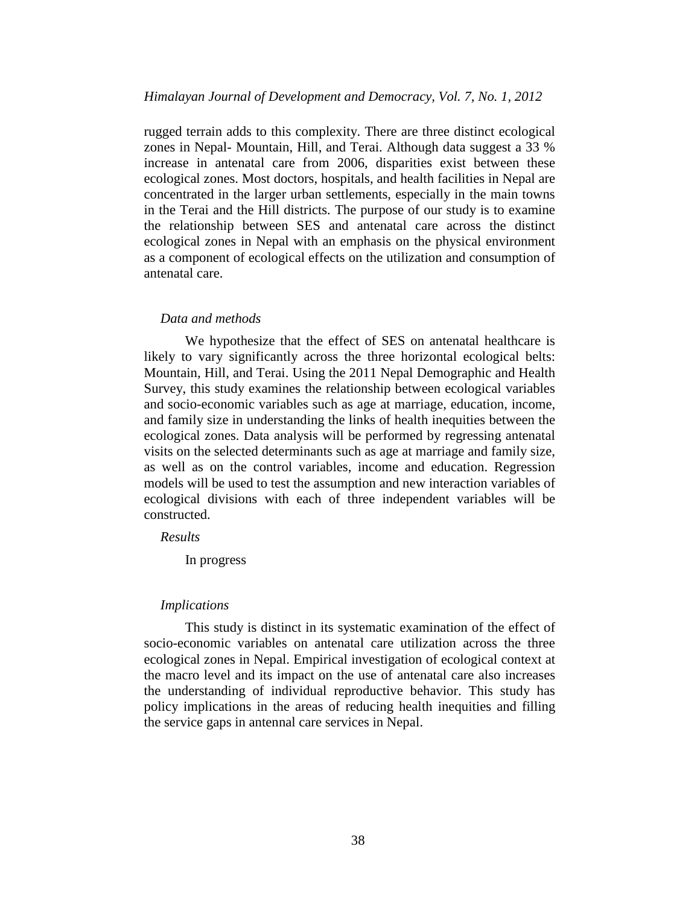rugged terrain adds to this complexity. There are three distinct ecological zones in Nepal- Mountain, Hill, and Terai. Although data suggest a 33 % increase in antenatal care from 2006, disparities exist between these ecological zones. Most doctors, hospitals, and health facilities in Nepal are concentrated in the larger urban settlements, especially in the main towns in the Terai and the Hill districts. The purpose of our study is to examine the relationship between SES and antenatal care across the distinct ecological zones in Nepal with an emphasis on the physical environment as a component of ecological effects on the utilization and consumption of antenatal care.

*Data and methods*

We hypothesize that the effect of SES on antenatal healthcare is likely to vary significantly across the three horizontal ecological belts: Mountain, Hill, and Terai. Using the 2011 Nepal Demographic and Health Survey, this study examines the relationship between ecological variables and socio-economic variables such as age at marriage, education, income, and family size in understanding the links of health inequities between the ecological zones. Data analysis will be performed by regressing antenatal visits on the selected determinants such as age at marriage and family size, as well as on the control variables, income and education. Regression models will be used to test the assumption and new interaction variables of ecological divisions with each of three independent variables will be constructed.

*Results*

In progress

*Implications*

This study is distinct in its systematic examination of the effect of socio-economic variables on antenatal care utilization across the three ecological zones in Nepal. Empirical investigation of ecological context at the macro level and its impact on the use of antenatal care also increases the understanding of individual reproductive behavior. This study has policy implications in the areas of reducing health inequities and filling the service gaps in antennal care services in Nepal.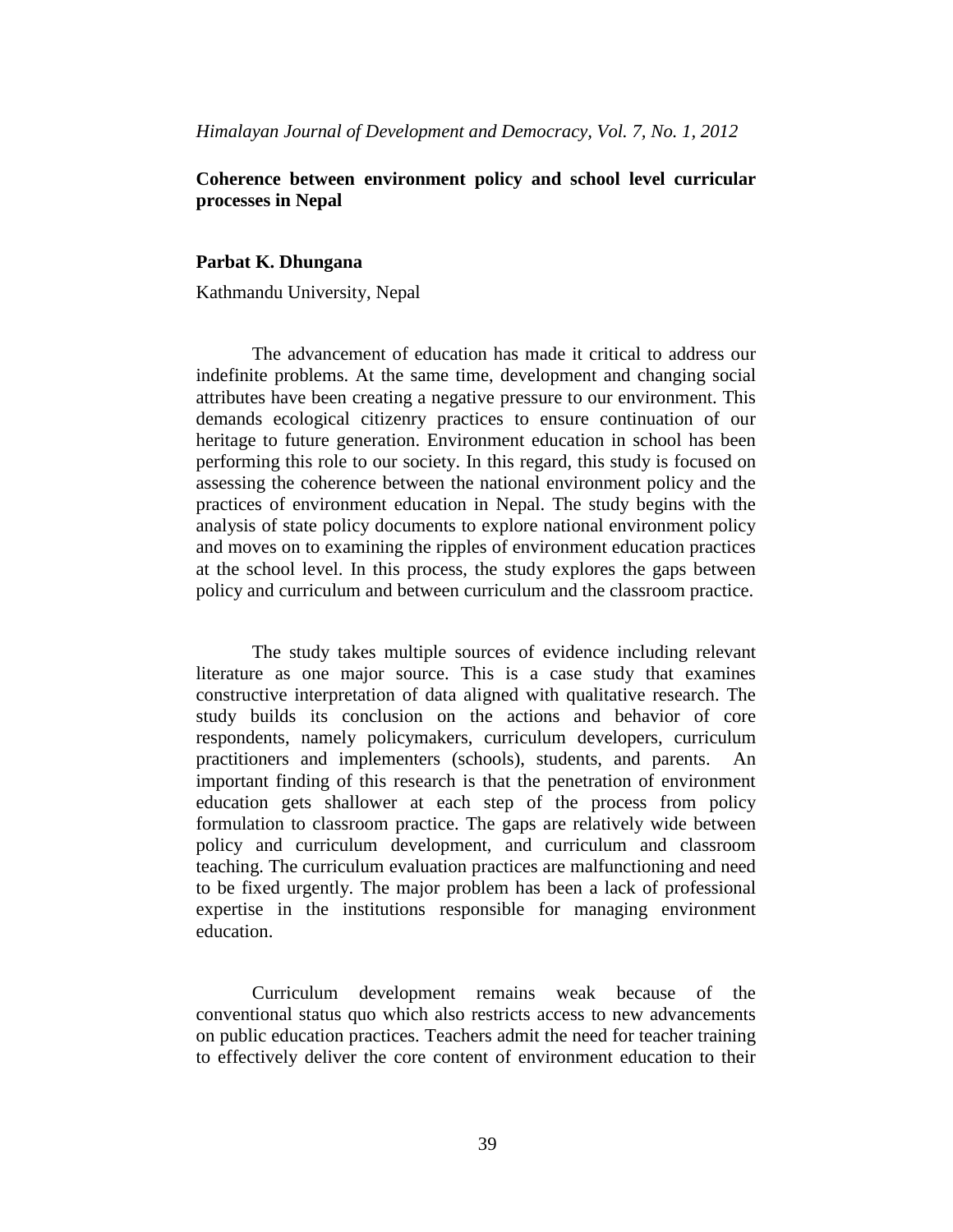*Himalayan Journal of Development and Democracy, Vol. 7, No. 1, 2012*

**Coherence between environment policy and school level curricular processes in Nepal**

**Parbat K. Dhungana**

Kathmandu University, Nepal

The advancement of education has made it critical to address our indefinite problems. At the same time, development and changing social attributes have been creating a negative pressure to our environment. This demands ecological citizenry practices to ensure continuation of our heritage to future generation. Environment education in school has been performing this role to our society. In this regard, this study is focused on assessing the coherence between the national environment policy and the practices of environment education in Nepal. The study begins with the analysis of state policy documents to explore national environment policy and moves on to examining the ripples of environment education practices at the school level. In this process, the study explores the gaps between policy and curriculum and between curriculum and the classroom practice.

The study takes multiple sources of evidence including relevant literature as one major source. This is a case study that examines constructive interpretation of data aligned with qualitative research. The study builds its conclusion on the actions and behavior of core respondents, namely policymakers, curriculum developers, curriculum practitioners and implementers (schools), students, and parents. An important finding of this research is that the penetration of environment education gets shallower at each step of the process from policy formulation to classroom practice. The gaps are relatively wide between policy and curriculum development, and curriculum and classroom teaching. The curriculum evaluation practices are malfunctioning and need to be fixed urgently. The major problem has been a lack of professional expertise in the institutions responsible for managing environment education.

Curriculum development remains weak because of the conventional status quo which also restricts access to new advancements on public education practices. Teachers admit the need for teacher training to effectively deliver the core content of environment education to their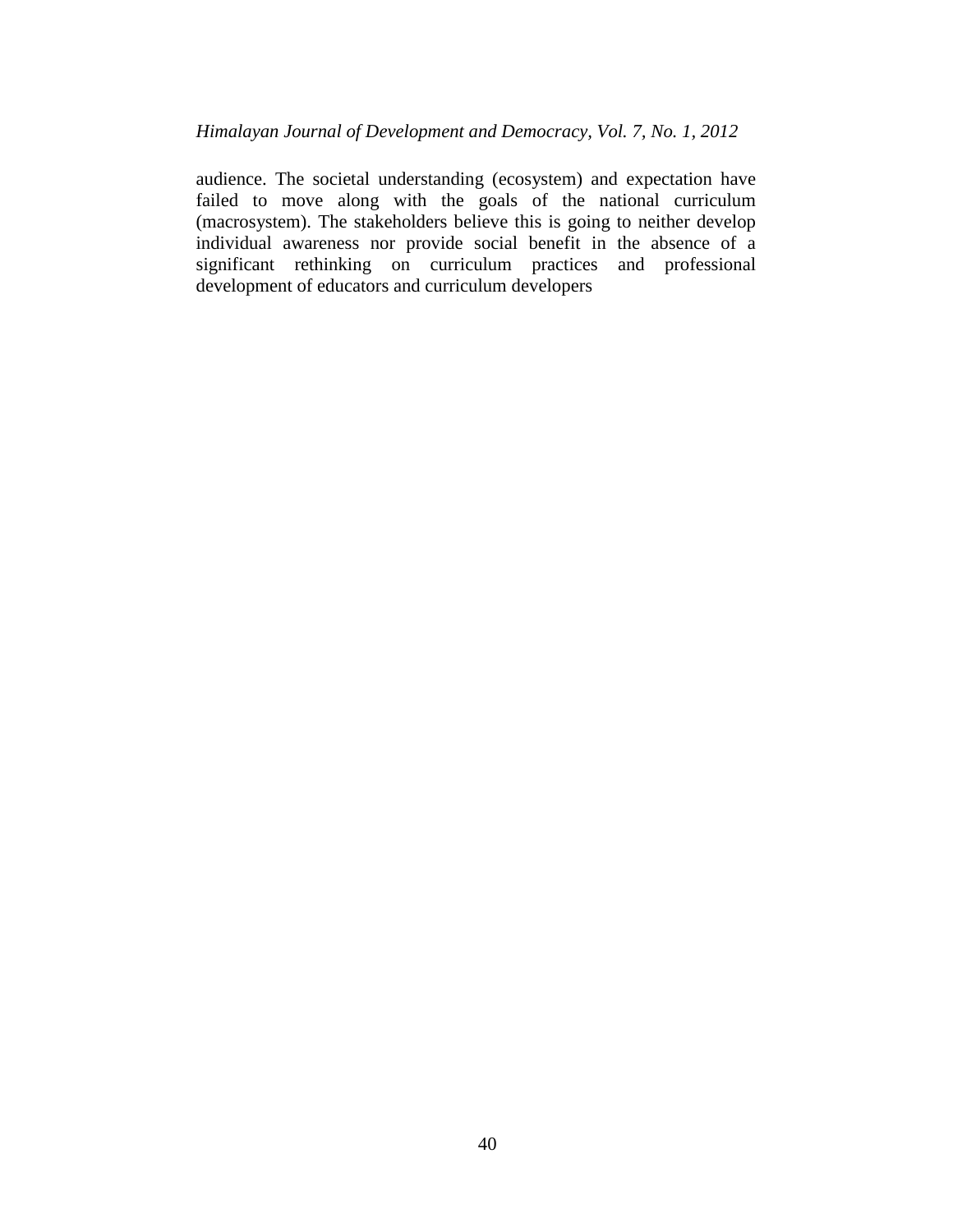audience. The societal understanding (ecosystem) and expectation have failed to move along with the goals of the national curriculum (macrosystem). The stakeholders believe this is going to neither develop individual awareness nor provide social benefit in the absence of a significant rethinking on curriculum practices and professional development of educators and curriculum developers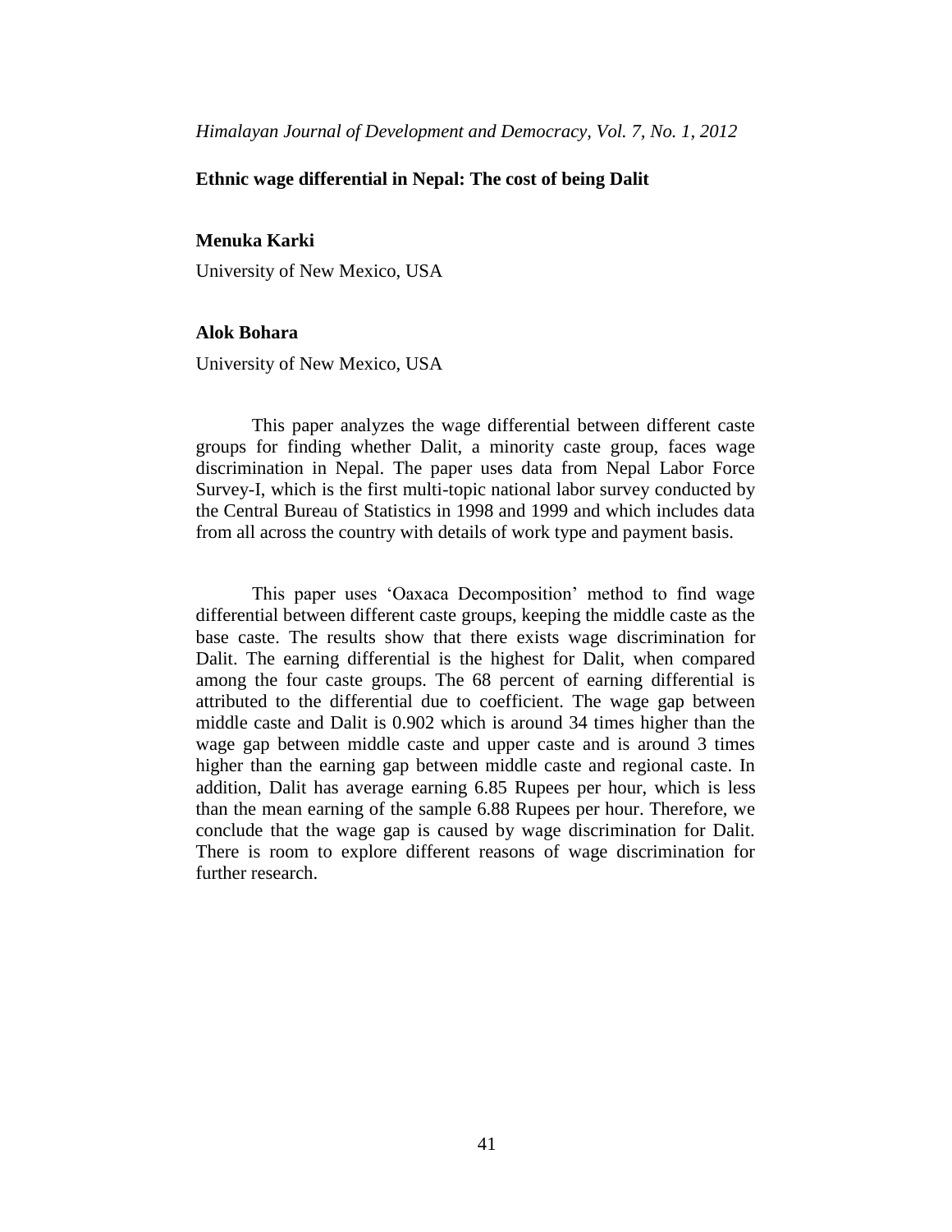# Ethnic wage differential in Nepal: The cost of being Dalit

**Menuka Karki**

University of New Mexico, USA

**Alok Bohara**

University of New Mexico, USA

This paper analyzes the wage differential between different caste groups for finding whether Dalit, a minority caste group, faces wage discrimination in Nepal. The paper uses data from Nepal Labor Force Survey-I, which is the first multi-topic national labor survey conducted by the Central Bureau of Statistics in 1998 and 1999 and which includes data from all across the country with details of work type and payment basis.

This paper uses 'Oaxaca Decomposition' method to find wage differential between different caste groups, keeping the middle caste as the base caste. The results show that there exists wage discrimination for Dalit. The earning differential is the highest for Dalit, when compared among the four caste groups. The 68 percent of earning differential is attributed to the differential due to coefficient. The wage gap between middle caste and Dalit is 0.902 which is around 34 times higher than the wage gap between middle caste and upper caste and is around 3 times higher than the earning gap between middle caste and regional caste. In addition, Dalit has average earning 6.85 Rupees per hour, which is less than the mean earning of the sample 6.88 Rupees per hour. Therefore, we conclude that the wage gap is caused by wage discrimination for Dalit. There is room to explore different reasons of wage discrimination for further research.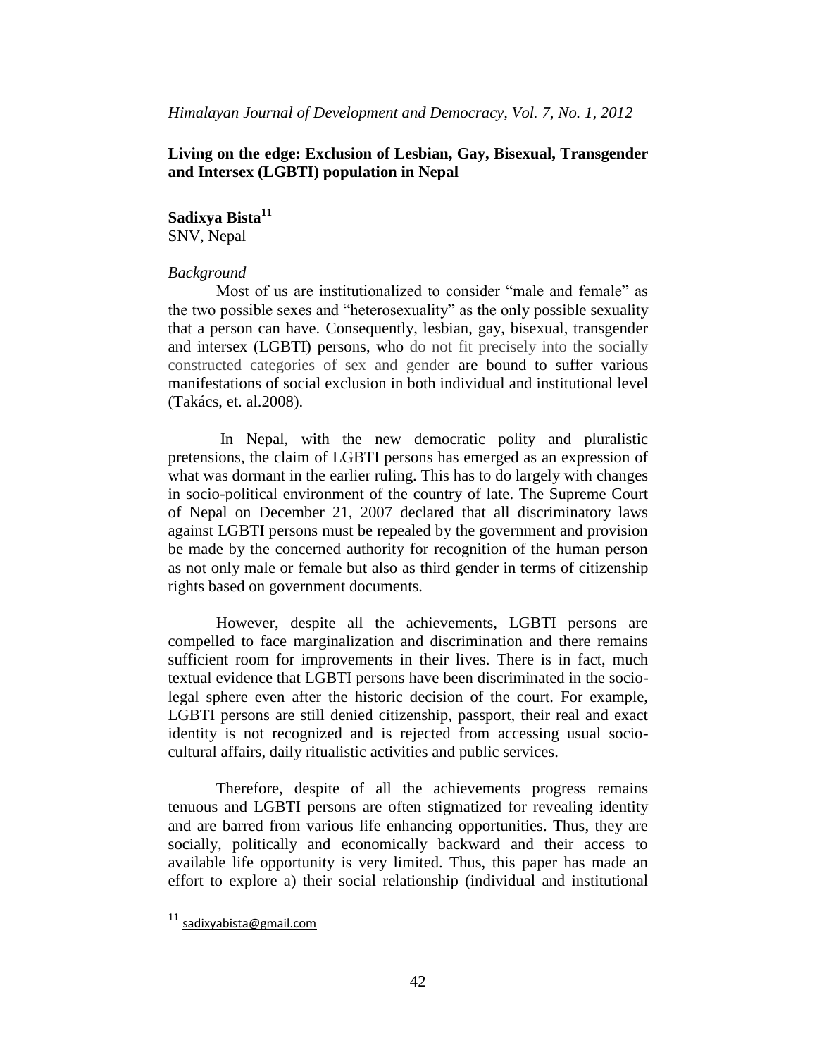**Living on the edge: Exclusion of Lesbian, Gay, Bisexual, Transgender and Intersex (LGBTI) population in Nepal**

**Sadixya Bista**[11]
SNV, Nepal

*Background*

Most of us are institutionalized to consider "male and female" as the two possible sexes and "heterosexuality" as the only possible sexuality that a person can have. Consequently, lesbian, gay, bisexual, transgender and intersex (LGBTI) persons, who do not fit precisely into the socially constructed categories of sex and gender are bound to suffer various manifestations of social exclusion in both individual and institutional level (Takács, et. al.2008).

In Nepal, with the new democratic polity and pluralistic pretensions, the claim of LGBTI persons has emerged as an expression of what was dormant in the earlier ruling. This has to do largely with changes in socio-political environment of the country of late. The Supreme Court of Nepal on December 21, 2007 declared that all discriminatory laws against LGBTI persons must be repealed by the government and provision be made by the concerned authority for recognition of the human person as not only male or female but also as third gender in terms of citizenship rights based on government documents.

However, despite all the achievements, LGBTI persons are compelled to face marginalization and discrimination and there remains sufficient room for improvements in their lives. There is in fact, much textual evidence that LGBTI persons have been discriminated in the socio-legal sphere even after the historic decision of the court. For example, LGBTI persons are still denied citizenship, passport, their real and exact identity is not recognized and is rejected from accessing usual socio-cultural affairs, daily ritualistic activities and public services.

Therefore, despite of all the achievements progress remains tenuous and LGBTI persons are often stigmatized for revealing identity and are barred from various life enhancing opportunities. Thus, they are socially, politically and economically backward and their access to available life opportunity is very limited. Thus, this paper has made an effort to explore a) their social relationship (individual and institutional

---

[11] sadixyabista@gmail.com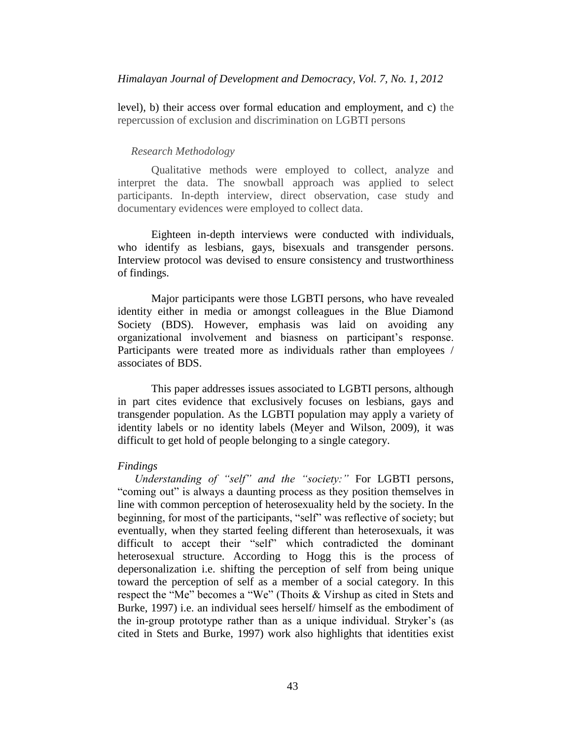level), b) their access over formal education and employment, and c) the repercussion of exclusion and discrimination on LGBTI persons

### *Research Methodology*

Qualitative methods were employed to collect, analyze and interpret the data. The snowball approach was applied to select participants. In-depth interview, direct observation, case study and documentary evidences were employed to collect data.

Eighteen in-depth interviews were conducted with individuals, who identify as lesbians, gays, bisexuals and transgender persons. Interview protocol was devised to ensure consistency and trustworthiness of findings.

Major participants were those LGBTI persons, who have revealed identity either in media or amongst colleagues in the Blue Diamond Society (BDS). However, emphasis was laid on avoiding any organizational involvement and biasness on participant's response. Participants were treated more as individuals rather than employees / associates of BDS.

This paper addresses issues associated to LGBTI persons, although in part cites evidence that exclusively focuses on lesbians, gays and transgender population. As the LGBTI population may apply a variety of identity labels or no identity labels (Meyer and Wilson, 2009), it was difficult to get hold of people belonging to a single category.

### *Findings*

*Understanding of "self" and the "society:"* For LGBTI persons, "coming out" is always a daunting process as they position themselves in line with common perception of heterosexuality held by the society. In the beginning, for most of the participants, "self" was reflective of society; but eventually, when they started feeling different than heterosexuals, it was difficult to accept their "self" which contradicted the dominant heterosexual structure. According to Hogg this is the process of depersonalization i.e. shifting the perception of self from being unique toward the perception of self as a member of a social category. In this respect the "Me" becomes a "We" (Thoits & Virshup as cited in Stets and Burke, 1997) i.e. an individual sees herself/ himself as the embodiment of the in-group prototype rather than as a unique individual. Stryker's (as cited in Stets and Burke, 1997) work also highlights that identities exist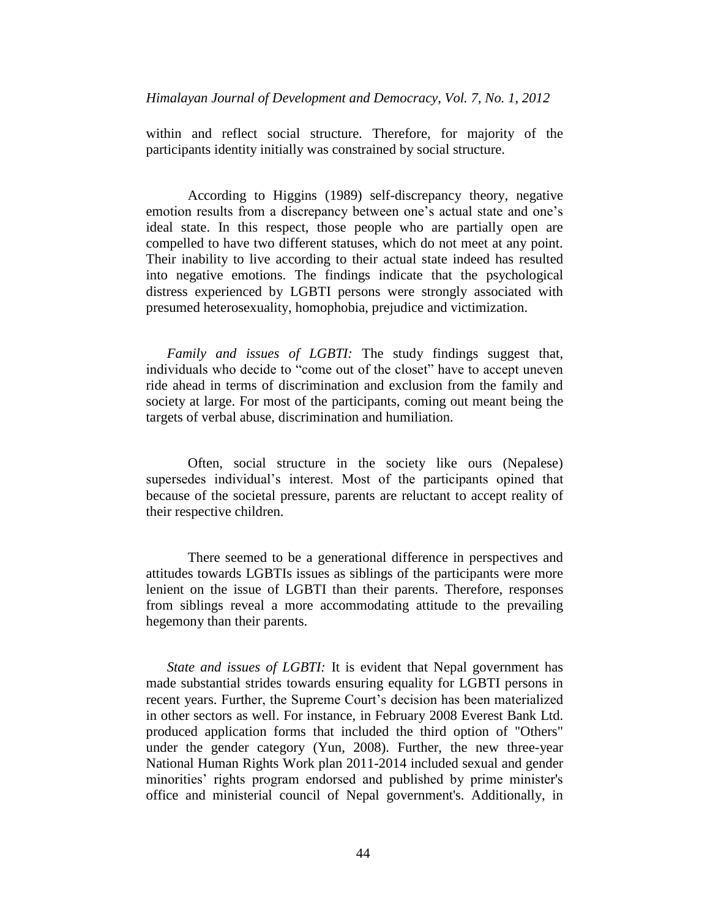within and reflect social structure. Therefore, for majority of the participants identity initially was constrained by social structure.

According to Higgins (1989) self-discrepancy theory, negative emotion results from a discrepancy between one's actual state and one's ideal state. In this respect, those people who are partially open are compelled to have two different statuses, which do not meet at any point. Their inability to live according to their actual state indeed has resulted into negative emotions. The findings indicate that the psychological distress experienced by LGBTI persons were strongly associated with presumed heterosexuality, homophobia, prejudice and victimization.

*Family and issues of LGBTI:* The study findings suggest that, individuals who decide to "come out of the closet" have to accept uneven ride ahead in terms of discrimination and exclusion from the family and society at large. For most of the participants, coming out meant being the targets of verbal abuse, discrimination and humiliation.

Often, social structure in the society like ours (Nepalese) supersedes individual's interest. Most of the participants opined that because of the societal pressure, parents are reluctant to accept reality of their respective children.

There seemed to be a generational difference in perspectives and attitudes towards LGBTIs issues as siblings of the participants were more lenient on the issue of LGBTI than their parents. Therefore, responses from siblings reveal a more accommodating attitude to the prevailing hegemony than their parents.

*State and issues of LGBTI:* It is evident that Nepal government has made substantial strides towards ensuring equality for LGBTI persons in recent years. Further, the Supreme Court's decision has been materialized in other sectors as well. For instance, in February 2008 Everest Bank Ltd. produced application forms that included the third option of "Others" under the gender category (Yun, 2008). Further, the new three-year National Human Rights Work plan 2011-2014 included sexual and gender minorities' rights program endorsed and published by prime minister's office and ministerial council of Nepal government's. Additionally, in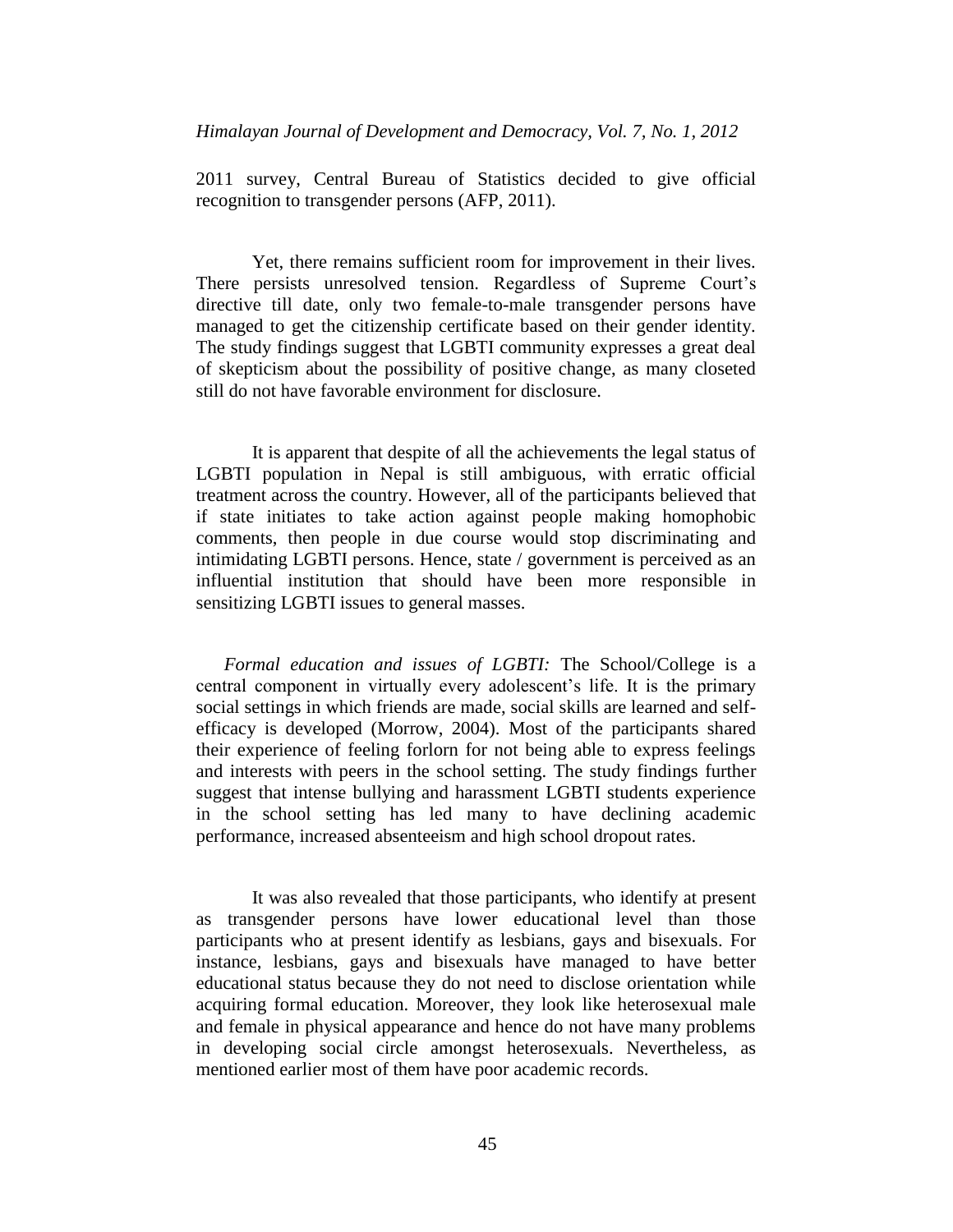2011 survey, Central Bureau of Statistics decided to give official recognition to transgender persons (AFP, 2011).

Yet, there remains sufficient room for improvement in their lives. There persists unresolved tension. Regardless of Supreme Court's directive till date, only two female-to-male transgender persons have managed to get the citizenship certificate based on their gender identity. The study findings suggest that LGBTI community expresses a great deal of skepticism about the possibility of positive change, as many closeted still do not have favorable environment for disclosure.

It is apparent that despite of all the achievements the legal status of LGBTI population in Nepal is still ambiguous, with erratic official treatment across the country. However, all of the participants believed that if state initiates to take action against people making homophobic comments, then people in due course would stop discriminating and intimidating LGBTI persons. Hence, state / government is perceived as an influential institution that should have been more responsible in sensitizing LGBTI issues to general masses.

*Formal education and issues of LGBTI:* The School/College is a central component in virtually every adolescent's life. It is the primary social settings in which friends are made, social skills are learned and self-efficacy is developed (Morrow, 2004). Most of the participants shared their experience of feeling forlorn for not being able to express feelings and interests with peers in the school setting. The study findings further suggest that intense bullying and harassment LGBTI students experience in the school setting has led many to have declining academic performance, increased absenteeism and high school dropout rates.

It was also revealed that those participants, who identify at present as transgender persons have lower educational level than those participants who at present identify as lesbians, gays and bisexuals. For instance, lesbians, gays and bisexuals have managed to have better educational status because they do not need to disclose orientation while acquiring formal education. Moreover, they look like heterosexual male and female in physical appearance and hence do not have many problems in developing social circle amongst heterosexuals. Nevertheless, as mentioned earlier most of them have poor academic records.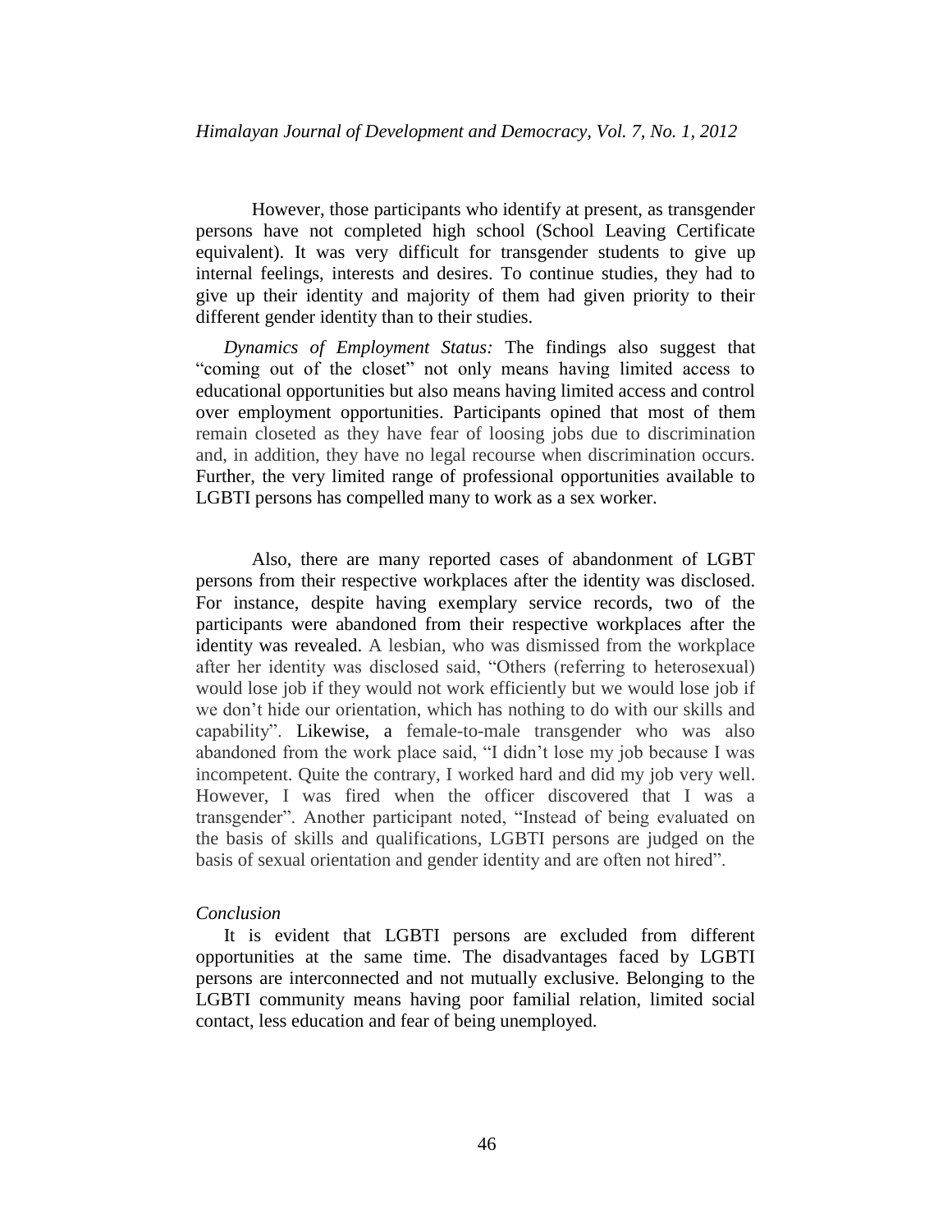However, those participants who identify at present, as transgender persons have not completed high school (School Leaving Certificate equivalent). It was very difficult for transgender students to give up internal feelings, interests and desires. To continue studies, they had to give up their identity and majority of them had given priority to their different gender identity than to their studies.

*Dynamics of Employment Status:* The findings also suggest that "coming out of the closet" not only means having limited access to educational opportunities but also means having limited access and control over employment opportunities. Participants opined that most of them remain closeted as they have fear of loosing jobs due to discrimination and, in addition, they have no legal recourse when discrimination occurs. Further, the very limited range of professional opportunities available to LGBTI persons has compelled many to work as a sex worker.

Also, there are many reported cases of abandonment of LGBT persons from their respective workplaces after the identity was disclosed. For instance, despite having exemplary service records, two of the participants were abandoned from their respective workplaces after the identity was revealed. A lesbian, who was dismissed from the workplace after her identity was disclosed said, "Others (referring to heterosexual) would lose job if they would not work efficiently but we would lose job if we don't hide our orientation, which has nothing to do with our skills and capability". Likewise, a female-to-male transgender who was also abandoned from the work place said, "I didn't lose my job because I was incompetent. Quite the contrary, I worked hard and did my job very well. However, I was fired when the officer discovered that I was a transgender". Another participant noted, "Instead of being evaluated on the basis of skills and qualifications, LGBTI persons are judged on the basis of sexual orientation and gender identity and are often not hired".

*Conclusion*

It is evident that LGBTI persons are excluded from different opportunities at the same time. The disadvantages faced by LGBTI persons are interconnected and not mutually exclusive. Belonging to the LGBTI community means having poor familial relation, limited social contact, less education and fear of being unemployed.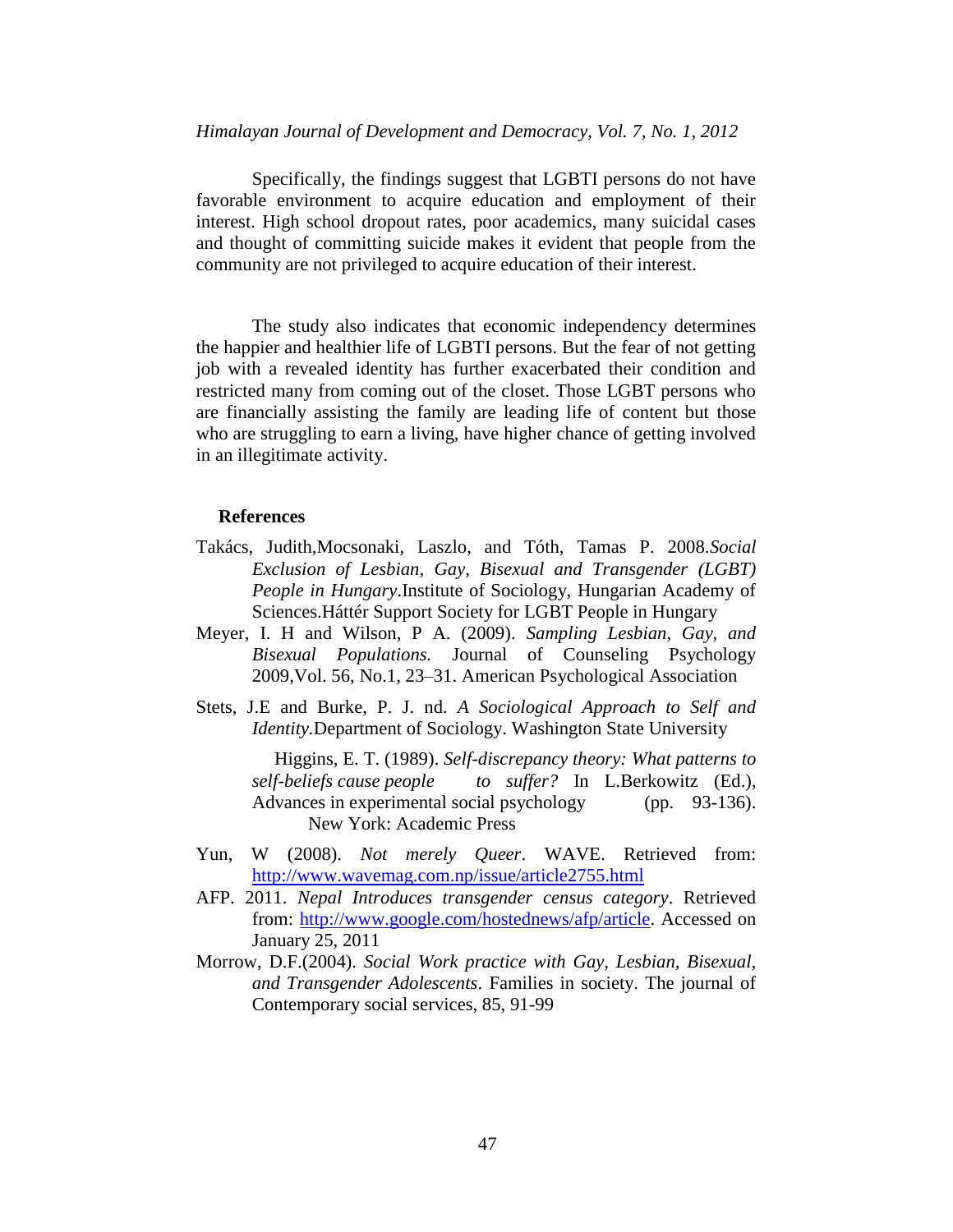Specifically, the findings suggest that LGBTI persons do not have favorable environment to acquire education and employment of their interest. High school dropout rates, poor academics, many suicidal cases and thought of committing suicide makes it evident that people from the community are not privileged to acquire education of their interest.

The study also indicates that economic independency determines the happier and healthier life of LGBTI persons. But the fear of not getting job with a revealed identity has further exacerbated their condition and restricted many from coming out of the closet. Those LGBT persons who are financially assisting the family are leading life of content but those who are struggling to earn a living, have higher chance of getting involved in an illegitimate activity.

**References**

Takács, Judith,Mocsonaki, Laszlo, and Tóth, Tamas P. 2008.*Social Exclusion of Lesbian, Gay, Bisexual and Transgender (LGBT) People in Hungary*.Institute of Sociology, Hungarian Academy of Sciences.Háttér Support Society for LGBT People in Hungary

Meyer, I. H and Wilson, P A. (2009). *Sampling Lesbian, Gay, and Bisexual Populations.* Journal of Counseling Psychology 2009,Vol. 56, No.1, 23–31. American Psychological Association

Stets, J.E and Burke, P. J. nd. *A Sociological Approach to Self and Identity.*Department of Sociology. Washington State University

Higgins, E. T. (1989). *Self-discrepancy theory: What patterns to self-beliefs cause people to suffer?* In L.Berkowitz (Ed.), Advances in experimental social psychology (pp. 93-136). New York: Academic Press

Yun, W (2008). *Not merely Queer*. WAVE. Retrieved from: http://www.wavemag.com.np/issue/article2755.html

AFP. 2011. *Nepal Introduces transgender census category*. Retrieved from: http://www.google.com/hostednews/afp/article. Accessed on January 25, 2011

Morrow, D.F.(2004). *Social Work practice with Gay, Lesbian, Bisexual, and Transgender Adolescents*. Families in society. The journal of Contemporary social services, 85, 91-99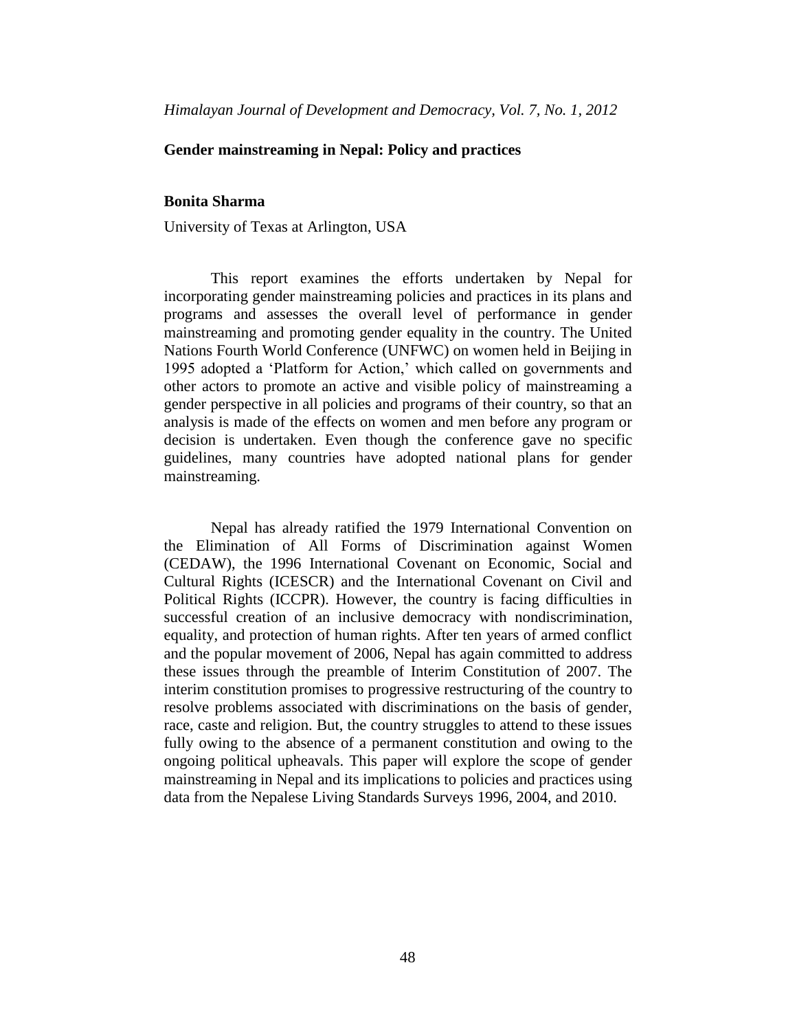*Himalayan Journal of Development and Democracy, Vol. 7, No. 1, 2012*

## Gender mainstreaming in Nepal: Policy and practices

**Bonita Sharma**

University of Texas at Arlington, USA

This report examines the efforts undertaken by Nepal for incorporating gender mainstreaming policies and practices in its plans and programs and assesses the overall level of performance in gender mainstreaming and promoting gender equality in the country. The United Nations Fourth World Conference (UNFWC) on women held in Beijing in 1995 adopted a 'Platform for Action,' which called on governments and other actors to promote an active and visible policy of mainstreaming a gender perspective in all policies and programs of their country, so that an analysis is made of the effects on women and men before any program or decision is undertaken. Even though the conference gave no specific guidelines, many countries have adopted national plans for gender mainstreaming.

Nepal has already ratified the 1979 International Convention on the Elimination of All Forms of Discrimination against Women (CEDAW), the 1996 International Covenant on Economic, Social and Cultural Rights (ICESCR) and the International Covenant on Civil and Political Rights (ICCPR). However, the country is facing difficulties in successful creation of an inclusive democracy with nondiscrimination, equality, and protection of human rights. After ten years of armed conflict and the popular movement of 2006, Nepal has again committed to address these issues through the preamble of Interim Constitution of 2007. The interim constitution promises to progressive restructuring of the country to resolve problems associated with discriminations on the basis of gender, race, caste and religion. But, the country struggles to attend to these issues fully owing to the absence of a permanent constitution and owing to the ongoing political upheavals. This paper will explore the scope of gender mainstreaming in Nepal and its implications to policies and practices using data from the Nepalese Living Standards Surveys 1996, 2004, and 2010.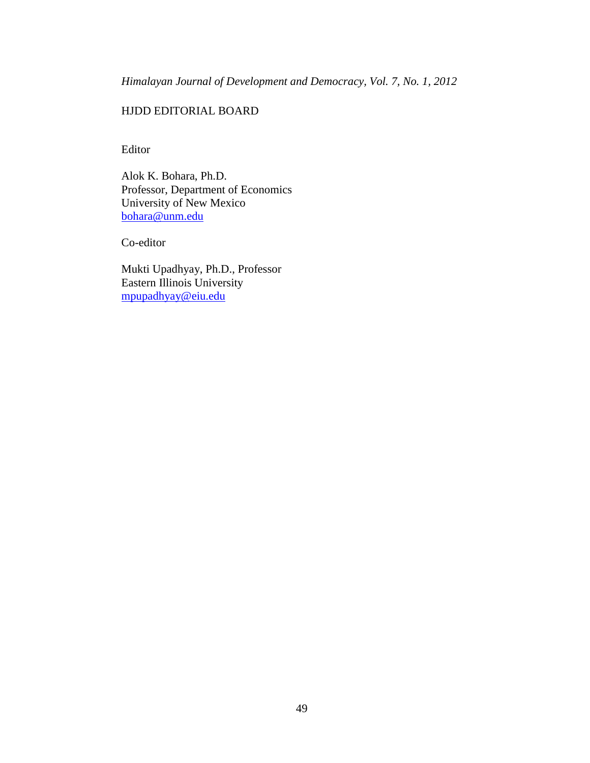## HJDD EDITORIAL BOARD

Editor

Alok K. Bohara, Ph.D.
Professor, Department of Economics
University of New Mexico
bohara@unm.edu

Co-editor

Mukti Upadhyay, Ph.D., Professor
Eastern Illinois University
mpupadhyay@eiu.edu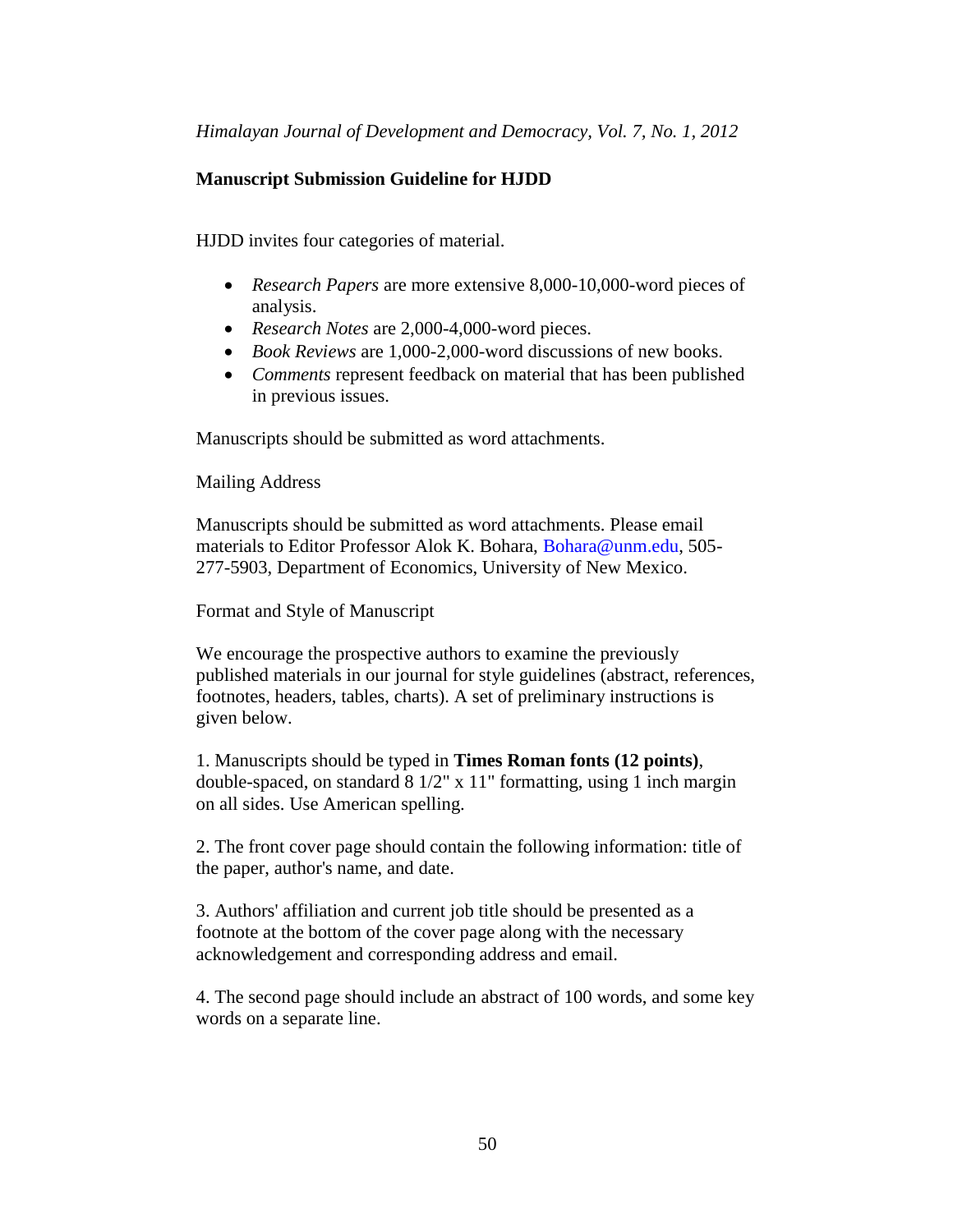## Manuscript Submission Guideline for HJDD

HJDD invites four categories of material.

- *Research Papers* are more extensive 8,000-10,000-word pieces of analysis.
- *Research Notes* are 2,000-4,000-word pieces.
- *Book Reviews* are 1,000-2,000-word discussions of new books.
- *Comments* represent feedback on material that has been published in previous issues.

Manuscripts should be submitted as word attachments.

Mailing Address

Manuscripts should be submitted as word attachments. Please email materials to Editor Professor Alok K. Bohara, Bohara@unm.edu, 505-277-5903, Department of Economics, University of New Mexico.

Format and Style of Manuscript

We encourage the prospective authors to examine the previously published materials in our journal for style guidelines (abstract, references, footnotes, headers, tables, charts). A set of preliminary instructions is given below.

1. Manuscripts should be typed in **Times Roman fonts (12 points)**, double-spaced, on standard 8 1/2" x 11" formatting, using 1 inch margin on all sides. Use American spelling.

2. The front cover page should contain the following information: title of the paper, author's name, and date.

3. Authors' affiliation and current job title should be presented as a footnote at the bottom of the cover page along with the necessary acknowledgement and corresponding address and email.

4. The second page should include an abstract of 100 words, and some key words on a separate line.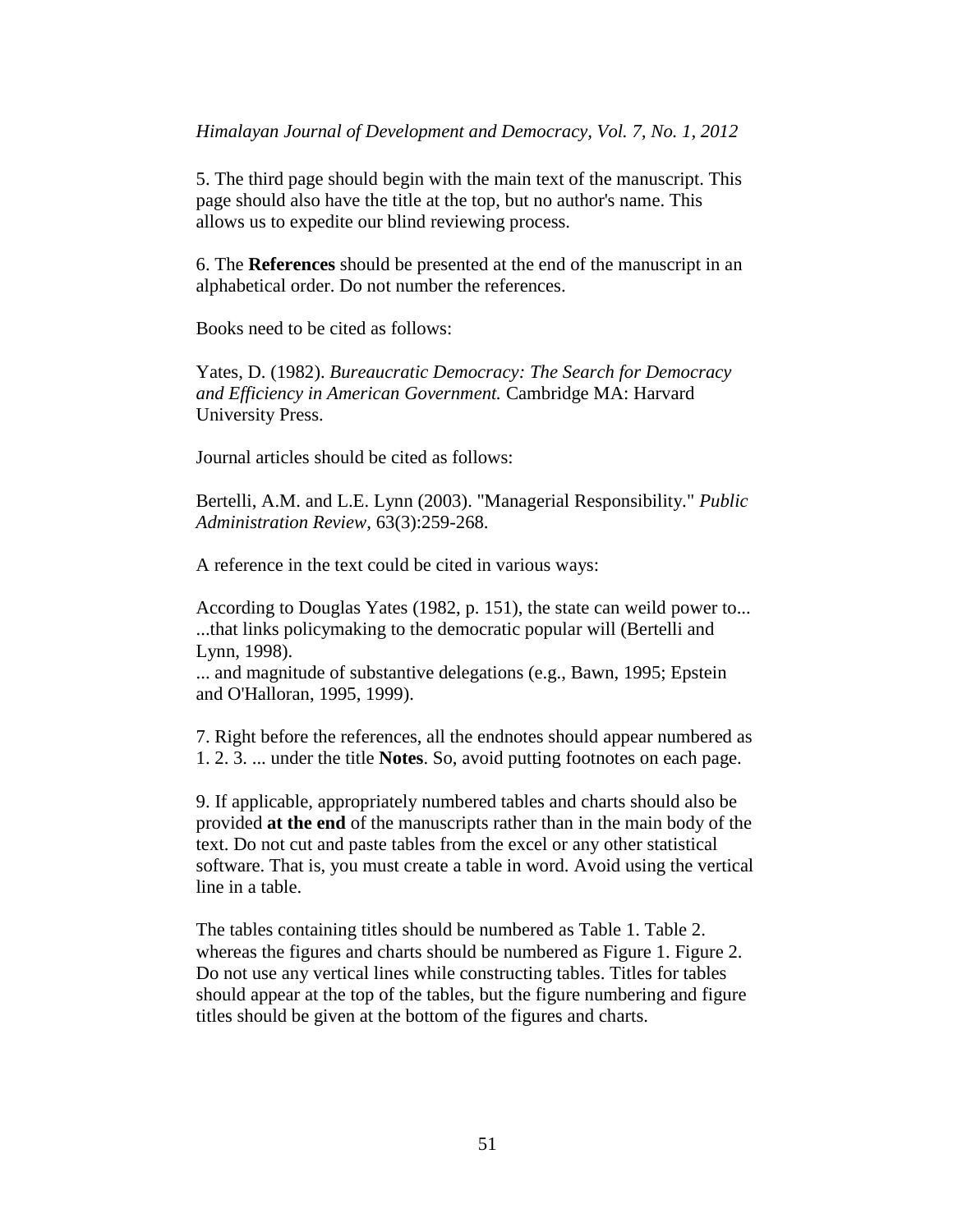5. The third page should begin with the main text of the manuscript. This page should also have the title at the top, but no author's name. This allows us to expedite our blind reviewing process.

6. The **References** should be presented at the end of the manuscript in an alphabetical order. Do not number the references.

Books need to be cited as follows:

Yates, D. (1982). *Bureaucratic Democracy: The Search for Democracy and Efficiency in American Government.* Cambridge MA: Harvard University Press.

Journal articles should be cited as follows:

Bertelli, A.M. and L.E. Lynn (2003). "Managerial Responsibility." *Public Administration Review*, 63(3):259-268.

A reference in the text could be cited in various ways:

According to Douglas Yates (1982, p. 151), the state can weild power to...
...that links policymaking to the democratic popular will (Bertelli and Lynn, 1998).
... and magnitude of substantive delegations (e.g., Bawn, 1995; Epstein and O'Halloran, 1995, 1999).

7. Right before the references, all the endnotes should appear numbered as 1. 2. 3. ... under the title **Notes**. So, avoid putting footnotes on each page.

9. If applicable, appropriately numbered tables and charts should also be provided **at the end** of the manuscripts rather than in the main body of the text. Do not cut and paste tables from the excel or any other statistical software. That is, you must create a table in word. Avoid using the vertical line in a table.

The tables containing titles should be numbered as Table 1. Table 2. whereas the figures and charts should be numbered as Figure 1. Figure 2. Do not use any vertical lines while constructing tables. Titles for tables should appear at the top of the tables, but the figure numbering and figure titles should be given at the bottom of the figures and charts.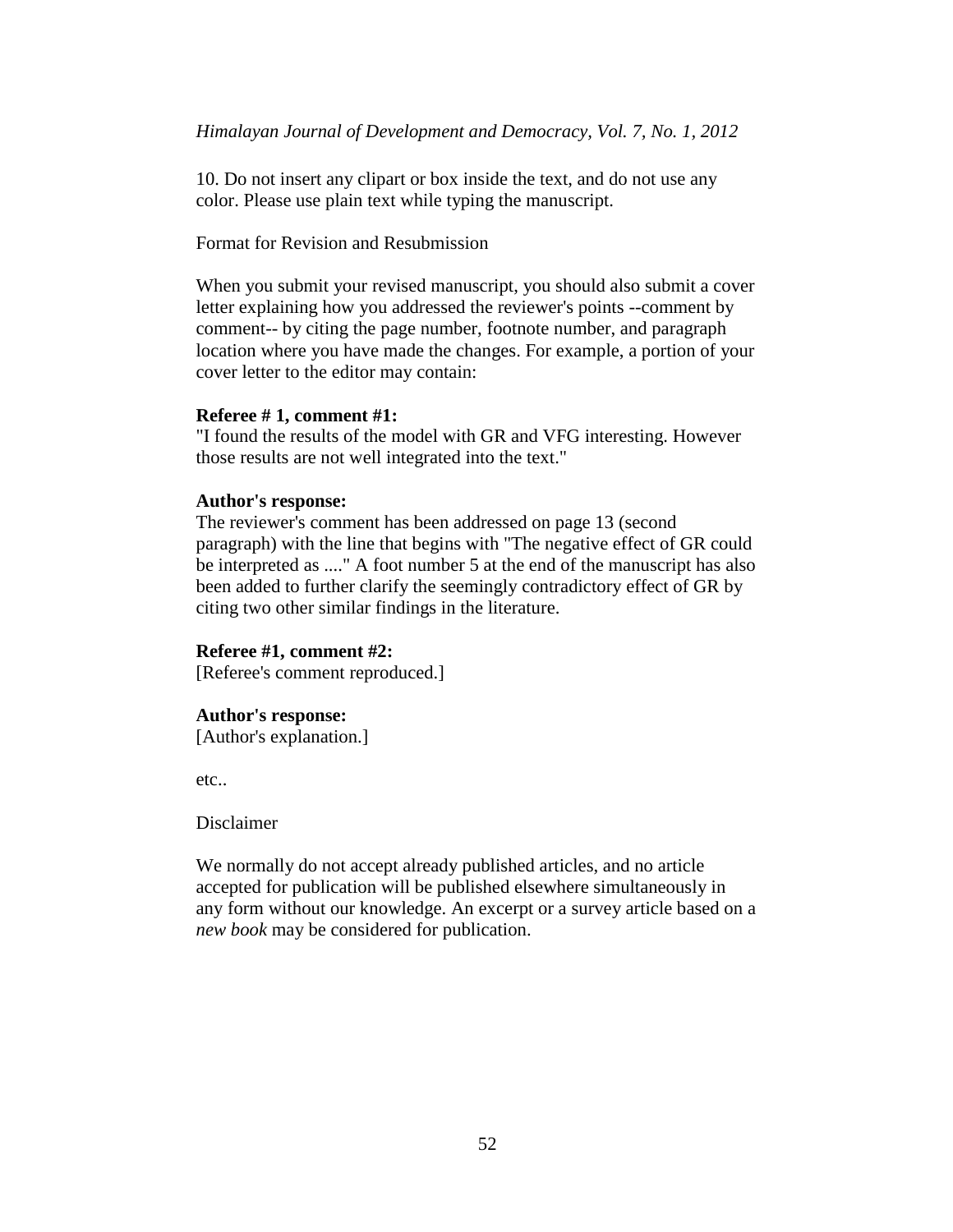10. Do not insert any clipart or box inside the text, and do not use any color. Please use plain text while typing the manuscript.

## Format for Revision and Resubmission

When you submit your revised manuscript, you should also submit a cover letter explaining how you addressed the reviewer's points --comment by comment-- by citing the page number, footnote number, and paragraph location where you have made the changes. For example, a portion of your cover letter to the editor may contain:

**Referee # 1, comment #1:**
"I found the results of the model with GR and VFG interesting. However those results are not well integrated into the text."

**Author's response:**
The reviewer's comment has been addressed on page 13 (second paragraph) with the line that begins with "The negative effect of GR could be interpreted as ...." A foot number 5 at the end of the manuscript has also been added to further clarify the seemingly contradictory effect of GR by citing two other similar findings in the literature.

**Referee #1, comment #2:**
[Referee's comment reproduced.]

**Author's response:**
[Author's explanation.]

etc..

## Disclaimer

We normally do not accept already published articles, and no article accepted for publication will be published elsewhere simultaneously in any form without our knowledge. An excerpt or a survey article based on a *new book* may be considered for publication.